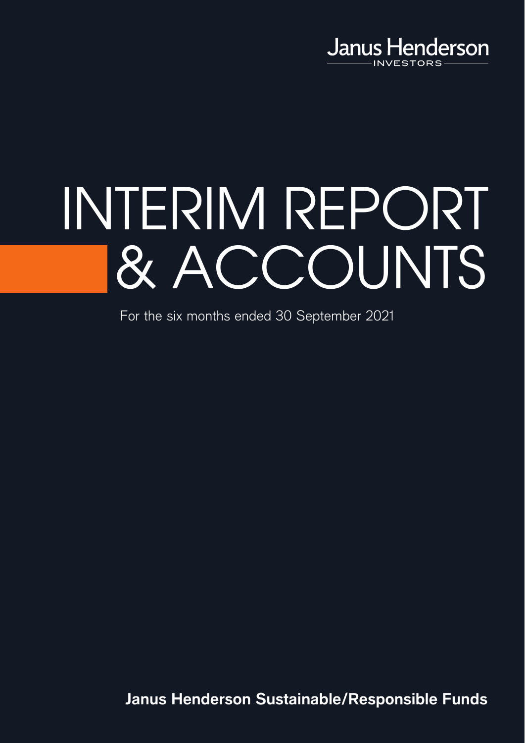Janus Henderson

INVESTORS

# INTERIM REPORT & ACCOUNTS

For the six months ended 30 September 2021

**Janus Henderson Sustainable/Responsible Funds**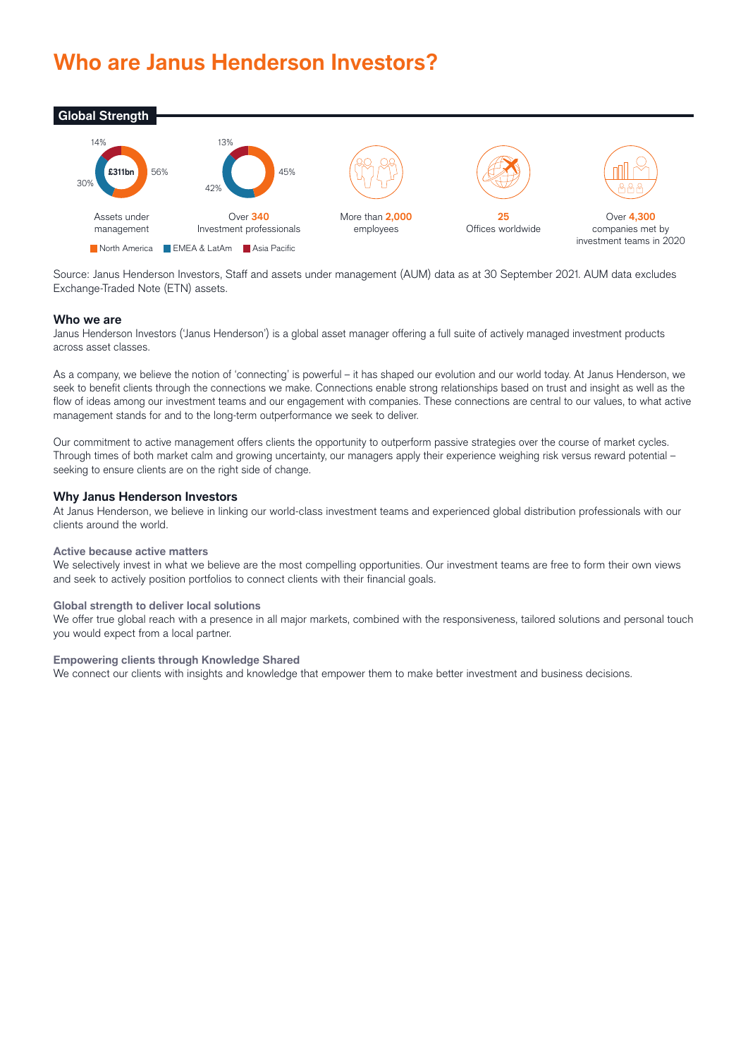# Who are Janus Henderson Investors?

## Global Strength

14%
£311bn
56%
30%

Assets under management

13%
45%
42%

Over **340** Investment professionals

North America | EMEA & LatAm | Asia Pacific

More than **2,000** employees

**25** Offices worldwide

Over **4,300** companies met by investment teams in 2020

Source: Janus Henderson Investors, Staff and assets under management (AUM) data as at 30 September 2021. AUM data excludes Exchange-Traded Note (ETN) assets.

### Who we are

Janus Henderson Investors ('Janus Henderson') is a global asset manager offering a full suite of actively managed investment products across asset classes.

As a company, we believe the notion of 'connecting' is powerful – it has shaped our evolution and our world today. At Janus Henderson, we seek to benefit clients through the connections we make. Connections enable strong relationships based on trust and insight as well as the flow of ideas among our investment teams and our engagement with companies. These connections are central to our values, to what active management stands for and to the long-term outperformance we seek to deliver.

Our commitment to active management offers clients the opportunity to outperform passive strategies over the course of market cycles. Through times of both market calm and growing uncertainty, our managers apply their experience weighing risk versus reward potential – seeking to ensure clients are on the right side of change.

### Why Janus Henderson Investors

At Janus Henderson, we believe in linking our world-class investment teams and experienced global distribution professionals with our clients around the world.

#### Active because active matters

We selectively invest in what we believe are the most compelling opportunities. Our investment teams are free to form their own views and seek to actively position portfolios to connect clients with their financial goals.

#### Global strength to deliver local solutions

We offer true global reach with a presence in all major markets, combined with the responsiveness, tailored solutions and personal touch you would expect from a local partner.

#### Empowering clients through Knowledge Shared

We connect our clients with insights and knowledge that empower them to make better investment and business decisions.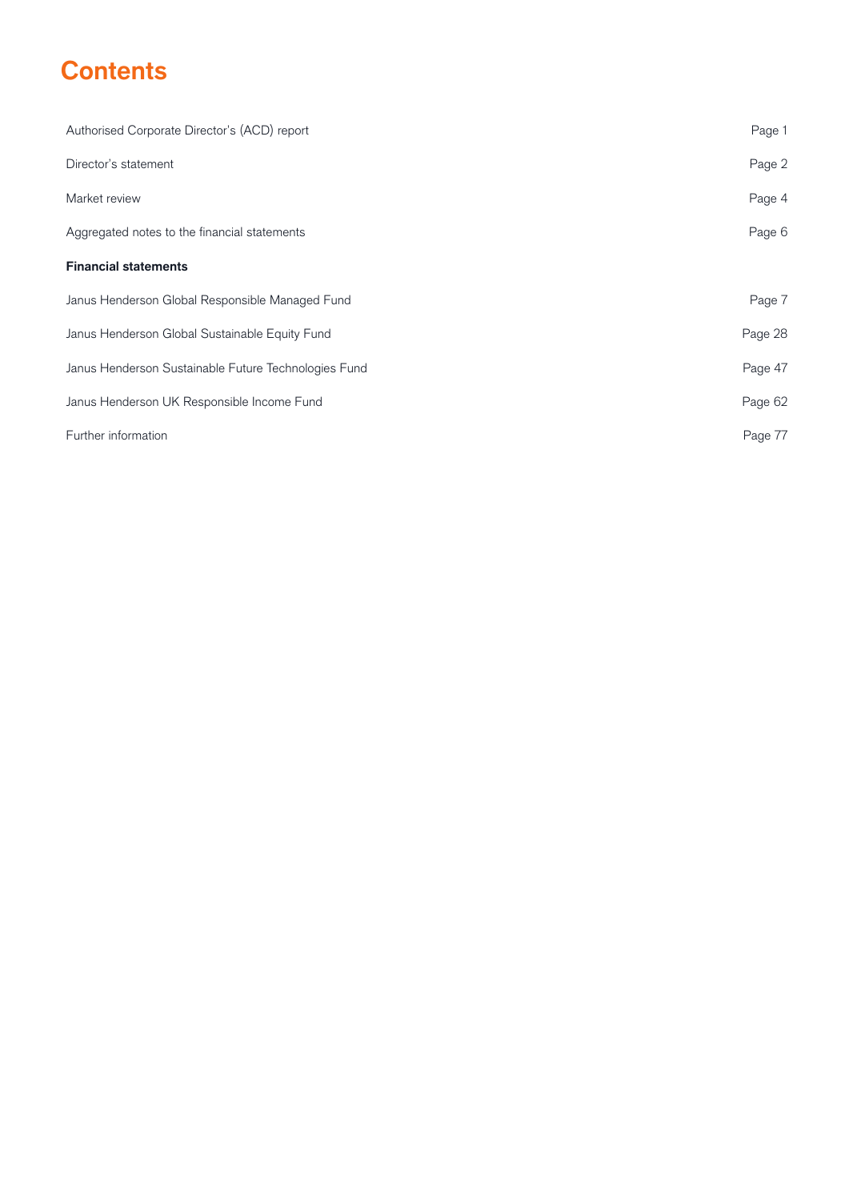# Contents

| | |
|---|---|
| Authorised Corporate Director's (ACD) report | Page 1 |
| Director's statement | Page 2 |
| Market review | Page 4 |
| Aggregated notes to the financial statements | Page 6 |
| **Financial statements** | |
| Janus Henderson Global Responsible Managed Fund | Page 7 |
| Janus Henderson Global Sustainable Equity Fund | Page 28 |
| Janus Henderson Sustainable Future Technologies Fund | Page 47 |
| Janus Henderson UK Responsible Income Fund | Page 62 |
| Further information | Page 77 |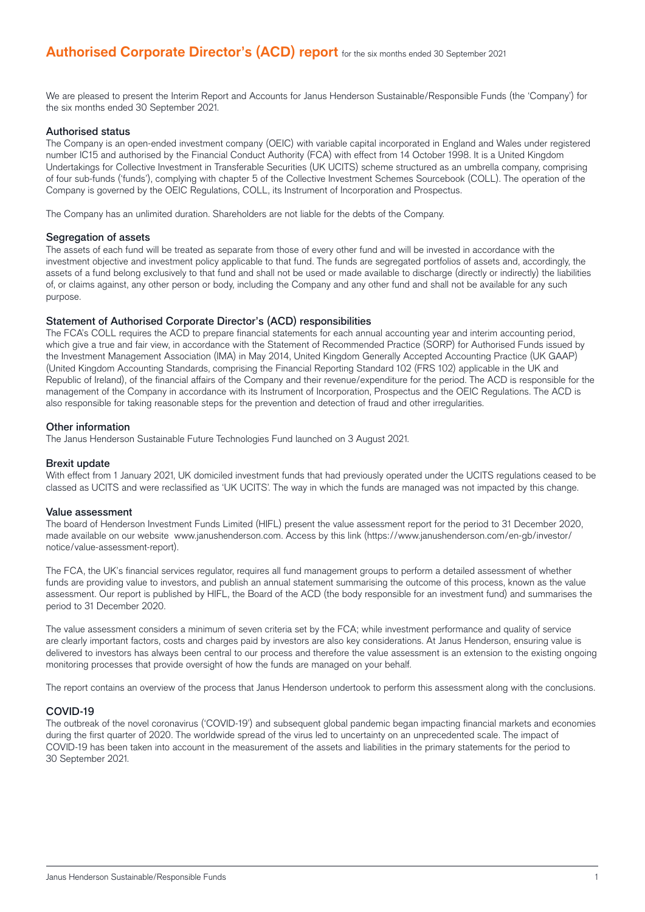# Authorised Corporate Director's (ACD) report for the six months ended 30 September 2021

We are pleased to present the Interim Report and Accounts for Janus Henderson Sustainable/Responsible Funds (the 'Company') for the six months ended 30 September 2021.

## Authorised status

The Company is an open-ended investment company (OEIC) with variable capital incorporated in England and Wales under registered number IC15 and authorised by the Financial Conduct Authority (FCA) with effect from 14 October 1998. It is a United Kingdom Undertakings for Collective Investment in Transferable Securities (UK UCITS) scheme structured as an umbrella company, comprising of four sub-funds ('funds'), complying with chapter 5 of the Collective Investment Schemes Sourcebook (COLL). The operation of the Company is governed by the OEIC Regulations, COLL, its Instrument of Incorporation and Prospectus.

The Company has an unlimited duration. Shareholders are not liable for the debts of the Company.

## Segregation of assets

The assets of each fund will be treated as separate from those of every other fund and will be invested in accordance with the investment objective and investment policy applicable to that fund. The funds are segregated portfolios of assets and, accordingly, the assets of a fund belong exclusively to that fund and shall not be used or made available to discharge (directly or indirectly) the liabilities of, or claims against, any other person or body, including the Company and any other fund and shall not be available for any such purpose.

## Statement of Authorised Corporate Director's (ACD) responsibilities

The FCA's COLL requires the ACD to prepare financial statements for each annual accounting year and interim accounting period, which give a true and fair view, in accordance with the Statement of Recommended Practice (SORP) for Authorised Funds issued by the Investment Management Association (IMA) in May 2014, United Kingdom Generally Accepted Accounting Practice (UK GAAP) (United Kingdom Accounting Standards, comprising the Financial Reporting Standard 102 (FRS 102) applicable in the UK and Republic of Ireland), of the financial affairs of the Company and their revenue/expenditure for the period. The ACD is responsible for the management of the Company in accordance with its Instrument of Incorporation, Prospectus and the OEIC Regulations. The ACD is also responsible for taking reasonable steps for the prevention and detection of fraud and other irregularities.

## Other information

The Janus Henderson Sustainable Future Technologies Fund launched on 3 August 2021.

## Brexit update

With effect from 1 January 2021, UK domiciled investment funds that had previously operated under the UCITS regulations ceased to be classed as UCITS and were reclassified as 'UK UCITS'. The way in which the funds are managed was not impacted by this change.

## Value assessment

The board of Henderson Investment Funds Limited (HIFL) present the value assessment report for the period to 31 December 2020, made available on our website www.janushenderson.com. Access by this link (https://www.janushenderson.com/en-gb/investor/notice/value-assessment-report).

The FCA, the UK's financial services regulator, requires all fund management groups to perform a detailed assessment of whether funds are providing value to investors, and publish an annual statement summarising the outcome of this process, known as the value assessment. Our report is published by HIFL, the Board of the ACD (the body responsible for an investment fund) and summarises the period to 31 December 2020.

The value assessment considers a minimum of seven criteria set by the FCA; while investment performance and quality of service are clearly important factors, costs and charges paid by investors are also key considerations. At Janus Henderson, ensuring value is delivered to investors has always been central to our process and therefore the value assessment is an extension to the existing ongoing monitoring processes that provide oversight of how the funds are managed on your behalf.

The report contains an overview of the process that Janus Henderson undertook to perform this assessment along with the conclusions.

## COVID-19

The outbreak of the novel coronavirus ('COVID-19') and subsequent global pandemic began impacting financial markets and economies during the first quarter of 2020. The worldwide spread of the virus led to uncertainty on an unprecedented scale. The impact of COVID-19 has been taken into account in the measurement of the assets and liabilities in the primary statements for the period to 30 September 2021.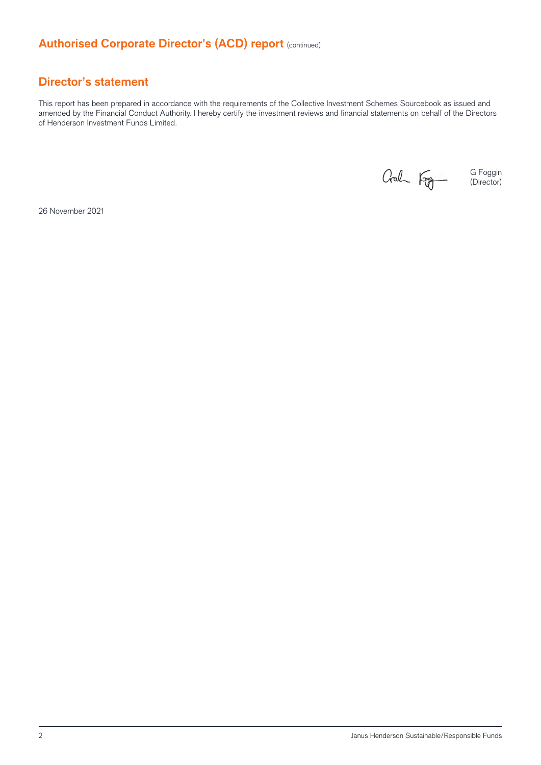## Authorised Corporate Director's (ACD) report (continued)

## Director's statement

This report has been prepared in accordance with the requirements of the Collective Investment Schemes Sourcebook as issued and amended by the Financial Conduct Authority. I hereby certify the investment reviews and financial statements on behalf of the Directors of Henderson Investment Funds Limited.

G Foggin
(Director)

26 November 2021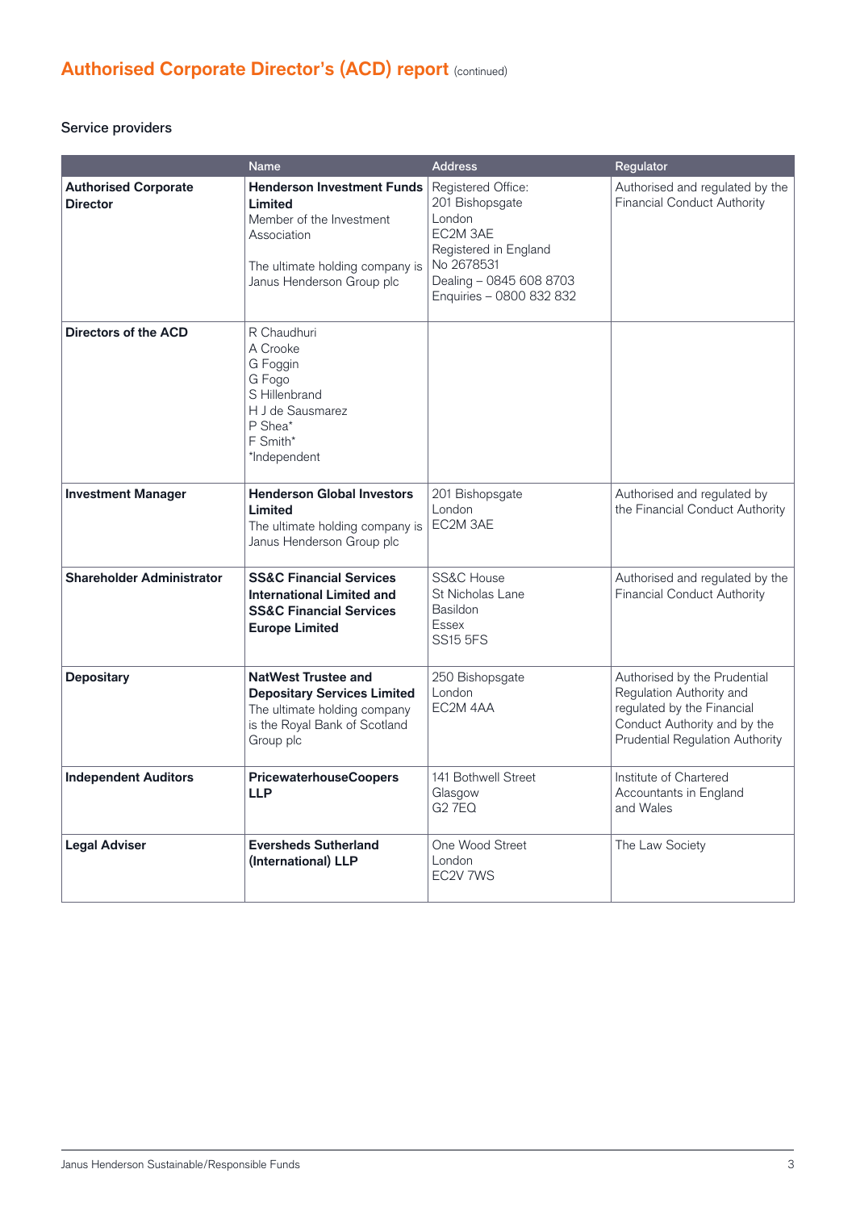# Authorised Corporate Director's (ACD) report (continued)

## Service providers

| | Name | Address | Regulator |
|---|---|---|---|
| **Authorised Corporate Director** | **Henderson Investment Funds Limited**<br>Member of the Investment Association<br><br>The ultimate holding company is Janus Henderson Group plc | Registered Office:<br>201 Bishopsgate<br>London<br>EC2M 3AE<br>Registered in England<br>No 2678531<br>Dealing – 0845 608 8703<br>Enquiries – 0800 832 832 | Authorised and regulated by the Financial Conduct Authority |
| **Directors of the ACD** | R Chaudhuri<br>A Crooke<br>G Foggin<br>G Fogo<br>S Hillenbrand<br>H J de Sausmarez<br>P Shea*<br>F Smith*<br>*Independent | | |
| **Investment Manager** | **Henderson Global Investors Limited**<br>The ultimate holding company is Janus Henderson Group plc | 201 Bishopsgate<br>London<br>EC2M 3AE | Authorised and regulated by the Financial Conduct Authority |
| **Shareholder Administrator** | **SS&C Financial Services International Limited and SS&C Financial Services Europe Limited** | SS&C House<br>St Nicholas Lane<br>Basildon<br>Essex<br>SS15 5FS | Authorised and regulated by the Financial Conduct Authority |
| **Depositary** | **NatWest Trustee and Depositary Services Limited**<br>The ultimate holding company is the Royal Bank of Scotland Group plc | 250 Bishopsgate<br>London<br>EC2M 4AA | Authorised by the Prudential Regulation Authority and regulated by the Financial Conduct Authority and by the Prudential Regulation Authority |
| **Independent Auditors** | **PricewaterhouseCoopers LLP** | 141 Bothwell Street<br>Glasgow<br>G2 7EQ | Institute of Chartered Accountants in England and Wales |
| **Legal Adviser** | **Eversheds Sutherland (International) LLP** | One Wood Street<br>London<br>EC2V 7WS | The Law Society |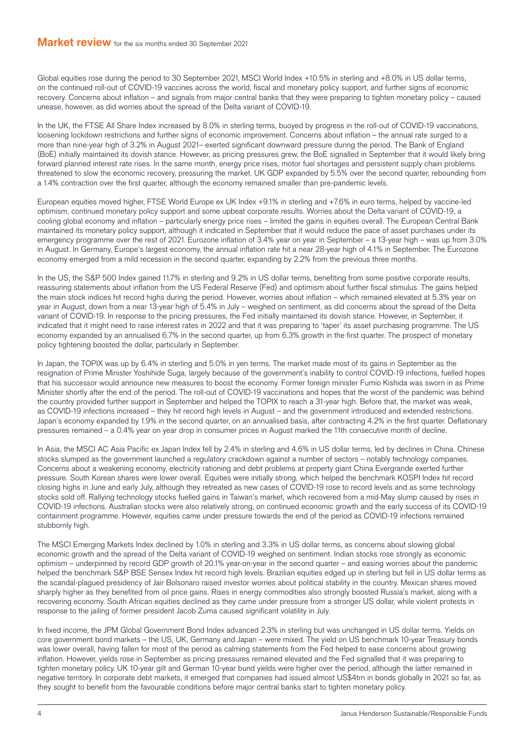# Market review for the six months ended 30 September 2021

Global equities rose during the period to 30 September 2021, MSCI World Index +10.5% in sterling and +8.0% in US dollar terms, on the continued roll-out of COVID-19 vaccines across the world, fiscal and monetary policy support, and further signs of economic recovery. Concerns about inflation – and signals from major central banks that they were preparing to tighten monetary policy – caused unease, however, as did worries about the spread of the Delta variant of COVID-19.

In the UK, the FTSE All Share Index increased by 8.0% in sterling terms, buoyed by progress in the roll-out of COVID-19 vaccinations, loosening lockdown restrictions and further signs of economic improvement. Concerns about inflation – the annual rate surged to a more than nine-year high of 3.2% in August 2021– exerted significant downward pressure during the period. The Bank of England (BoE) initially maintained its dovish stance. However, as pricing pressures grew, the BoE signalled in September that it would likely bring forward planned interest rate rises. In the same month, energy price rises, motor fuel shortages and persistent supply chain problems threatened to slow the economic recovery, pressuring the market. UK GDP expanded by 5.5% over the second quarter, rebounding from a 1.4% contraction over the first quarter, although the economy remained smaller than pre-pandemic levels.

European equities moved higher, FTSE World Europe ex UK Index +9.1% in sterling and +7.6% in euro terms, helped by vaccine-led optimism, continued monetary policy support and some upbeat corporate results. Worries about the Delta variant of COVID-19, a cooling global economy and inflation – particularly energy price rises – limited the gains in equities overall. The European Central Bank maintained its monetary policy support, although it indicated in September that it would reduce the pace of asset purchases under its emergency programme over the rest of 2021. Eurozone inflation of 3.4% year on year in September – a 13-year high – was up from 3.0% in August. In Germany, Europe's largest economy, the annual inflation rate hit a near 28-year high of 4.1% in September. The Eurozone economy emerged from a mild recession in the second quarter, expanding by 2.2% from the previous three months.

In the US, the S&P 500 Index gained 11.7% in sterling and 9.2% in US dollar terms, benefiting from some positive corporate results, reassuring statements about inflation from the US Federal Reserve (Fed) and optimism about further fiscal stimulus. The gains helped the main stock indices hit record highs during the period. However, worries about inflation – which remained elevated at 5.3% year on year in August, down from a near 13-year high of 5.4% in July – weighed on sentiment, as did concerns about the spread of the Delta variant of COVID-19. In response to the pricing pressures, the Fed initially maintained its dovish stance. However, in September, it indicated that it might need to raise interest rates in 2022 and that it was preparing to 'taper' its asset purchasing programme. The US economy expanded by an annualised 6.7% in the second quarter, up from 6.3% growth in the first quarter. The prospect of monetary policy tightening boosted the dollar, particularly in September.

In Japan, the TOPIX was up by 6.4% in sterling and 5.0% in yen terms. The market made most of its gains in September as the resignation of Prime Minister Yoshihide Suga, largely because of the government's inability to control COVID-19 infections, fuelled hopes that his successor would announce new measures to boost the economy. Former foreign minister Fumio Kishida was sworn in as Prime Minister shortly after the end of the period. The roll-out of COVID-19 vaccinations and hopes that the worst of the pandemic was behind the country provided further support in September and helped the TOPIX to reach a 31-year high. Before that, the market was weak, as COVID-19 infections increased – they hit record high levels in August – and the government introduced and extended restrictions. Japan's economy expanded by 1.9% in the second quarter, on an annualised basis, after contracting 4.2% in the first quarter. Deflationary pressures remained – a 0.4% year on year drop in consumer prices in August marked the 11th consecutive month of decline.

In Asia, the MSCI AC Asia Pacific ex Japan Index fell by 2.4% in sterling and 4.6% in US dollar terms, led by declines in China. Chinese stocks slumped as the government launched a regulatory crackdown against a number of sectors – notably technology companies. Concerns about a weakening economy, electricity rationing and debt problems at property giant China Evergrande exerted further pressure. South Korean shares were lower overall. Equities were initially strong, which helped the benchmark KOSPI Index hit record closing highs in June and early July, although they retreated as new cases of COVID-19 rose to record levels and as some technology stocks sold off. Rallying technology stocks fuelled gains in Taiwan's market, which recovered from a mid-May slump caused by rises in COVID-19 infections. Australian stocks were also relatively strong, on continued economic growth and the early success of its COVID-19 containment programme. However, equities came under pressure towards the end of the period as COVID-19 infections remained stubbornly high.

The MSCI Emerging Markets Index declined by 1.0% in sterling and 3.3% in US dollar terms, as concerns about slowing global economic growth and the spread of the Delta variant of COVID-19 weighed on sentiment. Indian stocks rose strongly as economic optimism – underpinned by record GDP growth of 20.1% year-on-year in the second quarter – and easing worries about the pandemic helped the benchmark S&P BSE Sensex Index hit record high levels. Brazilian equities edged up in sterling but fell in US dollar terms as the scandal-plagued presidency of Jair Bolsonaro raised investor worries about political stability in the country. Mexican shares moved sharply higher as they benefited from oil price gains. Rises in energy commodities also strongly boosted Russia's market, along with a recovering economy. South African equities declined as they came under pressure from a stronger US dollar, while violent protests in response to the jailing of former president Jacob Zuma caused significant volatility in July.

In fixed income, the JPM Global Government Bond Index advanced 2.3% in sterling but was unchanged in US dollar terms. Yields on core government bond markets – the US, UK, Germany and Japan – were mixed. The yield on US benchmark 10-year Treasury bonds was lower overall, having fallen for most of the period as calming statements from the Fed helped to ease concerns about growing inflation. However, yields rose in September as pricing pressures remained elevated and the Fed signalled that it was preparing to tighten monetary policy. UK 10-year gilt and German 10-year bund yields were higher over the period, although the latter remained in negative territory. In corporate debt markets, it emerged that companies had issued almost US$4trn in bonds globally in 2021 so far, as they sought to benefit from the favourable conditions before major central banks start to tighten monetary policy.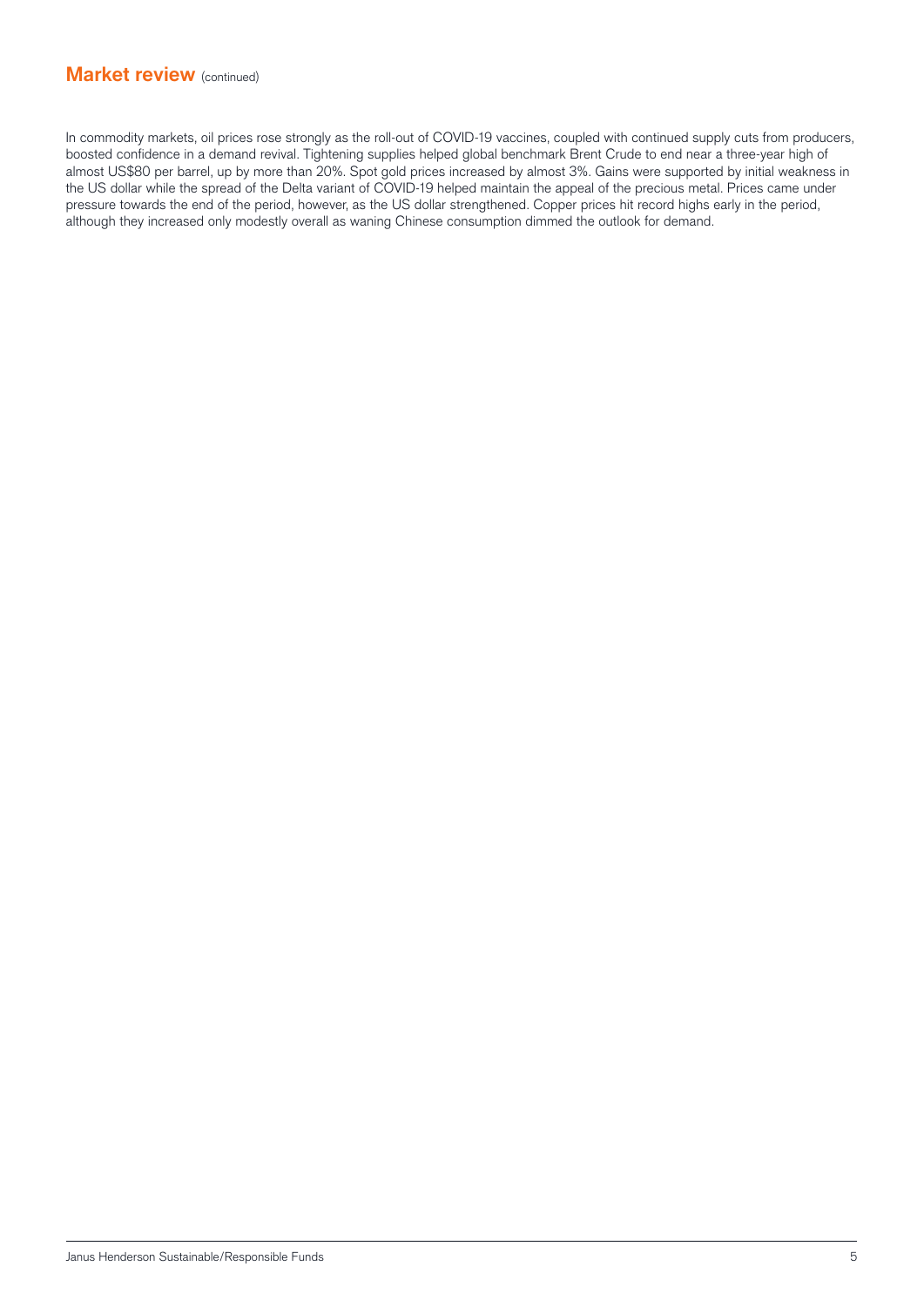## Market review (continued)

In commodity markets, oil prices rose strongly as the roll-out of COVID-19 vaccines, coupled with continued supply cuts from producers, boosted confidence in a demand revival. Tightening supplies helped global benchmark Brent Crude to end near a three-year high of almost US$80 per barrel, up by more than 20%. Spot gold prices increased by almost 3%. Gains were supported by initial weakness in the US dollar while the spread of the Delta variant of COVID-19 helped maintain the appeal of the precious metal. Prices came under pressure towards the end of the period, however, as the US dollar strengthened. Copper prices hit record highs early in the period, although they increased only modestly overall as waning Chinese consumption dimmed the outlook for demand.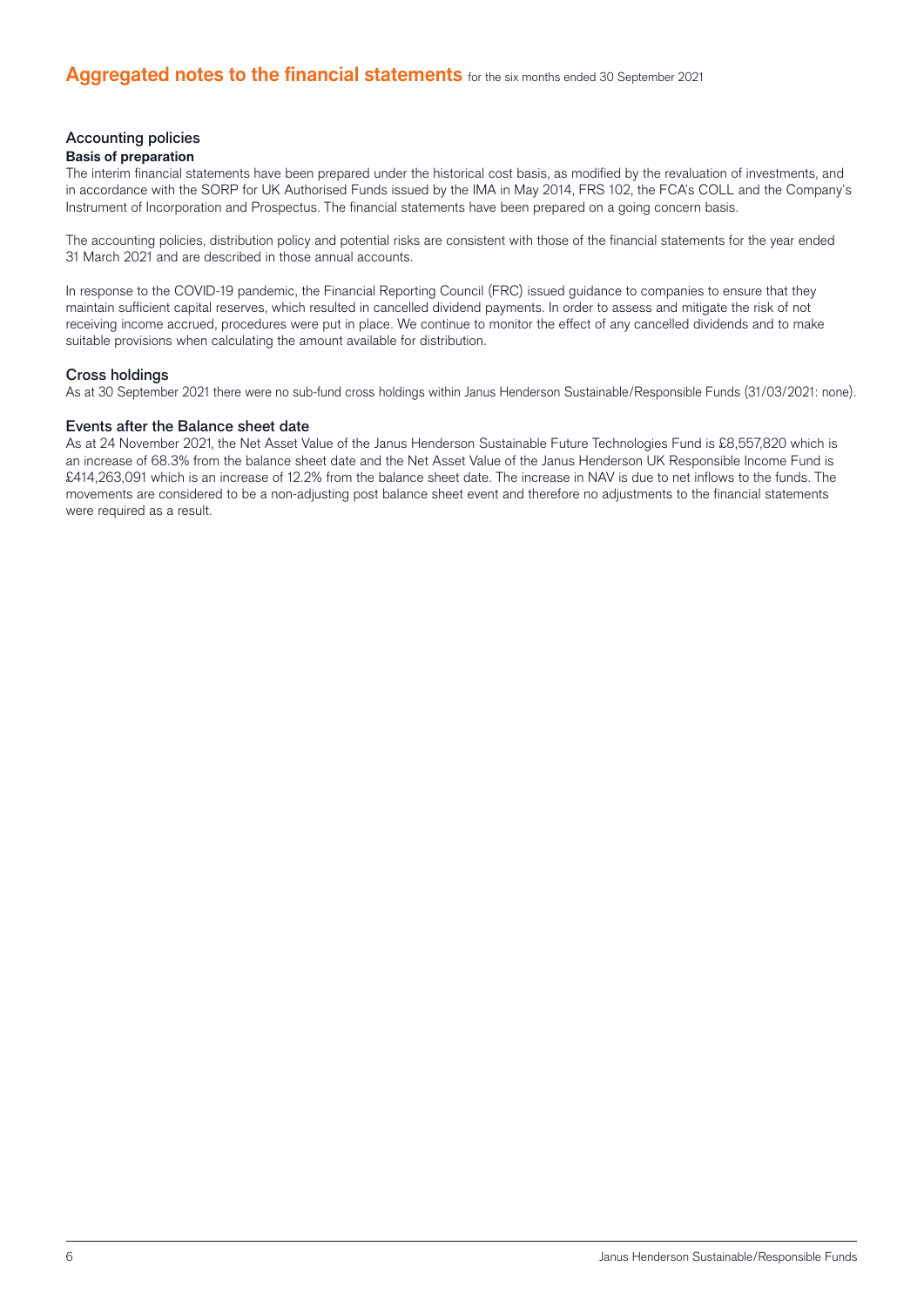# Aggregated notes to the financial statements for the six months ended 30 September 2021

## Accounting policies

### Basis of preparation

The interim financial statements have been prepared under the historical cost basis, as modified by the revaluation of investments, and in accordance with the SORP for UK Authorised Funds issued by the IMA in May 2014, FRS 102, the FCA's COLL and the Company's Instrument of Incorporation and Prospectus. The financial statements have been prepared on a going concern basis.

The accounting policies, distribution policy and potential risks are consistent with those of the financial statements for the year ended 31 March 2021 and are described in those annual accounts.

In response to the COVID-19 pandemic, the Financial Reporting Council (FRC) issued guidance to companies to ensure that they maintain sufficient capital reserves, which resulted in cancelled dividend payments. In order to assess and mitigate the risk of not receiving income accrued, procedures were put in place. We continue to monitor the effect of any cancelled dividends and to make suitable provisions when calculating the amount available for distribution.

## Cross holdings

As at 30 September 2021 there were no sub-fund cross holdings within Janus Henderson Sustainable/Responsible Funds (31/03/2021: none).

## Events after the Balance sheet date

As at 24 November 2021, the Net Asset Value of the Janus Henderson Sustainable Future Technologies Fund is £8,557,820 which is an increase of 68.3% from the balance sheet date and the Net Asset Value of the Janus Henderson UK Responsible Income Fund is £414,263,091 which is an increase of 12.2% from the balance sheet date. The increase in NAV is due to net inflows to the funds. The movements are considered to be a non-adjusting post balance sheet event and therefore no adjustments to the financial statements were required as a result.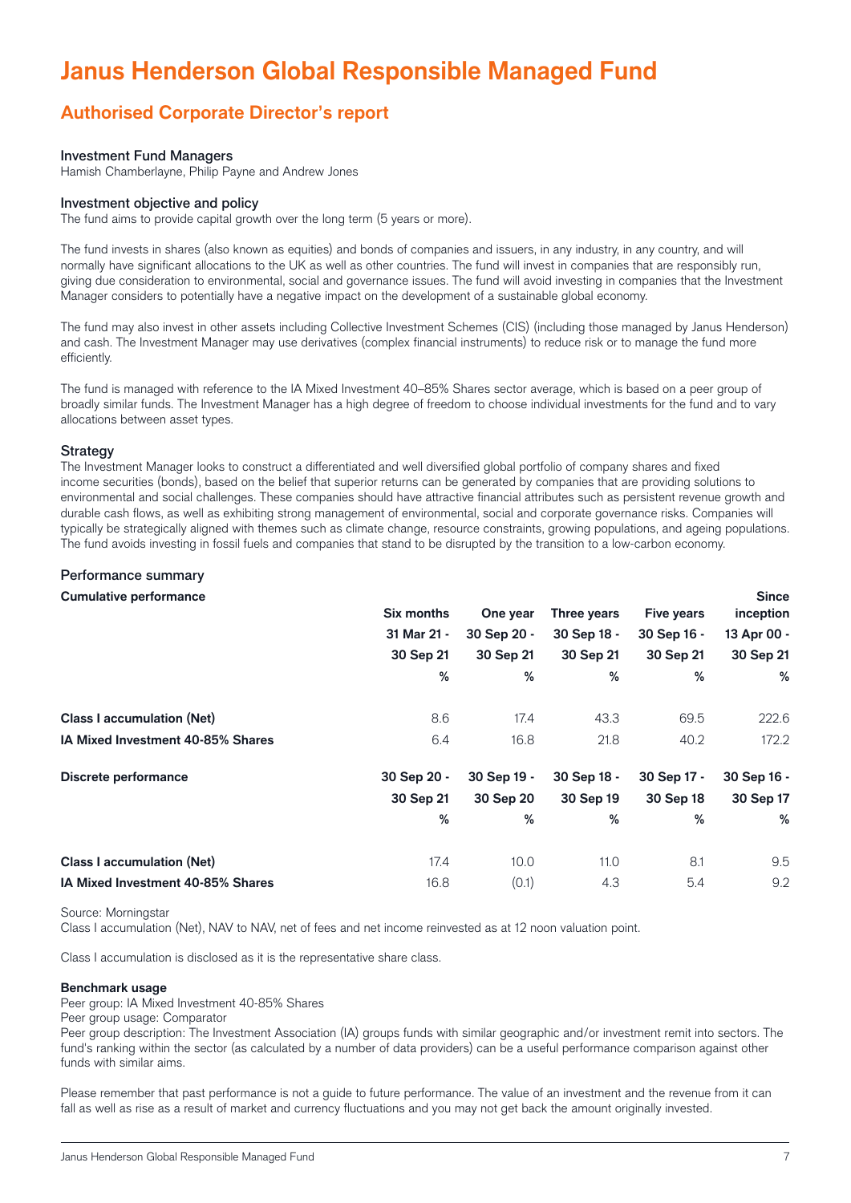# Janus Henderson Global Responsible Managed Fund

## Authorised Corporate Director's report

### Investment Fund Managers

Hamish Chamberlayne, Philip Payne and Andrew Jones

### Investment objective and policy

The fund aims to provide capital growth over the long term (5 years or more).

The fund invests in shares (also known as equities) and bonds of companies and issuers, in any industry, in any country, and will normally have significant allocations to the UK as well as other countries. The fund will invest in companies that are responsibly run, giving due consideration to environmental, social and governance issues. The fund will avoid investing in companies that the Investment Manager considers to potentially have a negative impact on the development of a sustainable global economy.

The fund may also invest in other assets including Collective Investment Schemes (CIS) (including those managed by Janus Henderson) and cash. The Investment Manager may use derivatives (complex financial instruments) to reduce risk or to manage the fund more efficiently.

The fund is managed with reference to the IA Mixed Investment 40–85% Shares sector average, which is based on a peer group of broadly similar funds. The Investment Manager has a high degree of freedom to choose individual investments for the fund and to vary allocations between asset types.

### Strategy

The Investment Manager looks to construct a differentiated and well diversified global portfolio of company shares and fixed income securities (bonds), based on the belief that superior returns can be generated by companies that are providing solutions to environmental and social challenges. These companies should have attractive financial attributes such as persistent revenue growth and durable cash flows, as well as exhibiting strong management of environmental, social and corporate governance risks. Companies will typically be strategically aligned with themes such as climate change, resource constraints, growing populations, and ageing populations. The fund avoids investing in fossil fuels and companies that stand to be disrupted by the transition to a low-carbon economy.

### Performance summary

| **Cumulative performance** | Six months | One year | Three years | Five years | Since inception |
|---|---|---|---|---|---|
| | 31 Mar 21 - | 30 Sep 20 - | 30 Sep 18 - | 30 Sep 16 - | 13 Apr 00 - |
| | 30 Sep 21 | 30 Sep 21 | 30 Sep 21 | 30 Sep 21 | 30 Sep 21 |
| | % | % | % | % | % |
| **Class I accumulation (Net)** | 8.6 | 17.4 | 43.3 | 69.5 | 222.6 |
| **IA Mixed Investment 40-85% Shares** | 6.4 | 16.8 | 21.8 | 40.2 | 172.2 |

| **Discrete performance** | 30 Sep 20 - | 30 Sep 19 - | 30 Sep 18 - | 30 Sep 17 - | 30 Sep 16 - |
|---|---|---|---|---|---|
| | 30 Sep 21 | 30 Sep 20 | 30 Sep 19 | 30 Sep 18 | 30 Sep 17 |
| | % | % | % | % | % |
| **Class I accumulation (Net)** | 17.4 | 10.0 | 11.0 | 8.1 | 9.5 |
| **IA Mixed Investment 40-85% Shares** | 16.8 | (0.1) | 4.3 | 5.4 | 9.2 |

Source: Morningstar
Class I accumulation (Net), NAV to NAV, net of fees and net income reinvested as at 12 noon valuation point.

Class I accumulation is disclosed as it is the representative share class.

**Benchmark usage**
Peer group: IA Mixed Investment 40-85% Shares
Peer group usage: Comparator
Peer group description: The Investment Association (IA) groups funds with similar geographic and/or investment remit into sectors. The fund's ranking within the sector (as calculated by a number of data providers) can be a useful performance comparison against other funds with similar aims.

Please remember that past performance is not a guide to future performance. The value of an investment and the revenue from it can fall as well as rise as a result of market and currency fluctuations and you may not get back the amount originally invested.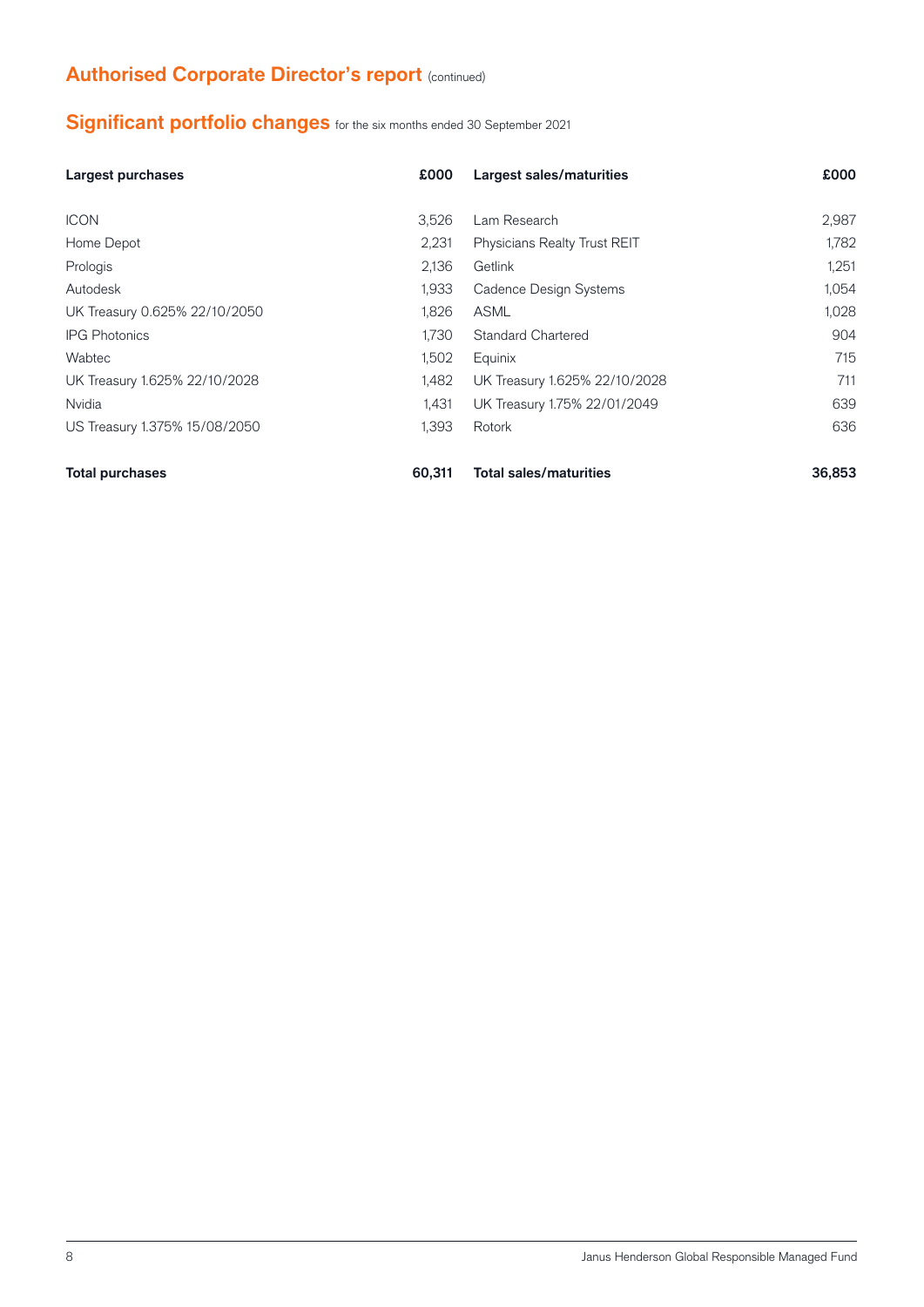## Authorised Corporate Director's report (continued)

## Significant portfolio changes for the six months ended 30 September 2021

| Largest purchases | £000 | Largest sales/maturities | £000 |
|---|---|---|---|
| ICON | 3,526 | Lam Research | 2,987 |
| Home Depot | 2,231 | Physicians Realty Trust REIT | 1,782 |
| Prologis | 2,136 | Getlink | 1,251 |
| Autodesk | 1,933 | Cadence Design Systems | 1,054 |
| UK Treasury 0.625% 22/10/2050 | 1,826 | ASML | 1,028 |
| IPG Photonics | 1,730 | Standard Chartered | 904 |
| Wabtec | 1,502 | Equinix | 715 |
| UK Treasury 1.625% 22/10/2028 | 1,482 | UK Treasury 1.625% 22/10/2028 | 711 |
| Nvidia | 1,431 | UK Treasury 1.75% 22/01/2049 | 639 |
| US Treasury 1.375% 15/08/2050 | 1,393 | Rotork | 636 |
| **Total purchases** | **60,311** | **Total sales/maturities** | **36,853** |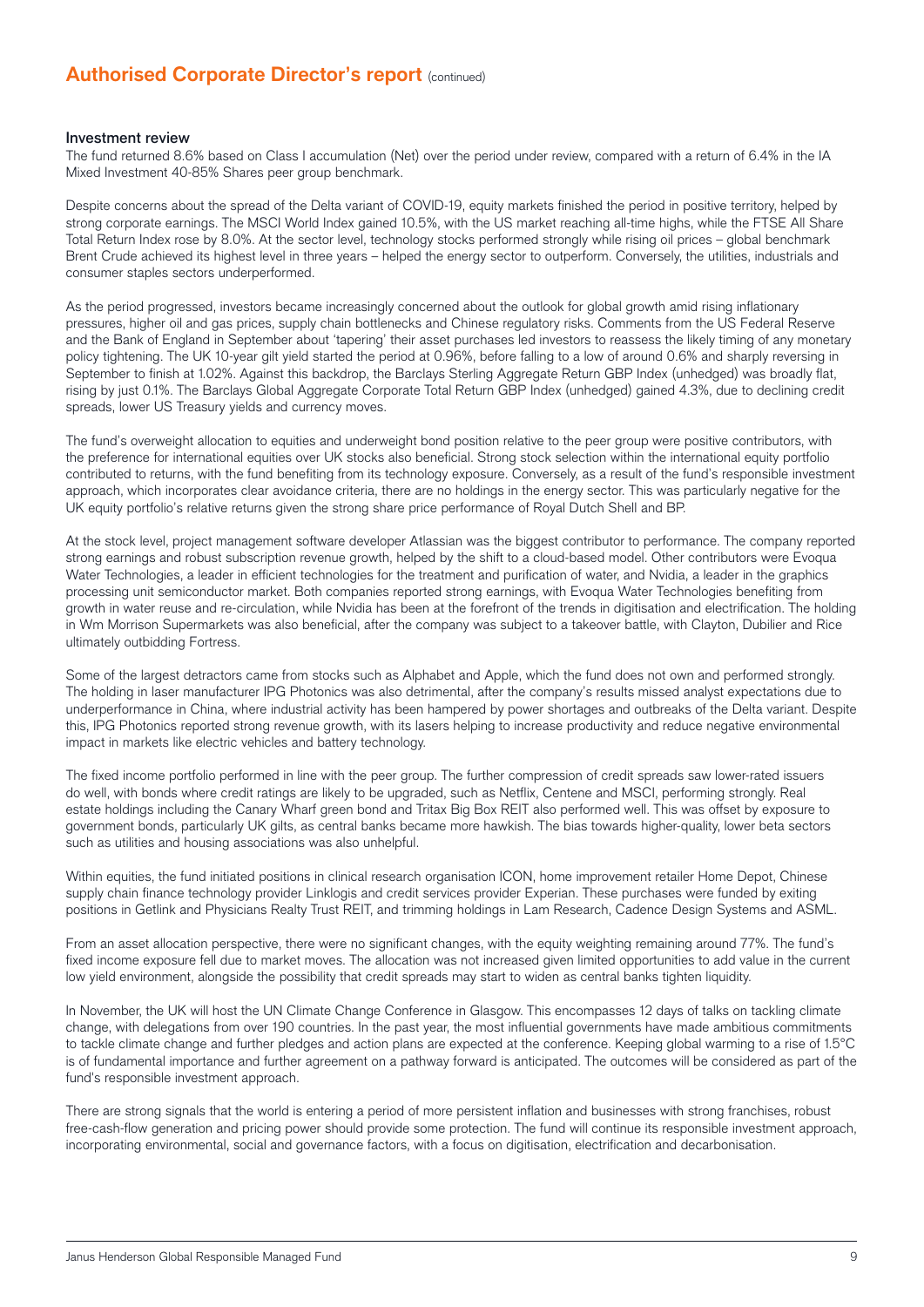## Authorised Corporate Director's report (continued)

### Investment review

The fund returned 8.6% based on Class I accumulation (Net) over the period under review, compared with a return of 6.4% in the IA Mixed Investment 40-85% Shares peer group benchmark.

Despite concerns about the spread of the Delta variant of COVID-19, equity markets finished the period in positive territory, helped by strong corporate earnings. The MSCI World Index gained 10.5%, with the US market reaching all-time highs, while the FTSE All Share Total Return Index rose by 8.0%. At the sector level, technology stocks performed strongly while rising oil prices – global benchmark Brent Crude achieved its highest level in three years – helped the energy sector to outperform. Conversely, the utilities, industrials and consumer staples sectors underperformed.

As the period progressed, investors became increasingly concerned about the outlook for global growth amid rising inflationary pressures, higher oil and gas prices, supply chain bottlenecks and Chinese regulatory risks. Comments from the US Federal Reserve and the Bank of England in September about 'tapering' their asset purchases led investors to reassess the likely timing of any monetary policy tightening. The UK 10-year gilt yield started the period at 0.96%, before falling to a low of around 0.6% and sharply reversing in September to finish at 1.02%. Against this backdrop, the Barclays Sterling Aggregate Return GBP Index (unhedged) was broadly flat, rising by just 0.1%. The Barclays Global Aggregate Corporate Total Return GBP Index (unhedged) gained 4.3%, due to declining credit spreads, lower US Treasury yields and currency moves.

The fund's overweight allocation to equities and underweight bond position relative to the peer group were positive contributors, with the preference for international equities over UK stocks also beneficial. Strong stock selection within the international equity portfolio contributed to returns, with the fund benefiting from its technology exposure. Conversely, as a result of the fund's responsible investment approach, which incorporates clear avoidance criteria, there are no holdings in the energy sector. This was particularly negative for the UK equity portfolio's relative returns given the strong share price performance of Royal Dutch Shell and BP.

At the stock level, project management software developer Atlassian was the biggest contributor to performance. The company reported strong earnings and robust subscription revenue growth, helped by the shift to a cloud-based model. Other contributors were Evoqua Water Technologies, a leader in efficient technologies for the treatment and purification of water, and Nvidia, a leader in the graphics processing unit semiconductor market. Both companies reported strong earnings, with Evoqua Water Technologies benefiting from growth in water reuse and re-circulation, while Nvidia has been at the forefront of the trends in digitisation and electrification. The holding in Wm Morrison Supermarkets was also beneficial, after the company was subject to a takeover battle, with Clayton, Dubilier and Rice ultimately outbidding Fortress.

Some of the largest detractors came from stocks such as Alphabet and Apple, which the fund does not own and performed strongly. The holding in laser manufacturer IPG Photonics was also detrimental, after the company's results missed analyst expectations due to underperformance in China, where industrial activity has been hampered by power shortages and outbreaks of the Delta variant. Despite this, IPG Photonics reported strong revenue growth, with its lasers helping to increase productivity and reduce negative environmental impact in markets like electric vehicles and battery technology.

The fixed income portfolio performed in line with the peer group. The further compression of credit spreads saw lower-rated issuers do well, with bonds where credit ratings are likely to be upgraded, such as Netflix, Centene and MSCI, performing strongly. Real estate holdings including the Canary Wharf green bond and Tritax Big Box REIT also performed well. This was offset by exposure to government bonds, particularly UK gilts, as central banks became more hawkish. The bias towards higher-quality, lower beta sectors such as utilities and housing associations was also unhelpful.

Within equities, the fund initiated positions in clinical research organisation ICON, home improvement retailer Home Depot, Chinese supply chain finance technology provider Linklogis and credit services provider Experian. These purchases were funded by exiting positions in Getlink and Physicians Realty Trust REIT, and trimming holdings in Lam Research, Cadence Design Systems and ASML.

From an asset allocation perspective, there were no significant changes, with the equity weighting remaining around 77%. The fund's fixed income exposure fell due to market moves. The allocation was not increased given limited opportunities to add value in the current low yield environment, alongside the possibility that credit spreads may start to widen as central banks tighten liquidity.

In November, the UK will host the UN Climate Change Conference in Glasgow. This encompasses 12 days of talks on tackling climate change, with delegations from over 190 countries. In the past year, the most influential governments have made ambitious commitments to tackle climate change and further pledges and action plans are expected at the conference. Keeping global warming to a rise of 1.5°C is of fundamental importance and further agreement on a pathway forward is anticipated. The outcomes will be considered as part of the fund's responsible investment approach.

There are strong signals that the world is entering a period of more persistent inflation and businesses with strong franchises, robust free-cash-flow generation and pricing power should provide some protection. The fund will continue its responsible investment approach, incorporating environmental, social and governance factors, with a focus on digitisation, electrification and decarbonisation.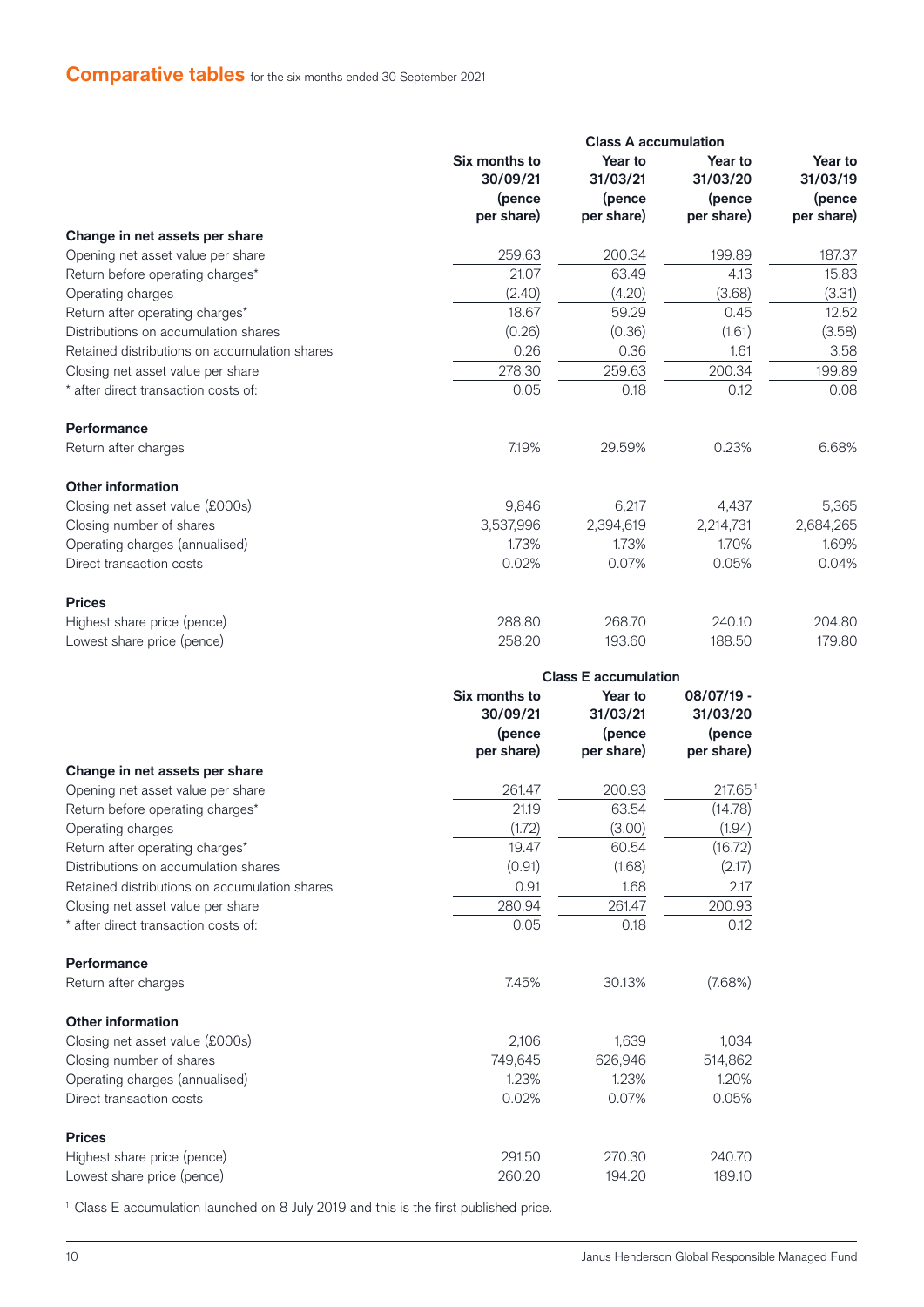## Comparative tables for the six months ended 30 September 2021

| | Class A accumulation | | | |
|---|---|---|---|---|
| | Six months to 30/09/21 (pence per share) | Year to 31/03/21 (pence per share) | Year to 31/03/20 (pence per share) | Year to 31/03/19 (pence per share) |
| **Change in net assets per share** | | | | |
| Opening net asset value per share | 259.63 | 200.34 | 199.89 | 187.37 |
| Return before operating charges* | 21.07 | 63.49 | 4.13 | 15.83 |
| Operating charges | (2.40) | (4.20) | (3.68) | (3.31) |
| Return after operating charges* | 18.67 | 59.29 | 0.45 | 12.52 |
| Distributions on accumulation shares | (0.26) | (0.36) | (1.61) | (3.58) |
| Retained distributions on accumulation shares | 0.26 | 0.36 | 1.61 | 3.58 |
| Closing net asset value per share | 278.30 | 259.63 | 200.34 | 199.89 |
| * after direct transaction costs of: | 0.05 | 0.18 | 0.12 | 0.08 |
| **Performance** | | | | |
| Return after charges | 7.19% | 29.59% | 0.23% | 6.68% |
| **Other information** | | | | |
| Closing net asset value (£000s) | 9,846 | 6,217 | 4,437 | 5,365 |
| Closing number of shares | 3,537,996 | 2,394,619 | 2,214,731 | 2,684,265 |
| Operating charges (annualised) | 1.73% | 1.73% | 1.70% | 1.69% |
| Direct transaction costs | 0.02% | 0.07% | 0.05% | 0.04% |
| **Prices** | | | | |
| Highest share price (pence) | 288.80 | 268.70 | 240.10 | 204.80 |
| Lowest share price (pence) | 258.20 | 193.60 | 188.50 | 179.80 |

| | Class E accumulation | | |
|---|---|---|---|
| | Six months to 30/09/21 (pence per share) | Year to 31/03/21 (pence per share) | 08/07/19 - 31/03/20 (pence per share) |
| **Change in net assets per share** | | | |
| Opening net asset value per share | 261.47 | 200.93 | 217.65[1] |
| Return before operating charges* | 21.19 | 63.54 | (14.78) |
| Operating charges | (1.72) | (3.00) | (1.94) |
| Return after operating charges* | 19.47 | 60.54 | (16.72) |
| Distributions on accumulation shares | (0.91) | (1.68) | (2.17) |
| Retained distributions on accumulation shares | 0.91 | 1.68 | 2.17 |
| Closing net asset value per share | 280.94 | 261.47 | 200.93 |
| * after direct transaction costs of: | 0.05 | 0.18 | 0.12 |
| **Performance** | | | |
| Return after charges | 7.45% | 30.13% | (7.68%) |
| **Other information** | | | |
| Closing net asset value (£000s) | 2,106 | 1,639 | 1,034 |
| Closing number of shares | 749,645 | 626,946 | 514,862 |
| Operating charges (annualised) | 1.23% | 1.23% | 1.20% |
| Direct transaction costs | 0.02% | 0.07% | 0.05% |
| **Prices** | | | |
| Highest share price (pence) | 291.50 | 270.30 | 240.70 |
| Lowest share price (pence) | 260.20 | 194.20 | 189.10 |

[1] Class E accumulation launched on 8 July 2019 and this is the first published price.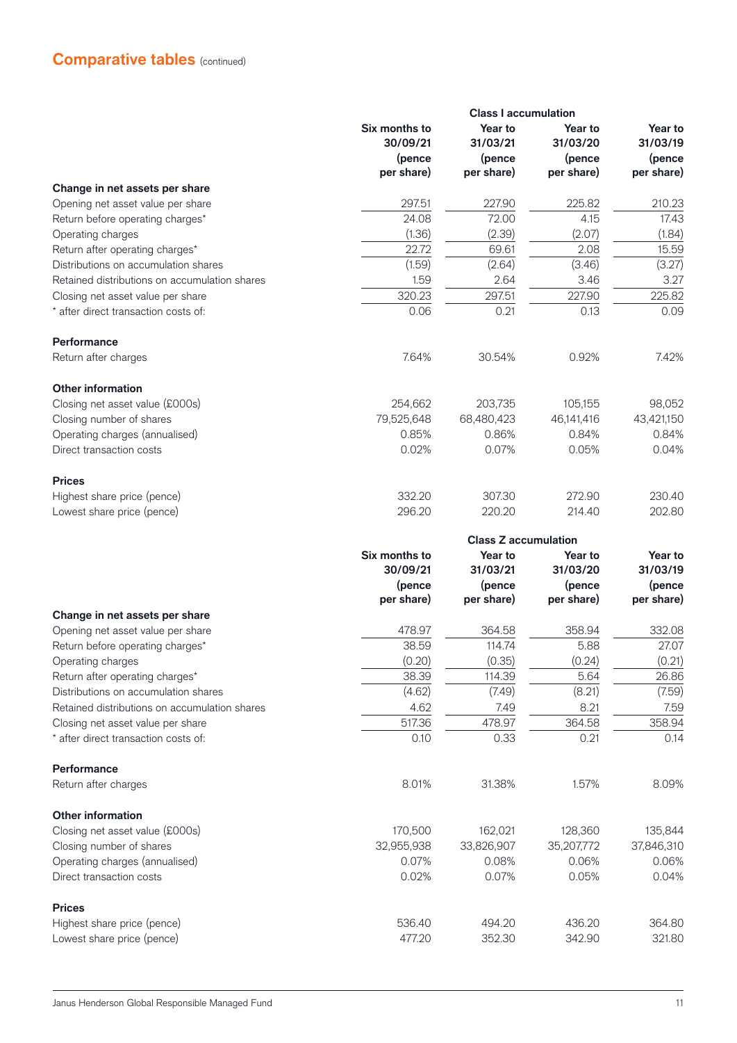## Comparative tables (continued)

| | Class I accumulation | | | |
|---|---|---|---|---|
| | Six months to 30/09/21 (pence per share) | Year to 31/03/21 (pence per share) | Year to 31/03/20 (pence per share) | Year to 31/03/19 (pence per share) |
| **Change in net assets per share** | | | | |
| Opening net asset value per share | 297.51 | 227.90 | 225.82 | 210.23 |
| Return before operating charges* | 24.08 | 72.00 | 4.15 | 17.43 |
| Operating charges | (1.36) | (2.39) | (2.07) | (1.84) |
| Return after operating charges* | 22.72 | 69.61 | 2.08 | 15.59 |
| Distributions on accumulation shares | (1.59) | (2.64) | (3.46) | (3.27) |
| Retained distributions on accumulation shares | 1.59 | 2.64 | 3.46 | 3.27 |
| Closing net asset value per share | 320.23 | 297.51 | 227.90 | 225.82 |
| * after direct transaction costs of: | 0.06 | 0.21 | 0.13 | 0.09 |
| **Performance** | | | | |
| Return after charges | 7.64% | 30.54% | 0.92% | 7.42% |
| **Other information** | | | | |
| Closing net asset value (£000s) | 254,662 | 203,735 | 105,155 | 98,052 |
| Closing number of shares | 79,525,648 | 68,480,423 | 46,141,416 | 43,421,150 |
| Operating charges (annualised) | 0.85% | 0.86% | 0.84% | 0.84% |
| Direct transaction costs | 0.02% | 0.07% | 0.05% | 0.04% |
| **Prices** | | | | |
| Highest share price (pence) | 332.20 | 307.30 | 272.90 | 230.40 |
| Lowest share price (pence) | 296.20 | 220.20 | 214.40 | 202.80 |

| | Class Z accumulation | | | |
|---|---|---|---|---|
| | Six months to 30/09/21 (pence per share) | Year to 31/03/21 (pence per share) | Year to 31/03/20 (pence per share) | Year to 31/03/19 (pence per share) |
| **Change in net assets per share** | | | | |
| Opening net asset value per share | 478.97 | 364.58 | 358.94 | 332.08 |
| Return before operating charges* | 38.59 | 114.74 | 5.88 | 27.07 |
| Operating charges | (0.20) | (0.35) | (0.24) | (0.21) |
| Return after operating charges* | 38.39 | 114.39 | 5.64 | 26.86 |
| Distributions on accumulation shares | (4.62) | (7.49) | (8.21) | (7.59) |
| Retained distributions on accumulation shares | 4.62 | 7.49 | 8.21 | 7.59 |
| Closing net asset value per share | 517.36 | 478.97 | 364.58 | 358.94 |
| * after direct transaction costs of: | 0.10 | 0.33 | 0.21 | 0.14 |
| **Performance** | | | | |
| Return after charges | 8.01% | 31.38% | 1.57% | 8.09% |
| **Other information** | | | | |
| Closing net asset value (£000s) | 170,500 | 162,021 | 128,360 | 135,844 |
| Closing number of shares | 32,955,938 | 33,826,907 | 35,207,772 | 37,846,310 |
| Operating charges (annualised) | 0.07% | 0.08% | 0.06% | 0.06% |
| Direct transaction costs | 0.02% | 0.07% | 0.05% | 0.04% |
| **Prices** | | | | |
| Highest share price (pence) | 536.40 | 494.20 | 436.20 | 364.80 |
| Lowest share price (pence) | 477.20 | 352.30 | 342.90 | 321.80 |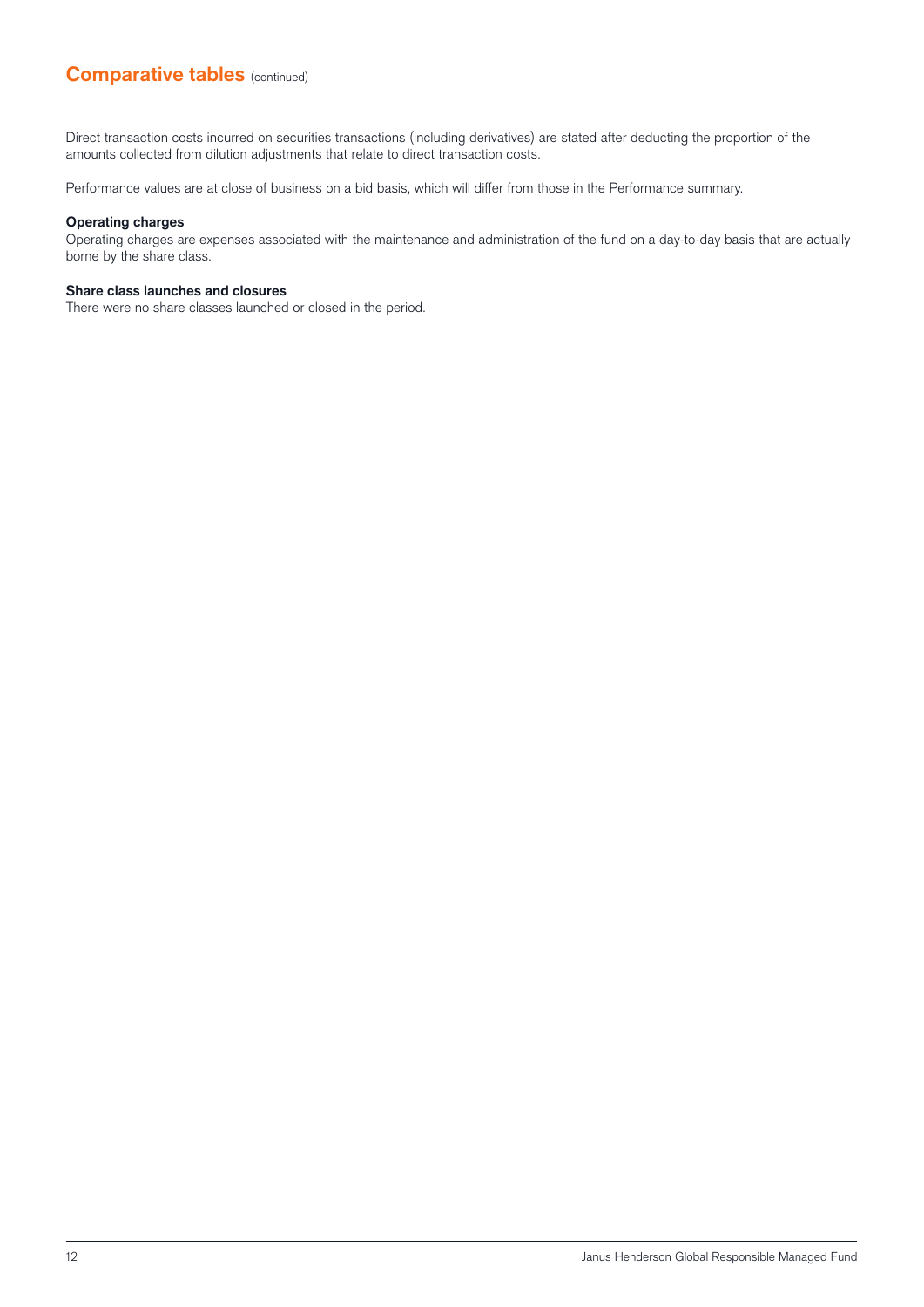## Comparative tables (continued)

Direct transaction costs incurred on securities transactions (including derivatives) are stated after deducting the proportion of the amounts collected from dilution adjustments that relate to direct transaction costs.

Performance values are at close of business on a bid basis, which will differ from those in the Performance summary.

**Operating charges**
Operating charges are expenses associated with the maintenance and administration of the fund on a day-to-day basis that are actually borne by the share class.

**Share class launches and closures**
There were no share classes launched or closed in the period.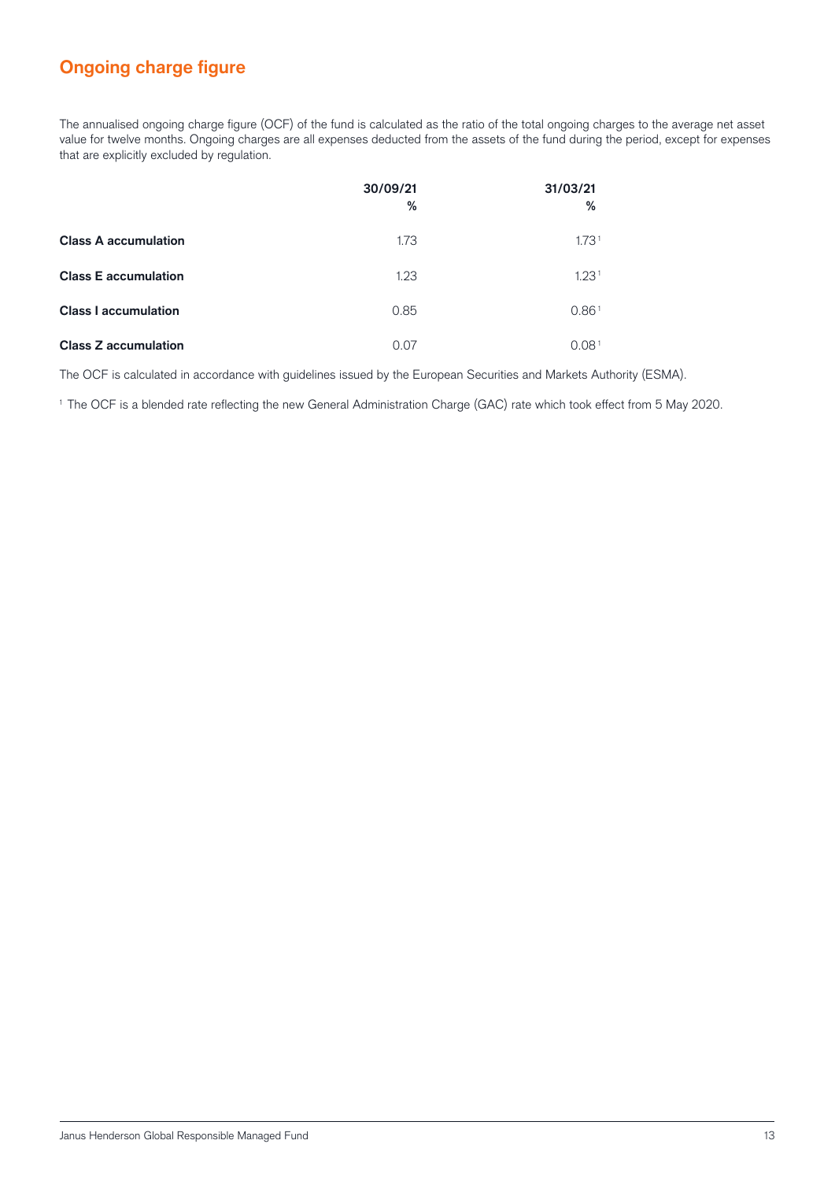## Ongoing charge figure

The annualised ongoing charge figure (OCF) of the fund is calculated as the ratio of the total ongoing charges to the average net asset value for twelve months. Ongoing charges are all expenses deducted from the assets of the fund during the period, except for expenses that are explicitly excluded by regulation.

| | 30/09/21<br>% | 31/03/21<br>% |
|---|---|---|
| **Class A accumulation** | 1.73 | 1.73[1] |
| **Class E accumulation** | 1.23 | 1.23[1] |
| **Class I accumulation** | 0.85 | 0.86[1] |
| **Class Z accumulation** | 0.07 | 0.08[1] |

The OCF is calculated in accordance with guidelines issued by the European Securities and Markets Authority (ESMA).

[1] The OCF is a blended rate reflecting the new General Administration Charge (GAC) rate which took effect from 5 May 2020.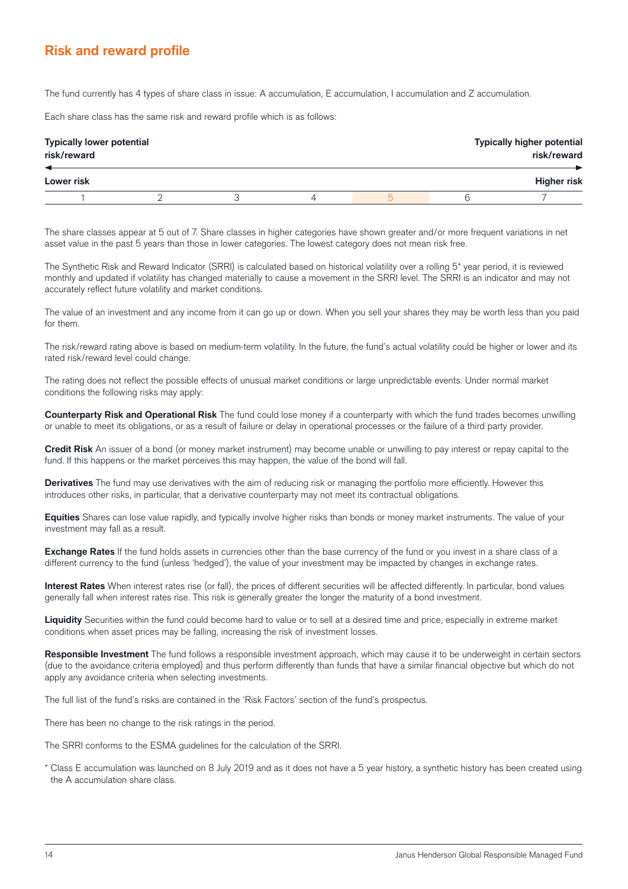## Risk and reward profile

The fund currently has 4 types of share class in issue: A accumulation, E accumulation, I accumulation and Z accumulation.

Each share class has the same risk and reward profile which is as follows:

| **Typically lower potential risk/reward** | | | | | | **Typically higher potential risk/reward** |
|---|---|---|---|---|---|---|
| **Lower risk** | | | | | | **Higher risk** |
| 1 | 2 | 3 | 4 | 5 | 6 | 7 |

The share classes appear at 5 out of 7. Share classes in higher categories have shown greater and/or more frequent variations in net asset value in the past 5 years than those in lower categories. The lowest category does not mean risk free.

The Synthetic Risk and Reward Indicator (SRRI) is calculated based on historical volatility over a rolling 5* year period, it is reviewed monthly and updated if volatility has changed materially to cause a movement in the SRRI level. The SRRI is an indicator and may not accurately reflect future volatility and market conditions.

The value of an investment and any income from it can go up or down. When you sell your shares they may be worth less than you paid for them.

The risk/reward rating above is based on medium-term volatility. In the future, the fund's actual volatility could be higher or lower and its rated risk/reward level could change.

The rating does not reflect the possible effects of unusual market conditions or large unpredictable events. Under normal market conditions the following risks may apply:

**Counterparty Risk and Operational Risk** The fund could lose money if a counterparty with which the fund trades becomes unwilling or unable to meet its obligations, or as a result of failure or delay in operational processes or the failure of a third party provider.

**Credit Risk** An issuer of a bond (or money market instrument) may become unable or unwilling to pay interest or repay capital to the fund. If this happens or the market perceives this may happen, the value of the bond will fall.

**Derivatives** The fund may use derivatives with the aim of reducing risk or managing the portfolio more efficiently. However this introduces other risks, in particular, that a derivative counterparty may not meet its contractual obligations.

**Equities** Shares can lose value rapidly, and typically involve higher risks than bonds or money market instruments. The value of your investment may fall as a result.

**Exchange Rates** If the fund holds assets in currencies other than the base currency of the fund or you invest in a share class of a different currency to the fund (unless 'hedged'), the value of your investment may be impacted by changes in exchange rates.

**Interest Rates** When interest rates rise (or fall), the prices of different securities will be affected differently. In particular, bond values generally fall when interest rates rise. This risk is generally greater the longer the maturity of a bond investment.

**Liquidity** Securities within the fund could become hard to value or to sell at a desired time and price, especially in extreme market conditions when asset prices may be falling, increasing the risk of investment losses.

**Responsible Investment** The fund follows a responsible investment approach, which may cause it to be underweight in certain sectors (due to the avoidance criteria employed) and thus perform differently than funds that have a similar financial objective but which do not apply any avoidance criteria when selecting investments.

The full list of the fund's risks are contained in the 'Risk Factors' section of the fund's prospectus.

There has been no change to the risk ratings in the period.

The SRRI conforms to the ESMA guidelines for the calculation of the SRRI.

\* Class E accumulation was launched on 8 July 2019 and as it does not have a 5 year history, a synthetic history has been created using the A accumulation share class.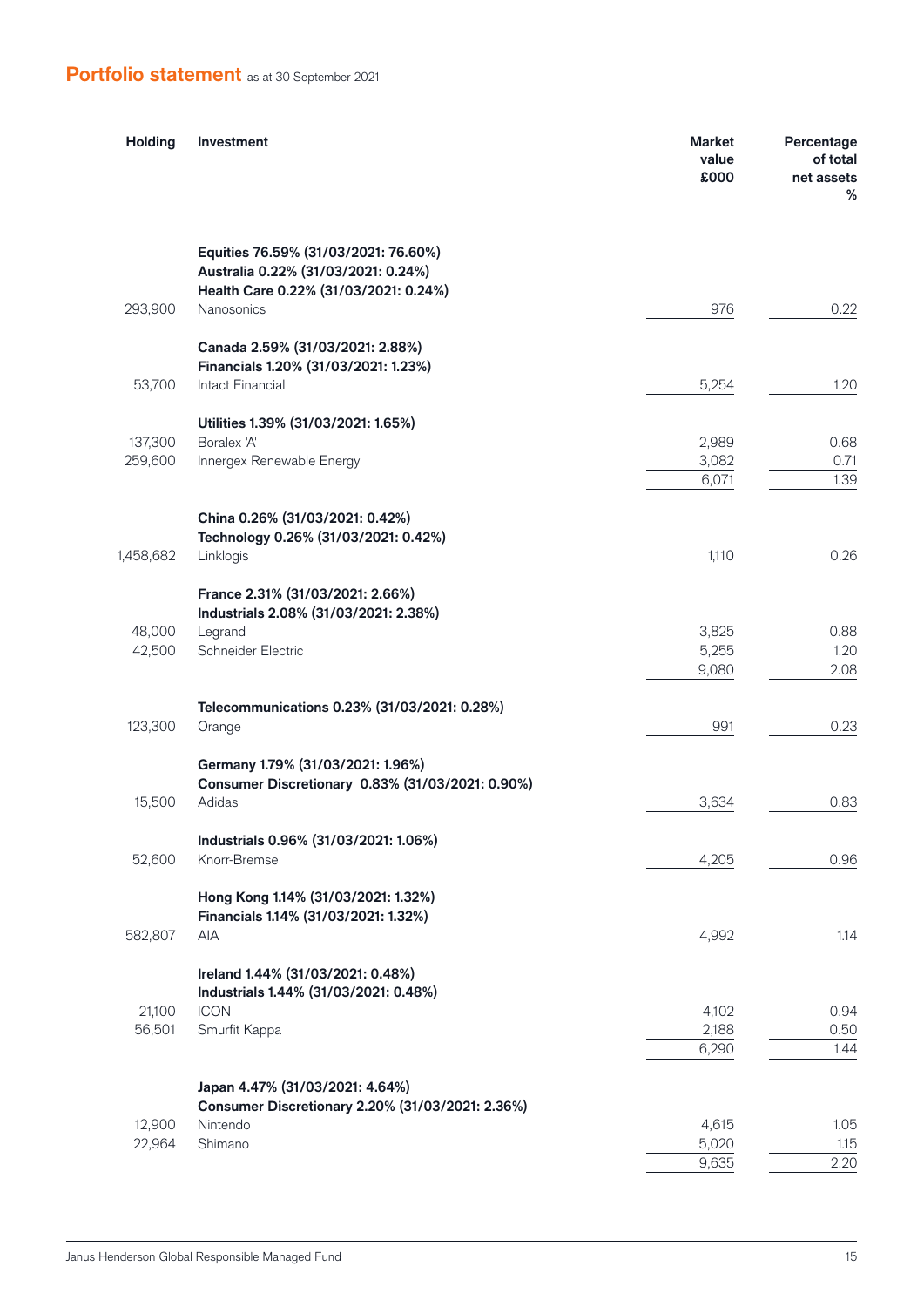## Portfolio statement as at 30 September 2021

| Holding | Investment | Market value £000 | Percentage of total net assets % |
|---|---|---|---|
| | **Equities 76.59% (31/03/2021: 76.60%)** | | |
| | **Australia 0.22% (31/03/2021: 0.24%)** | | |
| | **Health Care 0.22% (31/03/2021: 0.24%)** | | |
| 293,900 | Nanosonics | 976 | 0.22 |
| | **Canada 2.59% (31/03/2021: 2.88%)** | | |
| | **Financials 1.20% (31/03/2021: 1.23%)** | | |
| 53,700 | Intact Financial | 5,254 | 1.20 |
| | **Utilities 1.39% (31/03/2021: 1.65%)** | | |
| 137,300 | Boralex 'A' | 2,989 | 0.68 |
| 259,600 | Innergex Renewable Energy | 3,082 | 0.71 |
| | | 6,071 | 1.39 |
| | **China 0.26% (31/03/2021: 0.42%)** | | |
| | **Technology 0.26% (31/03/2021: 0.42%)** | | |
| 1,458,682 | Linklogis | 1,110 | 0.26 |
| | **France 2.31% (31/03/2021: 2.66%)** | | |
| | **Industrials 2.08% (31/03/2021: 2.38%)** | | |
| 48,000 | Legrand | 3,825 | 0.88 |
| 42,500 | Schneider Electric | 5,255 | 1.20 |
| | | 9,080 | 2.08 |
| | **Telecommunications 0.23% (31/03/2021: 0.28%)** | | |
| 123,300 | Orange | 991 | 0.23 |
| | **Germany 1.79% (31/03/2021: 1.96%)** | | |
| | **Consumer Discretionary 0.83% (31/03/2021: 0.90%)** | | |
| 15,500 | Adidas | 3,634 | 0.83 |
| | **Industrials 0.96% (31/03/2021: 1.06%)** | | |
| 52,600 | Knorr-Bremse | 4,205 | 0.96 |
| | **Hong Kong 1.14% (31/03/2021: 1.32%)** | | |
| | **Financials 1.14% (31/03/2021: 1.32%)** | | |
| 582,807 | AIA | 4,992 | 1.14 |
| | **Ireland 1.44% (31/03/2021: 0.48%)** | | |
| | **Industrials 1.44% (31/03/2021: 0.48%)** | | |
| 21,100 | ICON | 4,102 | 0.94 |
| 56,501 | Smurfit Kappa | 2,188 | 0.50 |
| | | 6,290 | 1.44 |
| | **Japan 4.47% (31/03/2021: 4.64%)** | | |
| | **Consumer Discretionary 2.20% (31/03/2021: 2.36%)** | | |
| 12,900 | Nintendo | 4,615 | 1.05 |
| 22,964 | Shimano | 5,020 | 1.15 |
| | | 9,635 | 2.20 |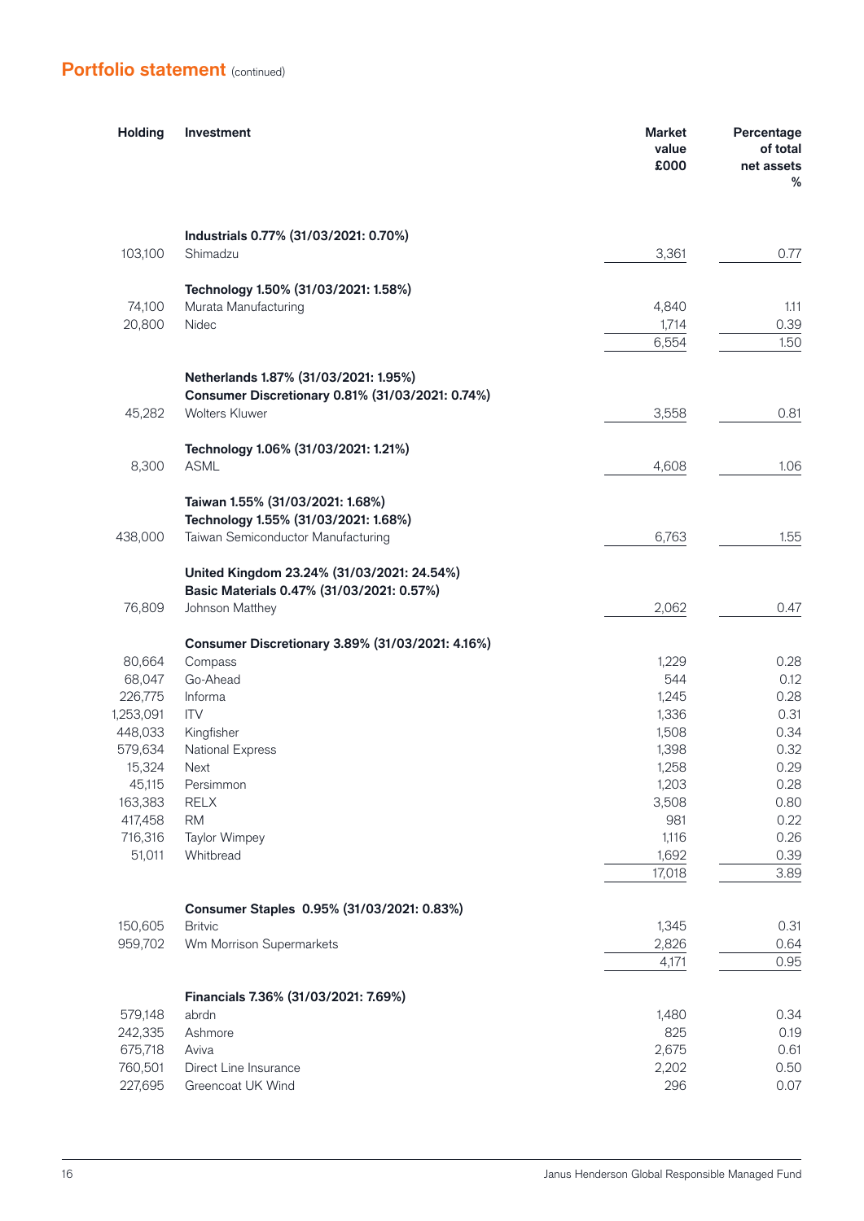## Portfolio statement (continued)

| Holding | Investment | Market value £000 | Percentage of total net assets % |
|---|---|---|---|
| | **Industrials 0.77% (31/03/2021: 0.70%)** | | |
| 103,100 | Shimadzu | 3,361 | 0.77 |
| | | | |
| | **Technology 1.50% (31/03/2021: 1.58%)** | | |
| 74,100 | Murata Manufacturing | 4,840 | 1.11 |
| 20,800 | Nidec | 1,714 | 0.39 |
| | | 6,554 | 1.50 |
| | | | |
| | **Netherlands 1.87% (31/03/2021: 1.95%)** | | |
| | **Consumer Discretionary 0.81% (31/03/2021: 0.74%)** | | |
| 45,282 | Wolters Kluwer | 3,558 | 0.81 |
| | | | |
| | **Technology 1.06% (31/03/2021: 1.21%)** | | |
| 8,300 | ASML | 4,608 | 1.06 |
| | | | |
| | **Taiwan 1.55% (31/03/2021: 1.68%)** | | |
| | **Technology 1.55% (31/03/2021: 1.68%)** | | |
| 438,000 | Taiwan Semiconductor Manufacturing | 6,763 | 1.55 |
| | | | |
| | **United Kingdom 23.24% (31/03/2021: 24.54%)** | | |
| | **Basic Materials 0.47% (31/03/2021: 0.57%)** | | |
| 76,809 | Johnson Matthey | 2,062 | 0.47 |
| | | | |
| | **Consumer Discretionary 3.89% (31/03/2021: 4.16%)** | | |
| 80,664 | Compass | 1,229 | 0.28 |
| 68,047 | Go-Ahead | 544 | 0.12 |
| 226,775 | Informa | 1,245 | 0.28 |
| 1,253,091 | ITV | 1,336 | 0.31 |
| 448,033 | Kingfisher | 1,508 | 0.34 |
| 579,634 | National Express | 1,398 | 0.32 |
| 15,324 | Next | 1,258 | 0.29 |
| 45,115 | Persimmon | 1,203 | 0.28 |
| 163,383 | RELX | 3,508 | 0.80 |
| 417,458 | RM | 981 | 0.22 |
| 716,316 | Taylor Wimpey | 1,116 | 0.26 |
| 51,011 | Whitbread | 1,692 | 0.39 |
| | | 17,018 | 3.89 |
| | | | |
| | **Consumer Staples 0.95% (31/03/2021: 0.83%)** | | |
| 150,605 | Britvic | 1,345 | 0.31 |
| 959,702 | Wm Morrison Supermarkets | 2,826 | 0.64 |
| | | 4,171 | 0.95 |
| | | | |
| | **Financials 7.36% (31/03/2021: 7.69%)** | | |
| 579,148 | abrdn | 1,480 | 0.34 |
| 242,335 | Ashmore | 825 | 0.19 |
| 675,718 | Aviva | 2,675 | 0.61 |
| 760,501 | Direct Line Insurance | 2,202 | 0.50 |
| 227,695 | Greencoat UK Wind | 296 | 0.07 |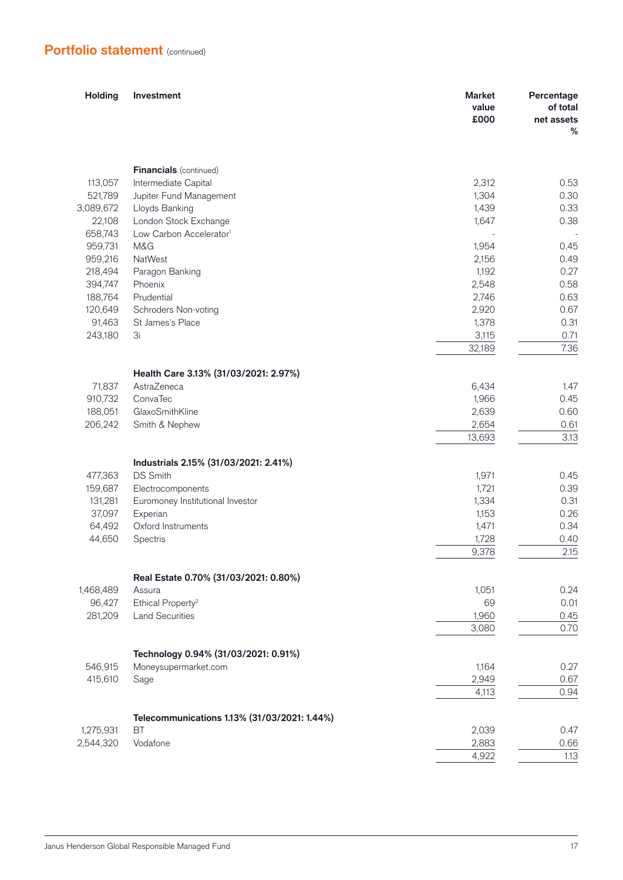## Portfolio statement (continued)

| Holding | Investment | Market value £000 | Percentage of total net assets % |
|---|---|---|---|
| | **Financials** (continued) | | |
| 113,057 | Intermediate Capital | 2,312 | 0.53 |
| 521,789 | Jupiter Fund Management | 1,304 | 0.30 |
| 3,089,672 | Lloyds Banking | 1,439 | 0.33 |
| 22,108 | London Stock Exchange | 1,647 | 0.38 |
| 658,743 | Low Carbon Accelerator[1] | - | - |
| 959,731 | M&G | 1,954 | 0.45 |
| 959,216 | NatWest | 2,156 | 0.49 |
| 218,494 | Paragon Banking | 1,192 | 0.27 |
| 394,747 | Phoenix | 2,548 | 0.58 |
| 188,764 | Prudential | 2,746 | 0.63 |
| 120,649 | Schroders Non-voting | 2,920 | 0.67 |
| 91,463 | St James's Place | 1,378 | 0.31 |
| 243,180 | 3i | 3,115 | 0.71 |
| | | 32,189 | 7.36 |
| | **Health Care 3.13% (31/03/2021: 2.97%)** | | |
| 71,837 | AstraZeneca | 6,434 | 1.47 |
| 910,732 | ConvaTec | 1,966 | 0.45 |
| 188,051 | GlaxoSmithKline | 2,639 | 0.60 |
| 206,242 | Smith & Nephew | 2,654 | 0.61 |
| | | 13,693 | 3.13 |
| | **Industrials 2.15% (31/03/2021: 2.41%)** | | |
| 477,363 | DS Smith | 1,971 | 0.45 |
| 159,687 | Electrocomponents | 1,721 | 0.39 |
| 131,281 | Euromoney Institutional Investor | 1,334 | 0.31 |
| 37,097 | Experian | 1,153 | 0.26 |
| 64,492 | Oxford Instruments | 1,471 | 0.34 |
| 44,650 | Spectris | 1,728 | 0.40 |
| | | 9,378 | 2.15 |
| | **Real Estate 0.70% (31/03/2021: 0.80%)** | | |
| 1,468,489 | Assura | 1,051 | 0.24 |
| 96,427 | Ethical Property[2] | 69 | 0.01 |
| 281,209 | Land Securities | 1,960 | 0.45 |
| | | 3,080 | 0.70 |
| | **Technology 0.94% (31/03/2021: 0.91%)** | | |
| 546,915 | Moneysupermarket.com | 1,164 | 0.27 |
| 415,610 | Sage | 2,949 | 0.67 |
| | | 4,113 | 0.94 |
| | **Telecommunications 1.13% (31/03/2021: 1.44%)** | | |
| 1,275,931 | BT | 2,039 | 0.47 |
| 2,544,320 | Vodafone | 2,883 | 0.66 |
| | | 4,922 | 1.13 |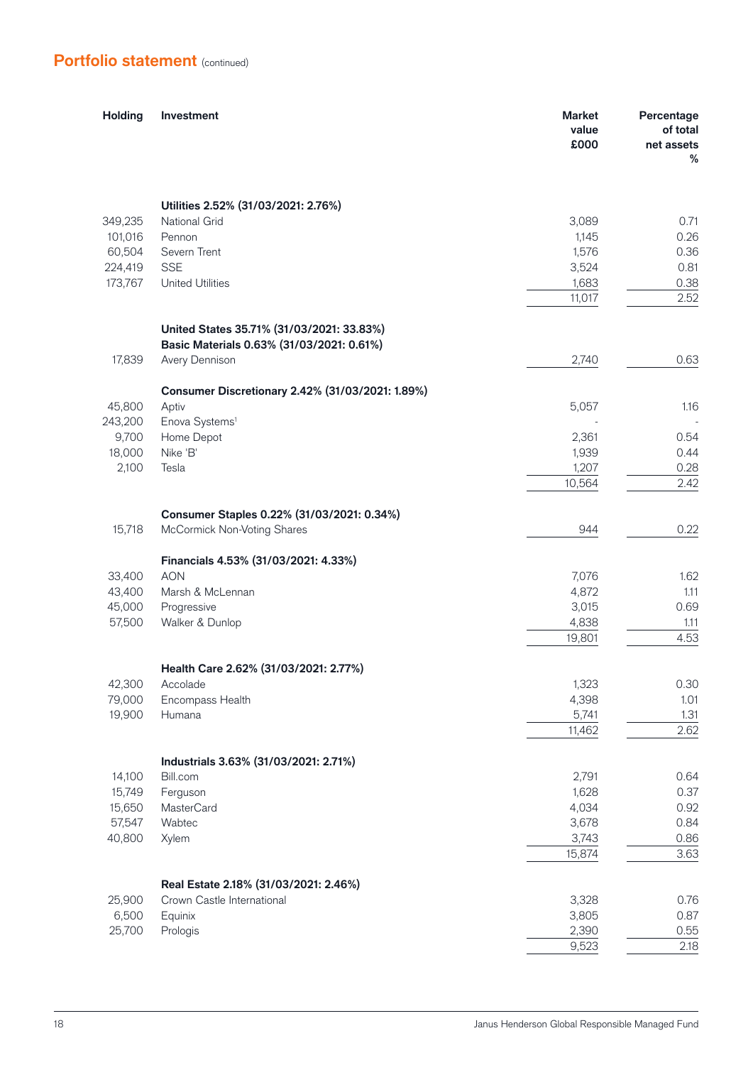## Portfolio statement (continued)

| Holding | Investment | Market value £000 | Percentage of total net assets % |
|---|---|---|---|
| | **Utilities 2.52% (31/03/2021: 2.76%)** | | |
| 349,235 | National Grid | 3,089 | 0.71 |
| 101,016 | Pennon | 1,145 | 0.26 |
| 60,504 | Severn Trent | 1,576 | 0.36 |
| 224,419 | SSE | 3,524 | 0.81 |
| 173,767 | United Utilities | 1,683 | 0.38 |
| | | 11,017 | 2.52 |
| | **United States 35.71% (31/03/2021: 33.83%)** | | |
| | **Basic Materials 0.63% (31/03/2021: 0.61%)** | | |
| 17,839 | Avery Dennison | 2,740 | 0.63 |
| | **Consumer Discretionary 2.42% (31/03/2021: 1.89%)** | | |
| 45,800 | Aptiv | 5,057 | 1.16 |
| 243,200 | Enova Systems[1] | - | - |
| 9,700 | Home Depot | 2,361 | 0.54 |
| 18,000 | Nike 'B' | 1,939 | 0.44 |
| 2,100 | Tesla | 1,207 | 0.28 |
| | | 10,564 | 2.42 |
| | **Consumer Staples 0.22% (31/03/2021: 0.34%)** | | |
| 15,718 | McCormick Non-Voting Shares | 944 | 0.22 |
| | **Financials 4.53% (31/03/2021: 4.33%)** | | |
| 33,400 | AON | 7,076 | 1.62 |
| 43,400 | Marsh & McLennan | 4,872 | 1.11 |
| 45,000 | Progressive | 3,015 | 0.69 |
| 57,500 | Walker & Dunlop | 4,838 | 1.11 |
| | | 19,801 | 4.53 |
| | **Health Care 2.62% (31/03/2021: 2.77%)** | | |
| 42,300 | Accolade | 1,323 | 0.30 |
| 79,000 | Encompass Health | 4,398 | 1.01 |
| 19,900 | Humana | 5,741 | 1.31 |
| | | 11,462 | 2.62 |
| | **Industrials 3.63% (31/03/2021: 2.71%)** | | |
| 14,100 | Bill.com | 2,791 | 0.64 |
| 15,749 | Ferguson | 1,628 | 0.37 |
| 15,650 | MasterCard | 4,034 | 0.92 |
| 57,547 | Wabtec | 3,678 | 0.84 |
| 40,800 | Xylem | 3,743 | 0.86 |
| | | 15,874 | 3.63 |
| | **Real Estate 2.18% (31/03/2021: 2.46%)** | | |
| 25,900 | Crown Castle International | 3,328 | 0.76 |
| 6,500 | Equinix | 3,805 | 0.87 |
| 25,700 | Prologis | 2,390 | 0.55 |
| | | 9,523 | 2.18 |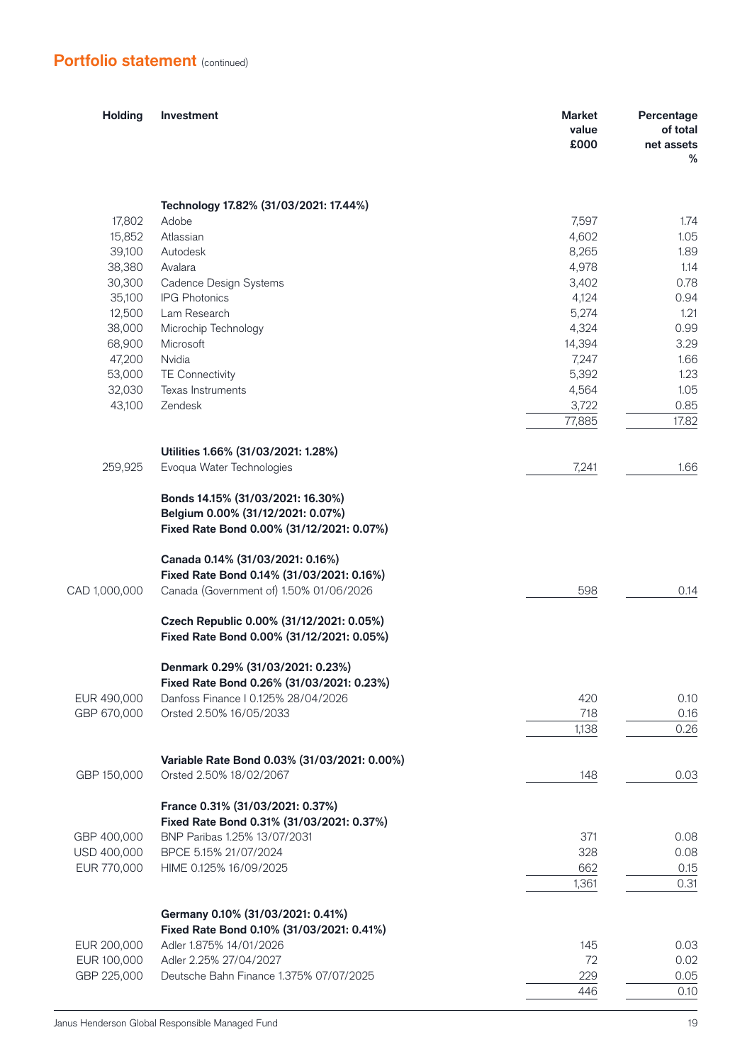## Portfolio statement (continued)

| Holding | Investment | Market value £000 | Percentage of total net assets % |
|---|---|---|---|
| | **Technology 17.82% (31/03/2021: 17.44%)** | | |
| 17,802 | Adobe | 7,597 | 1.74 |
| 15,852 | Atlassian | 4,602 | 1.05 |
| 39,100 | Autodesk | 8,265 | 1.89 |
| 38,380 | Avalara | 4,978 | 1.14 |
| 30,300 | Cadence Design Systems | 3,402 | 0.78 |
| 35,100 | IPG Photonics | 4,124 | 0.94 |
| 12,500 | Lam Research | 5,274 | 1.21 |
| 38,000 | Microchip Technology | 4,324 | 0.99 |
| 68,900 | Microsoft | 14,394 | 3.29 |
| 47,200 | Nvidia | 7,247 | 1.66 |
| 53,000 | TE Connectivity | 5,392 | 1.23 |
| 32,030 | Texas Instruments | 4,564 | 1.05 |
| 43,100 | Zendesk | 3,722 | 0.85 |
| | | 77,885 | 17.82 |
| | **Utilities 1.66% (31/03/2021: 1.28%)** | | |
| 259,925 | Evoqua Water Technologies | 7,241 | 1.66 |
| | **Bonds 14.15% (31/03/2021: 16.30%)** | | |
| | **Belgium 0.00% (31/12/2021: 0.07%)** | | |
| | **Fixed Rate Bond 0.00% (31/12/2021: 0.07%)** | | |
| | **Canada 0.14% (31/03/2021: 0.16%)** | | |
| | **Fixed Rate Bond 0.14% (31/03/2021: 0.16%)** | | |
| CAD 1,000,000 | Canada (Government of) 1.50% 01/06/2026 | 598 | 0.14 |
| | **Czech Republic 0.00% (31/12/2021: 0.05%)** | | |
| | **Fixed Rate Bond 0.00% (31/12/2021: 0.05%)** | | |
| | **Denmark 0.29% (31/03/2021: 0.23%)** | | |
| | **Fixed Rate Bond 0.26% (31/03/2021: 0.23%)** | | |
| EUR 490,000 | Danfoss Finance I 0.125% 28/04/2026 | 420 | 0.10 |
| GBP 670,000 | Orsted 2.50% 16/05/2033 | 718 | 0.16 |
| | | 1,138 | 0.26 |
| | **Variable Rate Bond 0.03% (31/03/2021: 0.00%)** | | |
| GBP 150,000 | Orsted 2.50% 18/02/2067 | 148 | 0.03 |
| | **France 0.31% (31/03/2021: 0.37%)** | | |
| | **Fixed Rate Bond 0.31% (31/03/2021: 0.37%)** | | |
| GBP 400,000 | BNP Paribas 1.25% 13/07/2031 | 371 | 0.08 |
| USD 400,000 | BPCE 5.15% 21/07/2024 | 328 | 0.08 |
| EUR 770,000 | HIME 0.125% 16/09/2025 | 662 | 0.15 |
| | | 1,361 | 0.31 |
| | **Germany 0.10% (31/03/2021: 0.41%)** | | |
| | **Fixed Rate Bond 0.10% (31/03/2021: 0.41%)** | | |
| EUR 200,000 | Adler 1.875% 14/01/2026 | 145 | 0.03 |
| EUR 100,000 | Adler 2.25% 27/04/2027 | 72 | 0.02 |
| GBP 225,000 | Deutsche Bahn Finance 1.375% 07/07/2025 | 229 | 0.05 |
| | | 446 | 0.10 |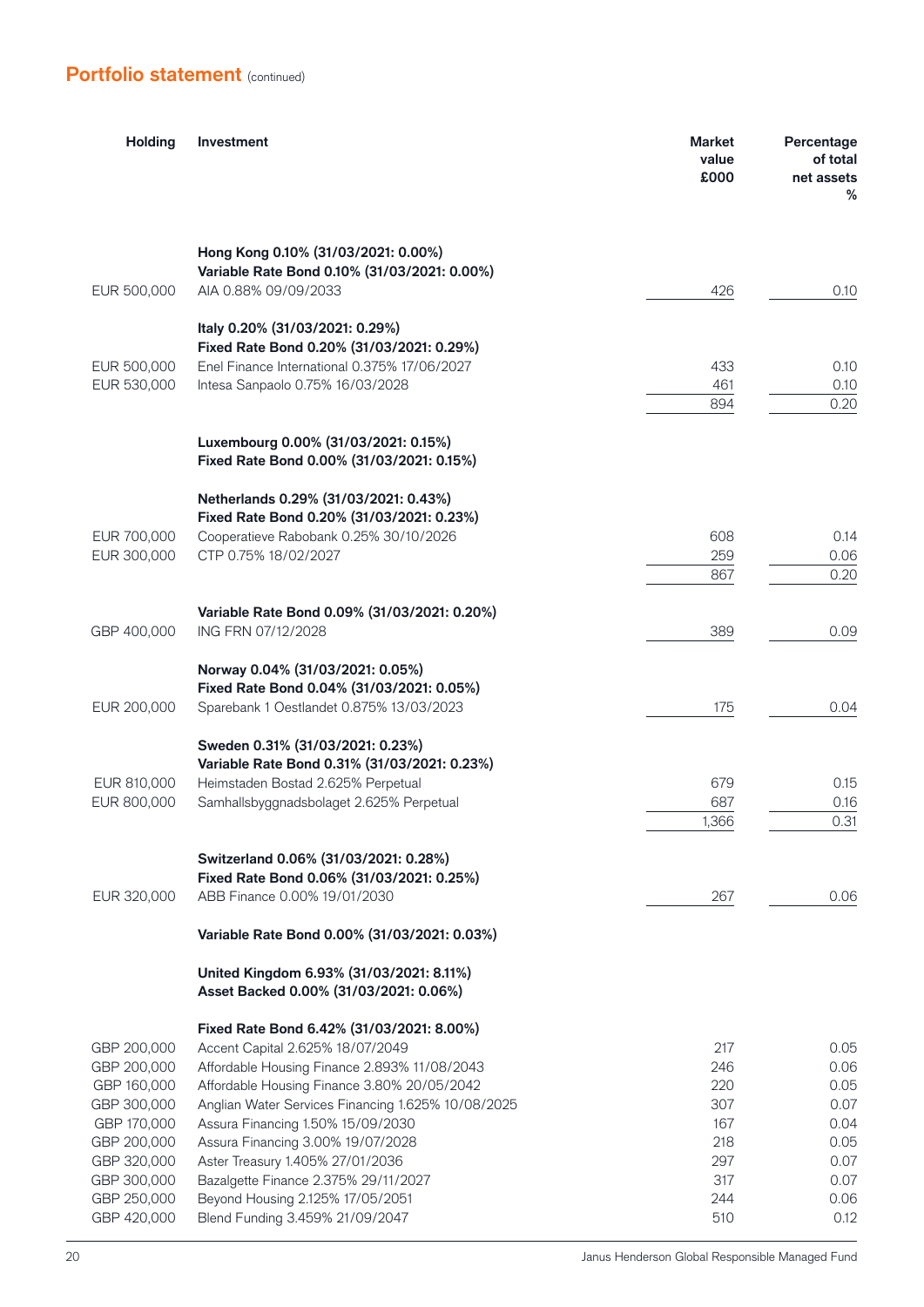## Portfolio statement (continued)

| Holding | Investment | Market value £000 | Percentage of total net assets % |
|---|---|---|---|
| | **Hong Kong 0.10% (31/03/2021: 0.00%)** | | |
| | **Variable Rate Bond 0.10% (31/03/2021: 0.00%)** | | |
| EUR 500,000 | AIA 0.88% 09/09/2033 | 426 | 0.10 |
| | | | |
| | **Italy 0.20% (31/03/2021: 0.29%)** | | |
| | **Fixed Rate Bond 0.20% (31/03/2021: 0.29%)** | | |
| EUR 500,000 | Enel Finance International 0.375% 17/06/2027 | 433 | 0.10 |
| EUR 530,000 | Intesa Sanpaolo 0.75% 16/03/2028 | 461 | 0.10 |
| | | 894 | 0.20 |
| | | | |
| | **Luxembourg 0.00% (31/03/2021: 0.15%)** | | |
| | **Fixed Rate Bond 0.00% (31/03/2021: 0.15%)** | | |
| | | | |
| | **Netherlands 0.29% (31/03/2021: 0.43%)** | | |
| | **Fixed Rate Bond 0.20% (31/03/2021: 0.23%)** | | |
| EUR 700,000 | Cooperatieve Rabobank 0.25% 30/10/2026 | 608 | 0.14 |
| EUR 300,000 | CTP 0.75% 18/02/2027 | 259 | 0.06 |
| | | 867 | 0.20 |
| | | | |
| | **Variable Rate Bond 0.09% (31/03/2021: 0.20%)** | | |
| GBP 400,000 | ING FRN 07/12/2028 | 389 | 0.09 |
| | | | |
| | **Norway 0.04% (31/03/2021: 0.05%)** | | |
| | **Fixed Rate Bond 0.04% (31/03/2021: 0.05%)** | | |
| EUR 200,000 | Sparebank 1 Oestlandet 0.875% 13/03/2023 | 175 | 0.04 |
| | | | |
| | **Sweden 0.31% (31/03/2021: 0.23%)** | | |
| | **Variable Rate Bond 0.31% (31/03/2021: 0.23%)** | | |
| EUR 810,000 | Heimstaden Bostad 2.625% Perpetual | 679 | 0.15 |
| EUR 800,000 | Samhallsbyggnadsbolaget 2.625% Perpetual | 687 | 0.16 |
| | | 1,366 | 0.31 |
| | | | |
| | **Switzerland 0.06% (31/03/2021: 0.28%)** | | |
| | **Fixed Rate Bond 0.06% (31/03/2021: 0.25%)** | | |
| EUR 320,000 | ABB Finance 0.00% 19/01/2030 | 267 | 0.06 |
| | | | |
| | **Variable Rate Bond 0.00% (31/03/2021: 0.03%)** | | |
| | | | |
| | **United Kingdom 6.93% (31/03/2021: 8.11%)** | | |
| | **Asset Backed 0.00% (31/03/2021: 0.06%)** | | |
| | | | |
| | **Fixed Rate Bond 6.42% (31/03/2021: 8.00%)** | | |
| GBP 200,000 | Accent Capital 2.625% 18/07/2049 | 217 | 0.05 |
| GBP 200,000 | Affordable Housing Finance 2.893% 11/08/2043 | 246 | 0.06 |
| GBP 160,000 | Affordable Housing Finance 3.80% 20/05/2042 | 220 | 0.05 |
| GBP 300,000 | Anglian Water Services Financing 1.625% 10/08/2025 | 307 | 0.07 |
| GBP 170,000 | Assura Financing 1.50% 15/09/2030 | 167 | 0.04 |
| GBP 200,000 | Assura Financing 3.00% 19/07/2028 | 218 | 0.05 |
| GBP 320,000 | Aster Treasury 1.405% 27/01/2036 | 297 | 0.07 |
| GBP 300,000 | Bazalgette Finance 2.375% 29/11/2027 | 317 | 0.07 |
| GBP 250,000 | Beyond Housing 2.125% 17/05/2051 | 244 | 0.06 |
| GBP 420,000 | Blend Funding 3.459% 21/09/2047 | 510 | 0.12 |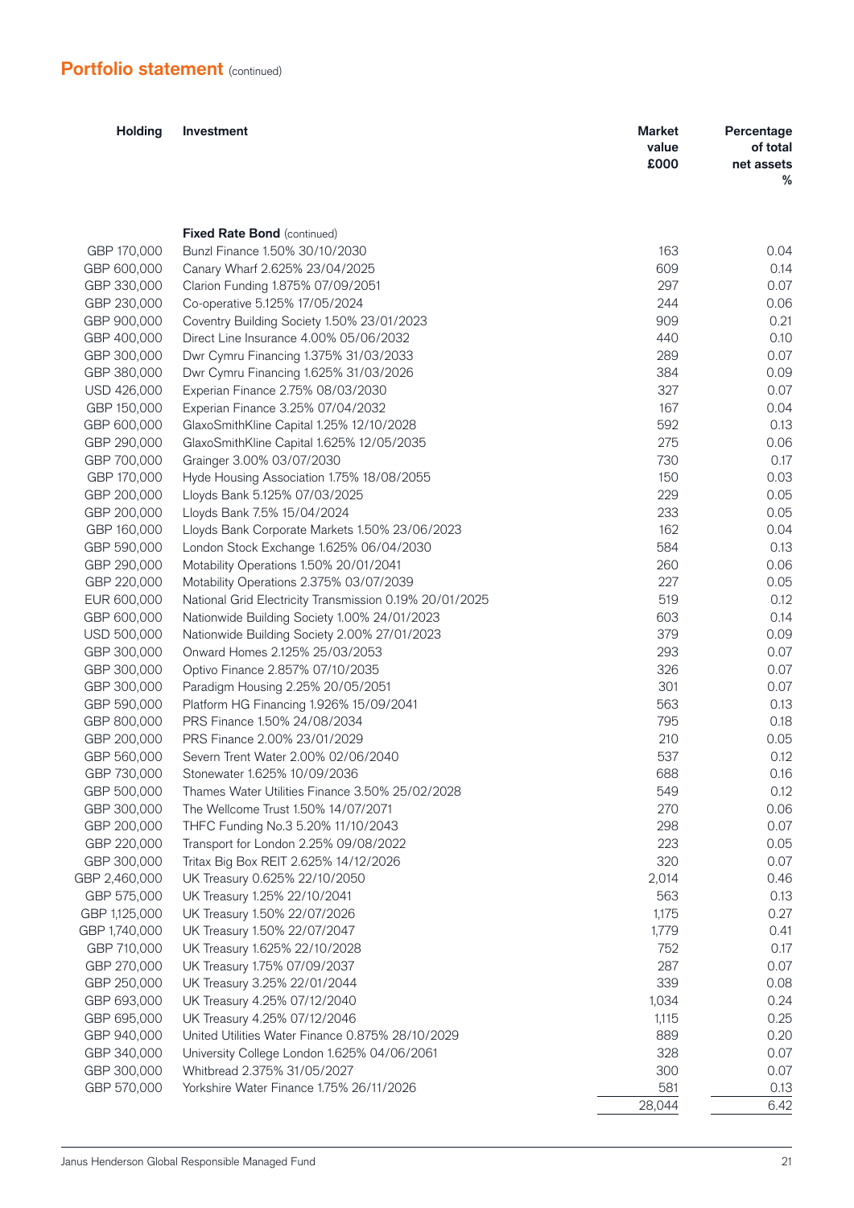## Portfolio statement (continued)

| Holding | Investment | Market value £000 | Percentage of total net assets % |
|---|---|---|---|
| | **Fixed Rate Bond** (continued) | | |
| GBP 170,000 | Bunzl Finance 1.50% 30/10/2030 | 163 | 0.04 |
| GBP 600,000 | Canary Wharf 2.625% 23/04/2025 | 609 | 0.14 |
| GBP 330,000 | Clarion Funding 1.875% 07/09/2051 | 297 | 0.07 |
| GBP 230,000 | Co-operative 5.125% 17/05/2024 | 244 | 0.06 |
| GBP 900,000 | Coventry Building Society 1.50% 23/01/2023 | 909 | 0.21 |
| GBP 400,000 | Direct Line Insurance 4.00% 05/06/2032 | 440 | 0.10 |
| GBP 300,000 | Dwr Cymru Financing 1.375% 31/03/2033 | 289 | 0.07 |
| GBP 380,000 | Dwr Cymru Financing 1.625% 31/03/2026 | 384 | 0.09 |
| USD 426,000 | Experian Finance 2.75% 08/03/2030 | 327 | 0.07 |
| GBP 150,000 | Experian Finance 3.25% 07/04/2032 | 167 | 0.04 |
| GBP 600,000 | GlaxoSmithKline Capital 1.25% 12/10/2028 | 592 | 0.13 |
| GBP 290,000 | GlaxoSmithKline Capital 1.625% 12/05/2035 | 275 | 0.06 |
| GBP 700,000 | Grainger 3.00% 03/07/2030 | 730 | 0.17 |
| GBP 170,000 | Hyde Housing Association 1.75% 18/08/2055 | 150 | 0.03 |
| GBP 200,000 | Lloyds Bank 5.125% 07/03/2025 | 229 | 0.05 |
| GBP 200,000 | Lloyds Bank 7.5% 15/04/2024 | 233 | 0.05 |
| GBP 160,000 | Lloyds Bank Corporate Markets 1.50% 23/06/2023 | 162 | 0.04 |
| GBP 590,000 | London Stock Exchange 1.625% 06/04/2030 | 584 | 0.13 |
| GBP 290,000 | Motability Operations 1.50% 20/01/2041 | 260 | 0.06 |
| GBP 220,000 | Motability Operations 2.375% 03/07/2039 | 227 | 0.05 |
| EUR 600,000 | National Grid Electricity Transmission 0.19% 20/01/2025 | 519 | 0.12 |
| GBP 600,000 | Nationwide Building Society 1.00% 24/01/2023 | 603 | 0.14 |
| USD 500,000 | Nationwide Building Society 2.00% 27/01/2023 | 379 | 0.09 |
| GBP 300,000 | Onward Homes 2.125% 25/03/2053 | 293 | 0.07 |
| GBP 300,000 | Optivo Finance 2.857% 07/10/2035 | 326 | 0.07 |
| GBP 300,000 | Paradigm Housing 2.25% 20/05/2051 | 301 | 0.07 |
| GBP 590,000 | Platform HG Financing 1.926% 15/09/2041 | 563 | 0.13 |
| GBP 800,000 | PRS Finance 1.50% 24/08/2034 | 795 | 0.18 |
| GBP 200,000 | PRS Finance 2.00% 23/01/2029 | 210 | 0.05 |
| GBP 560,000 | Severn Trent Water 2.00% 02/06/2040 | 537 | 0.12 |
| GBP 730,000 | Stonewater 1.625% 10/09/2036 | 688 | 0.16 |
| GBP 500,000 | Thames Water Utilities Finance 3.50% 25/02/2028 | 549 | 0.12 |
| GBP 300,000 | The Wellcome Trust 1.50% 14/07/2071 | 270 | 0.06 |
| GBP 200,000 | THFC Funding No.3 5.20% 11/10/2043 | 298 | 0.07 |
| GBP 220,000 | Transport for London 2.25% 09/08/2022 | 223 | 0.05 |
| GBP 300,000 | Tritax Big Box REIT 2.625% 14/12/2026 | 320 | 0.07 |
| GBP 2,460,000 | UK Treasury 0.625% 22/10/2050 | 2,014 | 0.46 |
| GBP 575,000 | UK Treasury 1.25% 22/10/2041 | 563 | 0.13 |
| GBP 1,125,000 | UK Treasury 1.50% 22/07/2026 | 1,175 | 0.27 |
| GBP 1,740,000 | UK Treasury 1.50% 22/07/2047 | 1,779 | 0.41 |
| GBP 710,000 | UK Treasury 1.625% 22/10/2028 | 752 | 0.17 |
| GBP 270,000 | UK Treasury 1.75% 07/09/2037 | 287 | 0.07 |
| GBP 250,000 | UK Treasury 3.25% 22/01/2044 | 339 | 0.08 |
| GBP 693,000 | UK Treasury 4.25% 07/12/2040 | 1,034 | 0.24 |
| GBP 695,000 | UK Treasury 4.25% 07/12/2046 | 1,115 | 0.25 |
| GBP 940,000 | United Utilities Water Finance 0.875% 28/10/2029 | 889 | 0.20 |
| GBP 340,000 | University College London 1.625% 04/06/2061 | 328 | 0.07 |
| GBP 300,000 | Whitbread 2.375% 31/05/2027 | 300 | 0.07 |
| GBP 570,000 | Yorkshire Water Finance 1.75% 26/11/2026 | 581 | 0.13 |
| | | 28,044 | 6.42 |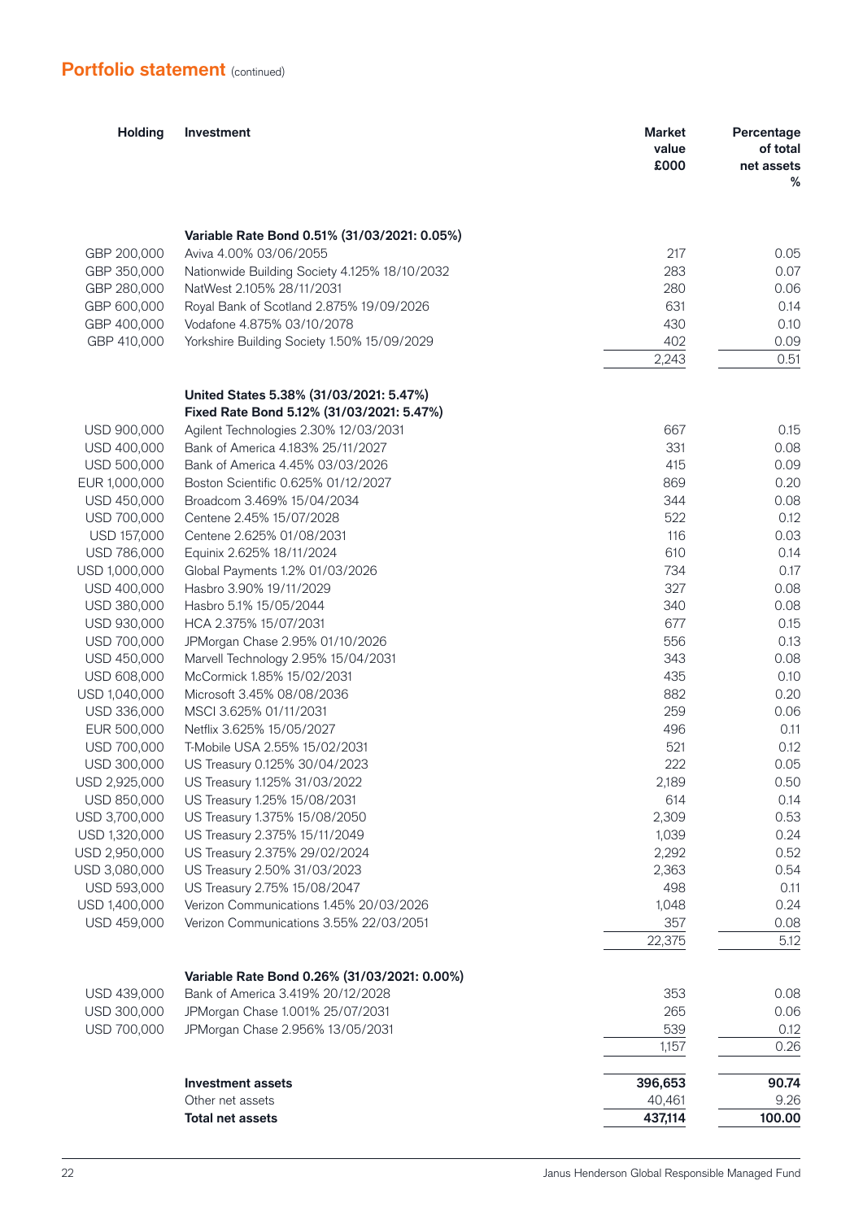## Portfolio statement (continued)

| Holding | Investment | Market value £000 | Percentage of total net assets % |
|---|---|---|---|
| | **Variable Rate Bond 0.51% (31/03/2021: 0.05%)** | | |
| GBP 200,000 | Aviva 4.00% 03/06/2055 | 217 | 0.05 |
| GBP 350,000 | Nationwide Building Society 4.125% 18/10/2032 | 283 | 0.07 |
| GBP 280,000 | NatWest 2.105% 28/11/2031 | 280 | 0.06 |
| GBP 600,000 | Royal Bank of Scotland 2.875% 19/09/2026 | 631 | 0.14 |
| GBP 400,000 | Vodafone 4.875% 03/10/2078 | 430 | 0.10 |
| GBP 410,000 | Yorkshire Building Society 1.50% 15/09/2029 | 402 | 0.09 |
| | | 2,243 | 0.51 |
| | **United States 5.38% (31/03/2021: 5.47%)** | | |
| | **Fixed Rate Bond 5.12% (31/03/2021: 5.47%)** | | |
| USD 900,000 | Agilent Technologies 2.30% 12/03/2031 | 667 | 0.15 |
| USD 400,000 | Bank of America 4.183% 25/11/2027 | 331 | 0.08 |
| USD 500,000 | Bank of America 4.45% 03/03/2026 | 415 | 0.09 |
| EUR 1,000,000 | Boston Scientific 0.625% 01/12/2027 | 869 | 0.20 |
| USD 450,000 | Broadcom 3.469% 15/04/2034 | 344 | 0.08 |
| USD 700,000 | Centene 2.45% 15/07/2028 | 522 | 0.12 |
| USD 157,000 | Centene 2.625% 01/08/2031 | 116 | 0.03 |
| USD 786,000 | Equinix 2.625% 18/11/2024 | 610 | 0.14 |
| USD 1,000,000 | Global Payments 1.2% 01/03/2026 | 734 | 0.17 |
| USD 400,000 | Hasbro 3.90% 19/11/2029 | 327 | 0.08 |
| USD 380,000 | Hasbro 5.1% 15/05/2044 | 340 | 0.08 |
| USD 930,000 | HCA 2.375% 15/07/2031 | 677 | 0.15 |
| USD 700,000 | JPMorgan Chase 2.95% 01/10/2026 | 556 | 0.13 |
| USD 450,000 | Marvell Technology 2.95% 15/04/2031 | 343 | 0.08 |
| USD 608,000 | McCormick 1.85% 15/02/2031 | 435 | 0.10 |
| USD 1,040,000 | Microsoft 3.45% 08/08/2036 | 882 | 0.20 |
| USD 336,000 | MSCI 3.625% 01/11/2031 | 259 | 0.06 |
| EUR 500,000 | Netflix 3.625% 15/05/2027 | 496 | 0.11 |
| USD 700,000 | T-Mobile USA 2.55% 15/02/2031 | 521 | 0.12 |
| USD 300,000 | US Treasury 0.125% 30/04/2023 | 222 | 0.05 |
| USD 2,925,000 | US Treasury 1.125% 31/03/2022 | 2,189 | 0.50 |
| USD 850,000 | US Treasury 1.25% 15/08/2031 | 614 | 0.14 |
| USD 3,700,000 | US Treasury 1.375% 15/08/2050 | 2,309 | 0.53 |
| USD 1,320,000 | US Treasury 2.375% 15/11/2049 | 1,039 | 0.24 |
| USD 2,950,000 | US Treasury 2.375% 29/02/2024 | 2,292 | 0.52 |
| USD 3,080,000 | US Treasury 2.50% 31/03/2023 | 2,363 | 0.54 |
| USD 593,000 | US Treasury 2.75% 15/08/2047 | 498 | 0.11 |
| USD 1,400,000 | Verizon Communications 1.45% 20/03/2026 | 1,048 | 0.24 |
| USD 459,000 | Verizon Communications 3.55% 22/03/2051 | 357 | 0.08 |
| | | 22,375 | 5.12 |
| | **Variable Rate Bond 0.26% (31/03/2021: 0.00%)** | | |
| USD 439,000 | Bank of America 3.419% 20/12/2028 | 353 | 0.08 |
| USD 300,000 | JPMorgan Chase 1.001% 25/07/2031 | 265 | 0.06 |
| USD 700,000 | JPMorgan Chase 2.956% 13/05/2031 | 539 | 0.12 |
| | | 1,157 | 0.26 |
| | **Investment assets** | **396,653** | **90.74** |
| | Other net assets | 40,461 | 9.26 |
| | **Total net assets** | **437,114** | **100.00** |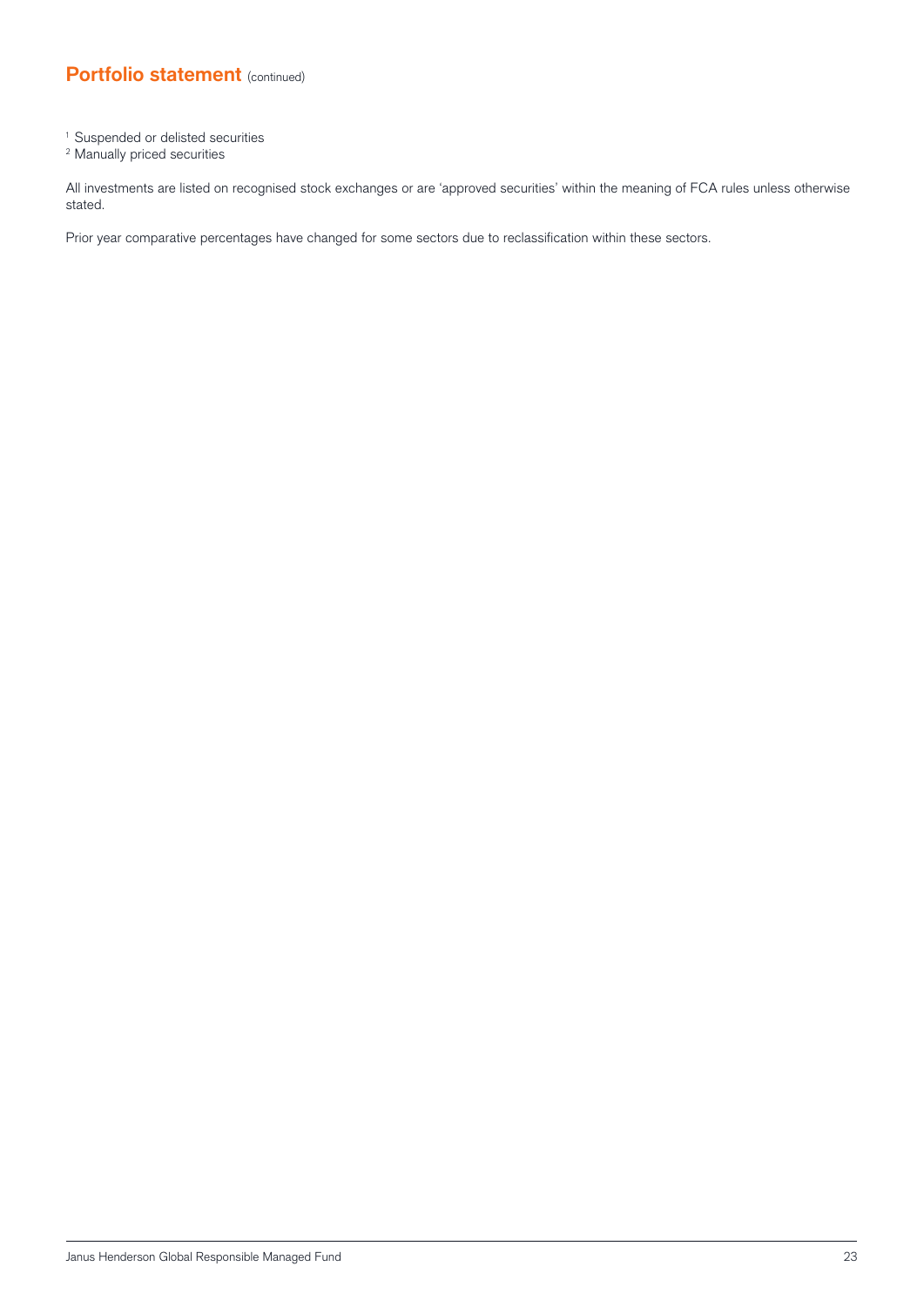## Portfolio statement (continued)

[1] Suspended or delisted securities
[2] Manually priced securities

All investments are listed on recognised stock exchanges or are 'approved securities' within the meaning of FCA rules unless otherwise stated.

Prior year comparative percentages have changed for some sectors due to reclassification within these sectors.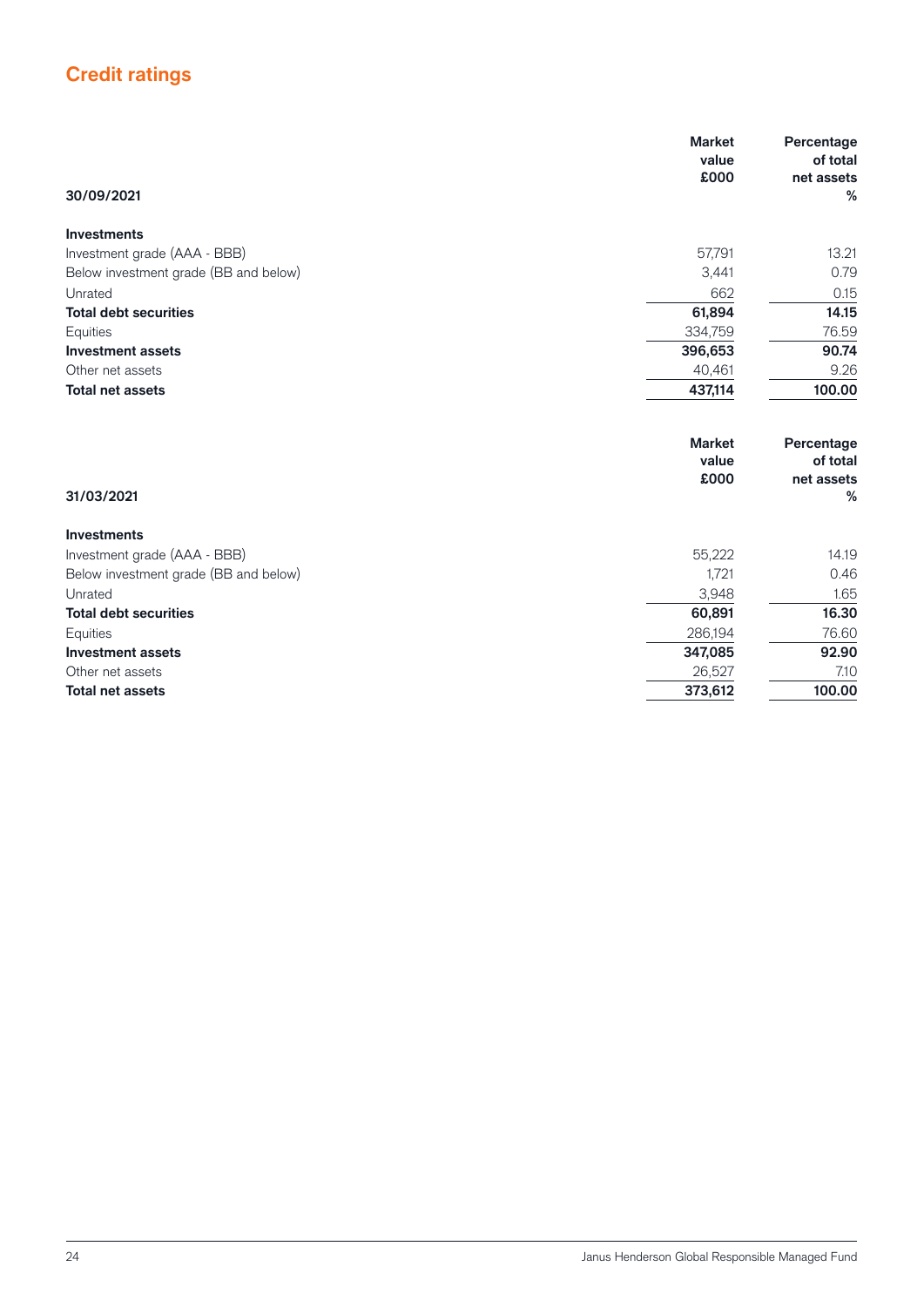## Credit ratings

| 30/09/2021 | Market value £000 | Percentage of total net assets % |
|---|---|---|
| **Investments** | | |
| Investment grade (AAA - BBB) | 57,791 | 13.21 |
| Below investment grade (BB and below) | 3,441 | 0.79 |
| Unrated | 662 | 0.15 |
| **Total debt securities** | **61,894** | **14.15** |
| Equities | 334,759 | 76.59 |
| **Investment assets** | **396,653** | **90.74** |
| Other net assets | 40,461 | 9.26 |
| **Total net assets** | **437,114** | **100.00** |

| 31/03/2021 | Market value £000 | Percentage of total net assets % |
|---|---|---|
| **Investments** | | |
| Investment grade (AAA - BBB) | 55,222 | 14.19 |
| Below investment grade (BB and below) | 1,721 | 0.46 |
| Unrated | 3,948 | 1.65 |
| **Total debt securities** | **60,891** | **16.30** |
| Equities | 286,194 | 76.60 |
| **Investment assets** | **347,085** | **92.90** |
| Other net assets | 26,527 | 7.10 |
| **Total net assets** | **373,612** | **100.00** |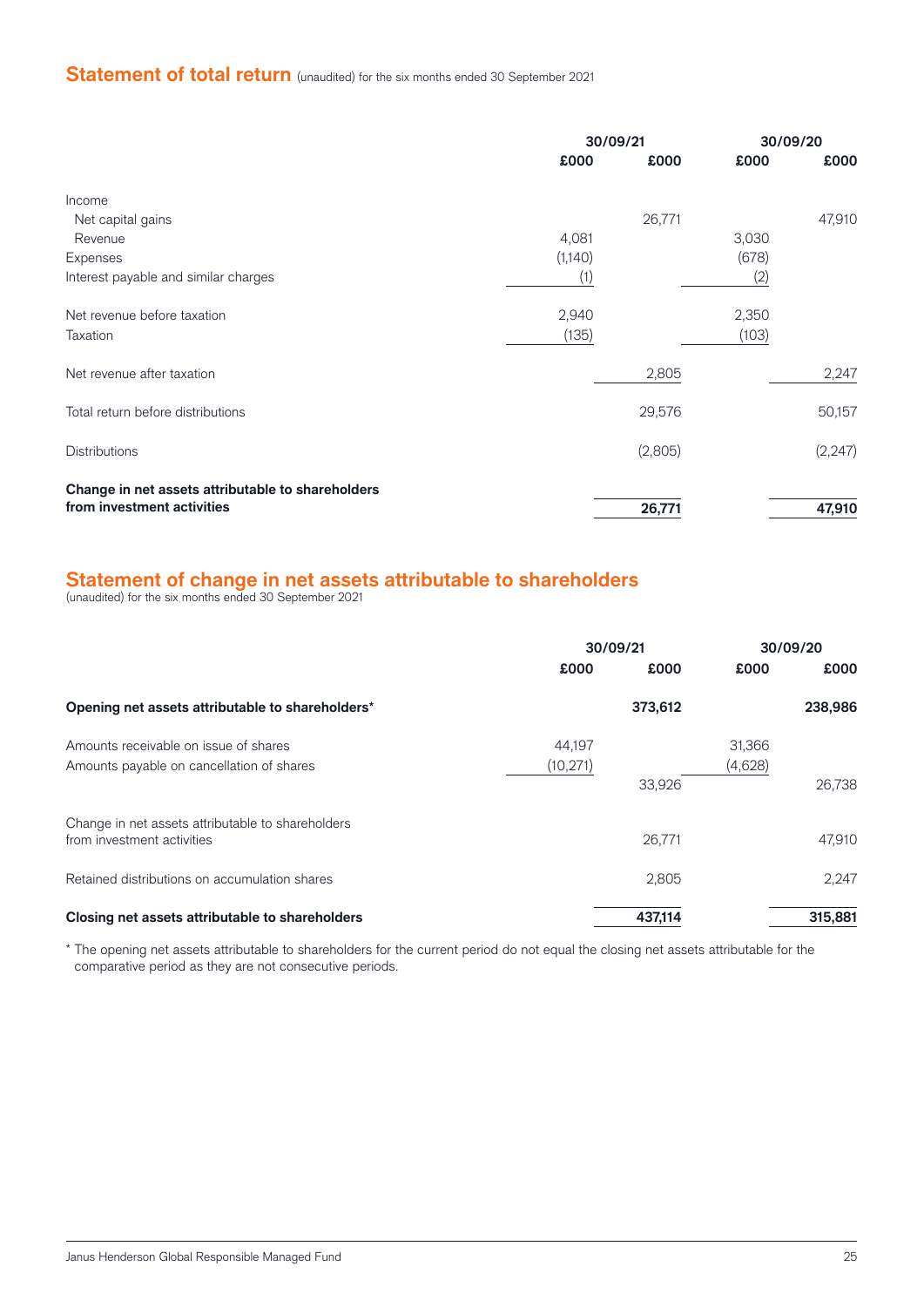## Statement of total return (unaudited) for the six months ended 30 September 2021

| | 30/09/21 | | 30/09/20 | |
|---|---|---|---|---|
| | £000 | £000 | £000 | £000 |
| Income | | | | |
| Net capital gains | | 26,771 | | 47,910 |
| Revenue | 4,081 | | 3,030 | |
| Expenses | (1,140) | | (678) | |
| Interest payable and similar charges | (1) | | (2) | |
| Net revenue before taxation | 2,940 | | 2,350 | |
| Taxation | (135) | | (103) | |
| Net revenue after taxation | | 2,805 | | 2,247 |
| Total return before distributions | | 29,576 | | 50,157 |
| Distributions | | (2,805) | | (2,247) |
| **Change in net assets attributable to shareholders from investment activities** | | **26,771** | | **47,910** |

## Statement of change in net assets attributable to shareholders

(unaudited) for the six months ended 30 September 2021

| | 30/09/21 | | 30/09/20 | |
|---|---|---|---|---|
| | £000 | £000 | £000 | £000 |
| **Opening net assets attributable to shareholders*** | | **373,612** | | **238,986** |
| Amounts receivable on issue of shares | 44,197 | | 31,366 | |
| Amounts payable on cancellation of shares | (10,271) | | (4,628) | |
| | | 33,926 | | 26,738 |
| Change in net assets attributable to shareholders from investment activities | | 26,771 | | 47,910 |
| Retained distributions on accumulation shares | | 2,805 | | 2,247 |
| **Closing net assets attributable to shareholders** | | **437,114** | | **315,881** |

* The opening net assets attributable to shareholders for the current period do not equal the closing net assets attributable for the comparative period as they are not consecutive periods.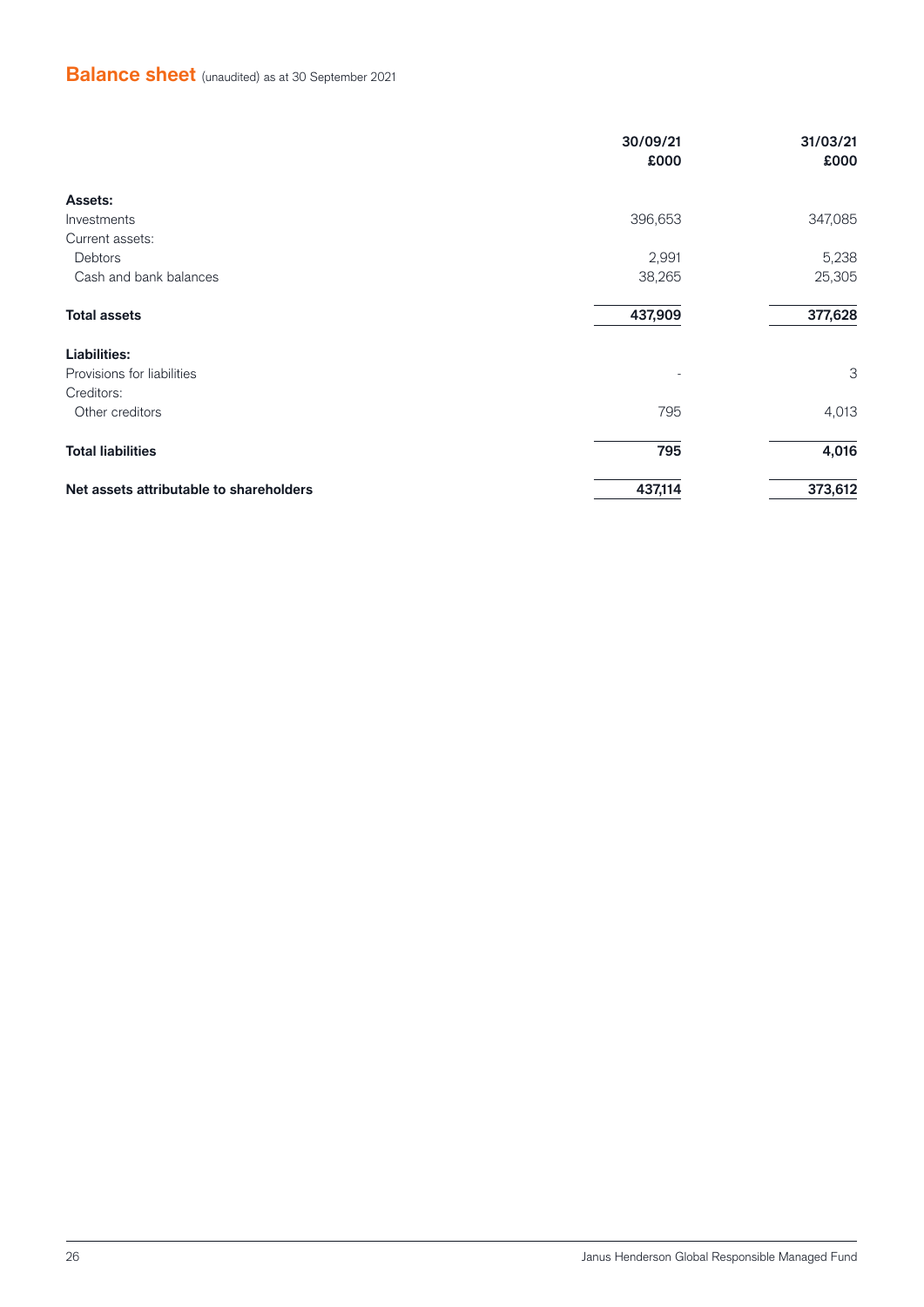## Balance sheet (unaudited) as at 30 September 2021

| | 30/09/21<br>£000 | 31/03/21<br>£000 |
|---|---|---|
| **Assets:** | | |
| Investments | 396,653 | 347,085 |
| Current assets: | | |
| Debtors | 2,991 | 5,238 |
| Cash and bank balances | 38,265 | 25,305 |
| **Total assets** | **437,909** | **377,628** |
| **Liabilities:** | | |
| Provisions for liabilities | - | 3 |
| Creditors: | | |
| Other creditors | 795 | 4,013 |
| **Total liabilities** | **795** | **4,016** |
| **Net assets attributable to shareholders** | **437,114** | **373,612** |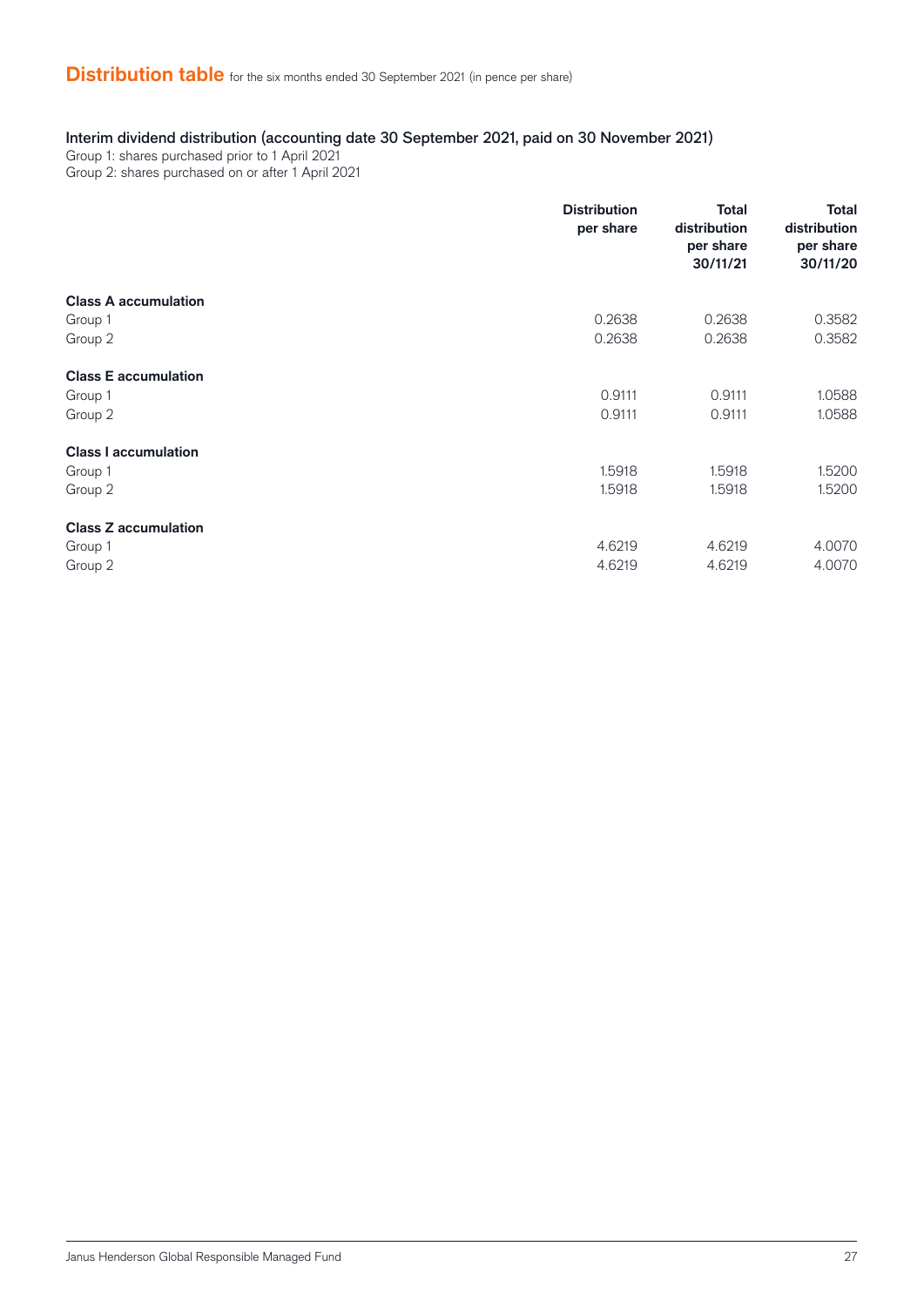# Distribution table for the six months ended 30 September 2021 (in pence per share)

**Interim dividend distribution (accounting date 30 September 2021, paid on 30 November 2021)**

Group 1: shares purchased prior to 1 April 2021
Group 2: shares purchased on or after 1 April 2021

| | Distribution per share | Total distribution per share 30/11/21 | Total distribution per share 30/11/20 |
|---|---|---|---|
| **Class A accumulation** | | | |
| Group 1 | 0.2638 | 0.2638 | 0.3582 |
| Group 2 | 0.2638 | 0.2638 | 0.3582 |
| **Class E accumulation** | | | |
| Group 1 | 0.9111 | 0.9111 | 1.0588 |
| Group 2 | 0.9111 | 0.9111 | 1.0588 |
| **Class I accumulation** | | | |
| Group 1 | 1.5918 | 1.5918 | 1.5200 |
| Group 2 | 1.5918 | 1.5918 | 1.5200 |
| **Class Z accumulation** | | | |
| Group 1 | 4.6219 | 4.6219 | 4.0070 |
| Group 2 | 4.6219 | 4.6219 | 4.0070 |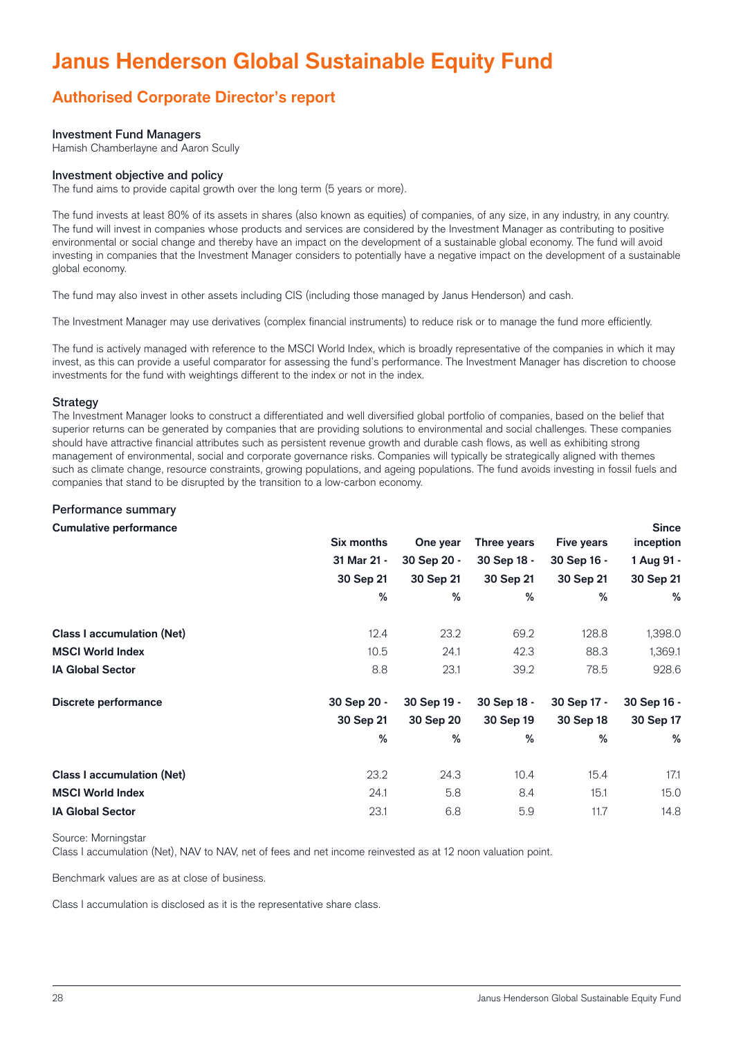# Janus Henderson Global Sustainable Equity Fund

## Authorised Corporate Director's report

### Investment Fund Managers

Hamish Chamberlayne and Aaron Scully

### Investment objective and policy

The fund aims to provide capital growth over the long term (5 years or more).

The fund invests at least 80% of its assets in shares (also known as equities) of companies, of any size, in any industry, in any country. The fund will invest in companies whose products and services are considered by the Investment Manager as contributing to positive environmental or social change and thereby have an impact on the development of a sustainable global economy. The fund will avoid investing in companies that the Investment Manager considers to potentially have a negative impact on the development of a sustainable global economy.

The fund may also invest in other assets including CIS (including those managed by Janus Henderson) and cash.

The Investment Manager may use derivatives (complex financial instruments) to reduce risk or to manage the fund more efficiently.

The fund is actively managed with reference to the MSCI World Index, which is broadly representative of the companies in which it may invest, as this can provide a useful comparator for assessing the fund's performance. The Investment Manager has discretion to choose investments for the fund with weightings different to the index or not in the index.

### Strategy

The Investment Manager looks to construct a differentiated and well diversified global portfolio of companies, based on the belief that superior returns can be generated by companies that are providing solutions to environmental and social challenges. These companies should have attractive financial attributes such as persistent revenue growth and durable cash flows, as well as exhibiting strong management of environmental, social and corporate governance risks. Companies will typically be strategically aligned with themes such as climate change, resource constraints, growing populations, and ageing populations. The fund avoids investing in fossil fuels and companies that stand to be disrupted by the transition to a low-carbon economy.

### Performance summary

| **Cumulative performance** | **Six months** | **One year** | **Three years** | **Five years** | **Since inception** |
|---|---|---|---|---|---|
| | **31 Mar 21 - 30 Sep 21** | **30 Sep 20 - 30 Sep 21** | **30 Sep 18 - 30 Sep 21** | **30 Sep 16 - 30 Sep 21** | **1 Aug 91 - 30 Sep 21** |
| | **%** | **%** | **%** | **%** | **%** |
| **Class I accumulation (Net)** | 12.4 | 23.2 | 69.2 | 128.8 | 1,398.0 |
| **MSCI World Index** | 10.5 | 24.1 | 42.3 | 88.3 | 1,369.1 |
| **IA Global Sector** | 8.8 | 23.1 | 39.2 | 78.5 | 928.6 |

| **Discrete performance** | **30 Sep 20 - 30 Sep 21** | **30 Sep 19 - 30 Sep 20** | **30 Sep 18 - 30 Sep 19** | **30 Sep 17 - 30 Sep 18** | **30 Sep 16 - 30 Sep 17** |
|---|---|---|---|---|---|
| | **%** | **%** | **%** | **%** | **%** |
| **Class I accumulation (Net)** | 23.2 | 24.3 | 10.4 | 15.4 | 17.1 |
| **MSCI World Index** | 24.1 | 5.8 | 8.4 | 15.1 | 15.0 |
| **IA Global Sector** | 23.1 | 6.8 | 5.9 | 11.7 | 14.8 |

Source: Morningstar
Class I accumulation (Net), NAV to NAV, net of fees and net income reinvested as at 12 noon valuation point.

Benchmark values are as at close of business.

Class I accumulation is disclosed as it is the representative share class.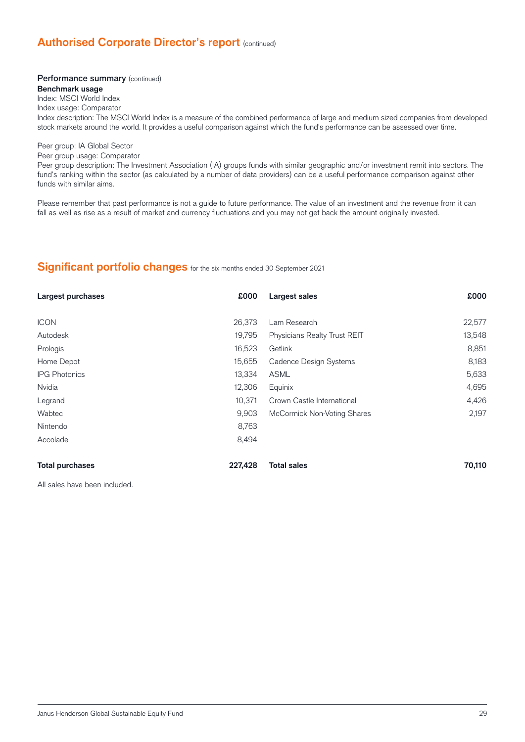## Authorised Corporate Director's report (continued)

### Performance summary (continued)

**Benchmark usage**

Index: MSCI World Index

Index usage: Comparator

Index description: The MSCI World Index is a measure of the combined performance of large and medium sized companies from developed stock markets around the world. It provides a useful comparison against which the fund's performance can be assessed over time.

Peer group: IA Global Sector

Peer group usage: Comparator

Peer group description: The Investment Association (IA) groups funds with similar geographic and/or investment remit into sectors. The fund's ranking within the sector (as calculated by a number of data providers) can be a useful performance comparison against other funds with similar aims.

Please remember that past performance is not a guide to future performance. The value of an investment and the revenue from it can fall as well as rise as a result of market and currency fluctuations and you may not get back the amount originally invested.

## Significant portfolio changes for the six months ended 30 September 2021

| Largest purchases | £000 | Largest sales | £000 |
|---|---|---|---|
| ICON | 26,373 | Lam Research | 22,577 |
| Autodesk | 19,795 | Physicians Realty Trust REIT | 13,548 |
| Prologis | 16,523 | Getlink | 8,851 |
| Home Depot | 15,655 | Cadence Design Systems | 8,183 |
| IPG Photonics | 13,334 | ASML | 5,633 |
| Nvidia | 12,306 | Equinix | 4,695 |
| Legrand | 10,371 | Crown Castle International | 4,426 |
| Wabtec | 9,903 | McCormick Non-Voting Shares | 2,197 |
| Nintendo | 8,763 | | |
| Accolade | 8,494 | | |
| **Total purchases** | **227,428** | **Total sales** | **70,110** |

All sales have been included.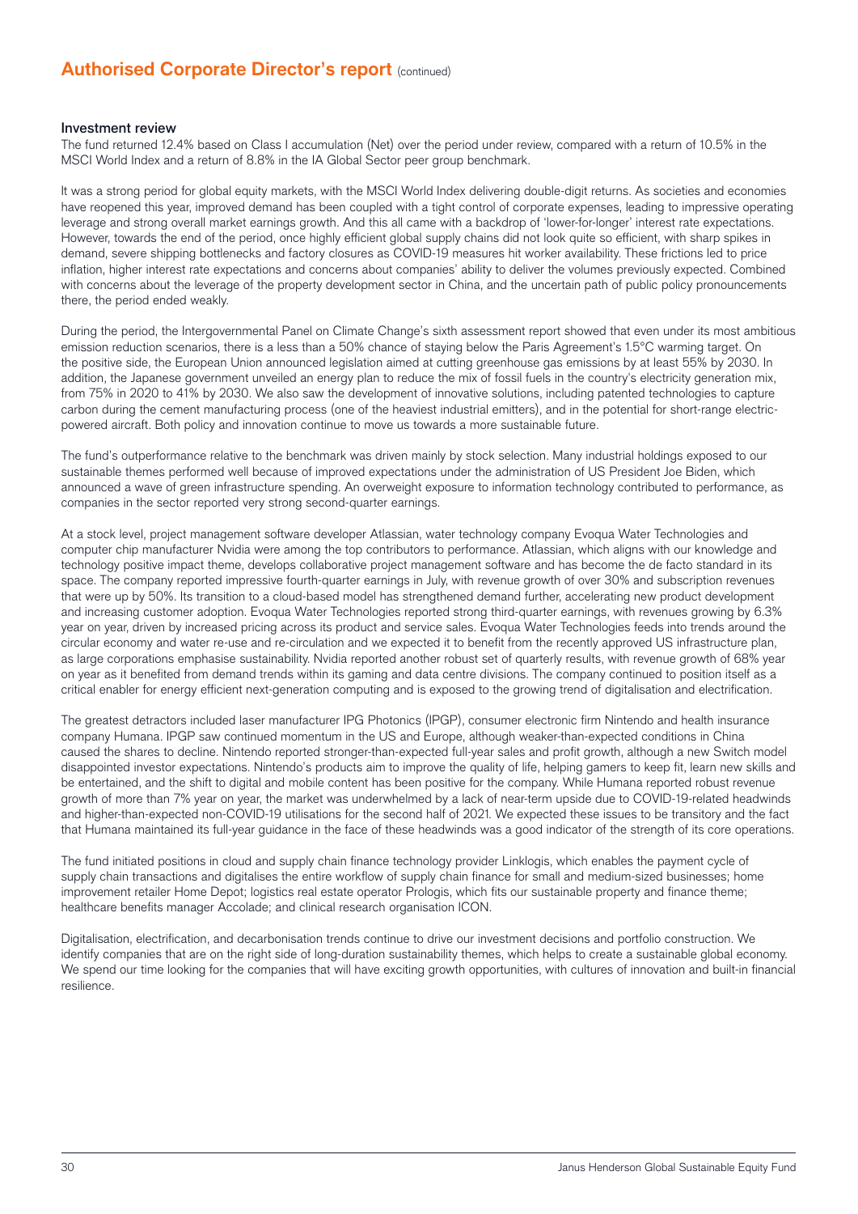## Authorised Corporate Director's report (continued)

### Investment review

The fund returned 12.4% based on Class I accumulation (Net) over the period under review, compared with a return of 10.5% in the MSCI World Index and a return of 8.8% in the IA Global Sector peer group benchmark.

It was a strong period for global equity markets, with the MSCI World Index delivering double-digit returns. As societies and economies have reopened this year, improved demand has been coupled with a tight control of corporate expenses, leading to impressive operating leverage and strong overall market earnings growth. And this all came with a backdrop of 'lower-for-longer' interest rate expectations. However, towards the end of the period, once highly efficient global supply chains did not look quite so efficient, with sharp spikes in demand, severe shipping bottlenecks and factory closures as COVID-19 measures hit worker availability. These frictions led to price inflation, higher interest rate expectations and concerns about companies' ability to deliver the volumes previously expected. Combined with concerns about the leverage of the property development sector in China, and the uncertain path of public policy pronouncements there, the period ended weakly.

During the period, the Intergovernmental Panel on Climate Change's sixth assessment report showed that even under its most ambitious emission reduction scenarios, there is a less than a 50% chance of staying below the Paris Agreement's 1.5°C warming target. On the positive side, the European Union announced legislation aimed at cutting greenhouse gas emissions by at least 55% by 2030. In addition, the Japanese government unveiled an energy plan to reduce the mix of fossil fuels in the country's electricity generation mix, from 75% in 2020 to 41% by 2030. We also saw the development of innovative solutions, including patented technologies to capture carbon during the cement manufacturing process (one of the heaviest industrial emitters), and in the potential for short-range electric-powered aircraft. Both policy and innovation continue to move us towards a more sustainable future.

The fund's outperformance relative to the benchmark was driven mainly by stock selection. Many industrial holdings exposed to our sustainable themes performed well because of improved expectations under the administration of US President Joe Biden, which announced a wave of green infrastructure spending. An overweight exposure to information technology contributed to performance, as companies in the sector reported very strong second-quarter earnings.

At a stock level, project management software developer Atlassian, water technology company Evoqua Water Technologies and computer chip manufacturer Nvidia were among the top contributors to performance. Atlassian, which aligns with our knowledge and technology positive impact theme, develops collaborative project management software and has become the de facto standard in its space. The company reported impressive fourth-quarter earnings in July, with revenue growth of over 30% and subscription revenues that were up by 50%. Its transition to a cloud-based model has strengthened demand further, accelerating new product development and increasing customer adoption. Evoqua Water Technologies reported strong third-quarter earnings, with revenues growing by 6.3% year on year, driven by increased pricing across its product and service sales. Evoqua Water Technologies feeds into trends around the circular economy and water re-use and re-circulation and we expected it to benefit from the recently approved US infrastructure plan, as large corporations emphasise sustainability. Nvidia reported another robust set of quarterly results, with revenue growth of 68% year on year as it benefited from demand trends within its gaming and data centre divisions. The company continued to position itself as a critical enabler for energy efficient next-generation computing and is exposed to the growing trend of digitalisation and electrification.

The greatest detractors included laser manufacturer IPG Photonics (IPGP), consumer electronic firm Nintendo and health insurance company Humana. IPGP saw continued momentum in the US and Europe, although weaker-than-expected conditions in China caused the shares to decline. Nintendo reported stronger-than-expected full-year sales and profit growth, although a new Switch model disappointed investor expectations. Nintendo's products aim to improve the quality of life, helping gamers to keep fit, learn new skills and be entertained, and the shift to digital and mobile content has been positive for the company. While Humana reported robust revenue growth of more than 7% year on year, the market was underwhelmed by a lack of near-term upside due to COVID-19-related headwinds and higher-than-expected non-COVID-19 utilisations for the second half of 2021. We expected these issues to be transitory and the fact that Humana maintained its full-year guidance in the face of these headwinds was a good indicator of the strength of its core operations.

The fund initiated positions in cloud and supply chain finance technology provider Linklogis, which enables the payment cycle of supply chain transactions and digitalises the entire workflow of supply chain finance for small and medium-sized businesses; home improvement retailer Home Depot; logistics real estate operator Prologis, which fits our sustainable property and finance theme; healthcare benefits manager Accolade; and clinical research organisation ICON.

Digitalisation, electrification, and decarbonisation trends continue to drive our investment decisions and portfolio construction. We identify companies that are on the right side of long-duration sustainability themes, which helps to create a sustainable global economy. We spend our time looking for the companies that will have exciting growth opportunities, with cultures of innovation and built-in financial resilience.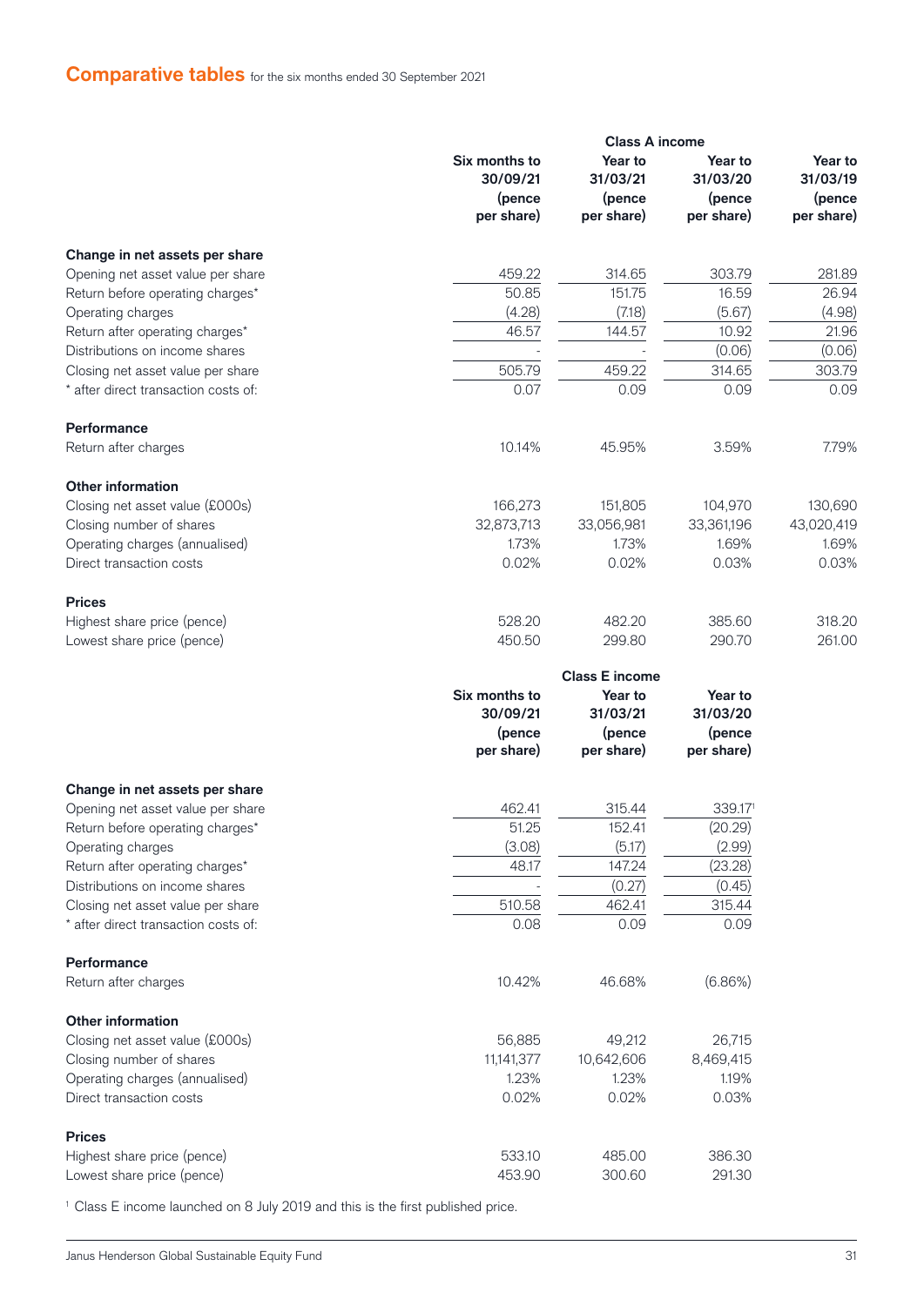## Comparative tables for the six months ended 30 September 2021

| | Class A income | | | |
|---|---|---|---|---|
| | Six months to 30/09/21 (pence per share) | Year to 31/03/21 (pence per share) | Year to 31/03/20 (pence per share) | Year to 31/03/19 (pence per share) |
| **Change in net assets per share** | | | | |
| Opening net asset value per share | 459.22 | 314.65 | 303.79 | 281.89 |
| Return before operating charges* | 50.85 | 151.75 | 16.59 | 26.94 |
| Operating charges | (4.28) | (7.18) | (5.67) | (4.98) |
| Return after operating charges* | 46.57 | 144.57 | 10.92 | 21.96 |
| Distributions on income shares | - | - | (0.06) | (0.06) |
| Closing net asset value per share | 505.79 | 459.22 | 314.65 | 303.79 |
| * after direct transaction costs of: | 0.07 | 0.09 | 0.09 | 0.09 |
| **Performance** | | | | |
| Return after charges | 10.14% | 45.95% | 3.59% | 7.79% |
| **Other information** | | | | |
| Closing net asset value (£000s) | 166,273 | 151,805 | 104,970 | 130,690 |
| Closing number of shares | 32,873,713 | 33,056,981 | 33,361,196 | 43,020,419 |
| Operating charges (annualised) | 1.73% | 1.73% | 1.69% | 1.69% |
| Direct transaction costs | 0.02% | 0.02% | 0.03% | 0.03% |
| **Prices** | | | | |
| Highest share price (pence) | 528.20 | 482.20 | 385.60 | 318.20 |
| Lowest share price (pence) | 450.50 | 299.80 | 290.70 | 261.00 |

| | Class E income | | |
|---|---|---|---|
| | Six months to 30/09/21 (pence per share) | Year to 31/03/21 (pence per share) | Year to 31/03/20 (pence per share) |
| **Change in net assets per share** | | | |
| Opening net asset value per share | 462.41 | 315.44 | 339.17[1] |
| Return before operating charges* | 51.25 | 152.41 | (20.29) |
| Operating charges | (3.08) | (5.17) | (2.99) |
| Return after operating charges* | 48.17 | 147.24 | (23.28) |
| Distributions on income shares | - | (0.27) | (0.45) |
| Closing net asset value per share | 510.58 | 462.41 | 315.44 |
| * after direct transaction costs of: | 0.08 | 0.09 | 0.09 |
| **Performance** | | | |
| Return after charges | 10.42% | 46.68% | (6.86%) |
| **Other information** | | | |
| Closing net asset value (£000s) | 56,885 | 49,212 | 26,715 |
| Closing number of shares | 11,141,377 | 10,642,606 | 8,469,415 |
| Operating charges (annualised) | 1.23% | 1.23% | 1.19% |
| Direct transaction costs | 0.02% | 0.02% | 0.03% |
| **Prices** | | | |
| Highest share price (pence) | 533.10 | 485.00 | 386.30 |
| Lowest share price (pence) | 453.90 | 300.60 | 291.30 |

[1] Class E income launched on 8 July 2019 and this is the first published price.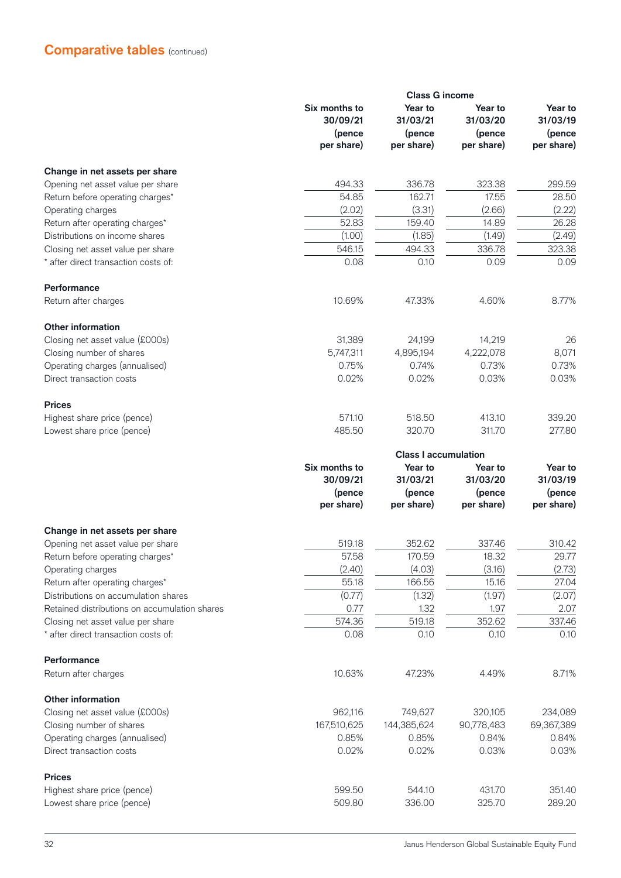## Comparative tables (continued)

| | Class G income | | | |
|---|---|---|---|---|
| | Six months to 30/09/21 (pence per share) | Year to 31/03/21 (pence per share) | Year to 31/03/20 (pence per share) | Year to 31/03/19 (pence per share) |
| **Change in net assets per share** | | | | |
| Opening net asset value per share | 494.33 | 336.78 | 323.38 | 299.59 |
| Return before operating charges* | 54.85 | 162.71 | 17.55 | 28.50 |
| Operating charges | (2.02) | (3.31) | (2.66) | (2.22) |
| Return after operating charges* | 52.83 | 159.40 | 14.89 | 26.28 |
| Distributions on income shares | (1.00) | (1.85) | (1.49) | (2.49) |
| Closing net asset value per share | 546.15 | 494.33 | 336.78 | 323.38 |
| * after direct transaction costs of: | 0.08 | 0.10 | 0.09 | 0.09 |
| **Performance** | | | | |
| Return after charges | 10.69% | 47.33% | 4.60% | 8.77% |
| **Other information** | | | | |
| Closing net asset value (£000s) | 31,389 | 24,199 | 14,219 | 26 |
| Closing number of shares | 5,747,311 | 4,895,194 | 4,222,078 | 8,071 |
| Operating charges (annualised) | 0.75% | 0.74% | 0.73% | 0.73% |
| Direct transaction costs | 0.02% | 0.02% | 0.03% | 0.03% |
| **Prices** | | | | |
| Highest share price (pence) | 571.10 | 518.50 | 413.10 | 339.20 |
| Lowest share price (pence) | 485.50 | 320.70 | 311.70 | 277.80 |

| | Class I accumulation | | | |
|---|---|---|---|---|
| | Six months to 30/09/21 (pence per share) | Year to 31/03/21 (pence per share) | Year to 31/03/20 (pence per share) | Year to 31/03/19 (pence per share) |
| **Change in net assets per share** | | | | |
| Opening net asset value per share | 519.18 | 352.62 | 337.46 | 310.42 |
| Return before operating charges* | 57.58 | 170.59 | 18.32 | 29.77 |
| Operating charges | (2.40) | (4.03) | (3.16) | (2.73) |
| Return after operating charges* | 55.18 | 166.56 | 15.16 | 27.04 |
| Distributions on accumulation shares | (0.77) | (1.32) | (1.97) | (2.07) |
| Retained distributions on accumulation shares | 0.77 | 1.32 | 1.97 | 2.07 |
| Closing net asset value per share | 574.36 | 519.18 | 352.62 | 337.46 |
| * after direct transaction costs of: | 0.08 | 0.10 | 0.10 | 0.10 |
| **Performance** | | | | |
| Return after charges | 10.63% | 47.23% | 4.49% | 8.71% |
| **Other information** | | | | |
| Closing net asset value (£000s) | 962,116 | 749,627 | 320,105 | 234,089 |
| Closing number of shares | 167,510,625 | 144,385,624 | 90,778,483 | 69,367,389 |
| Operating charges (annualised) | 0.85% | 0.85% | 0.84% | 0.84% |
| Direct transaction costs | 0.02% | 0.02% | 0.03% | 0.03% |
| **Prices** | | | | |
| Highest share price (pence) | 599.50 | 544.10 | 431.70 | 351.40 |
| Lowest share price (pence) | 509.80 | 336.00 | 325.70 | 289.20 |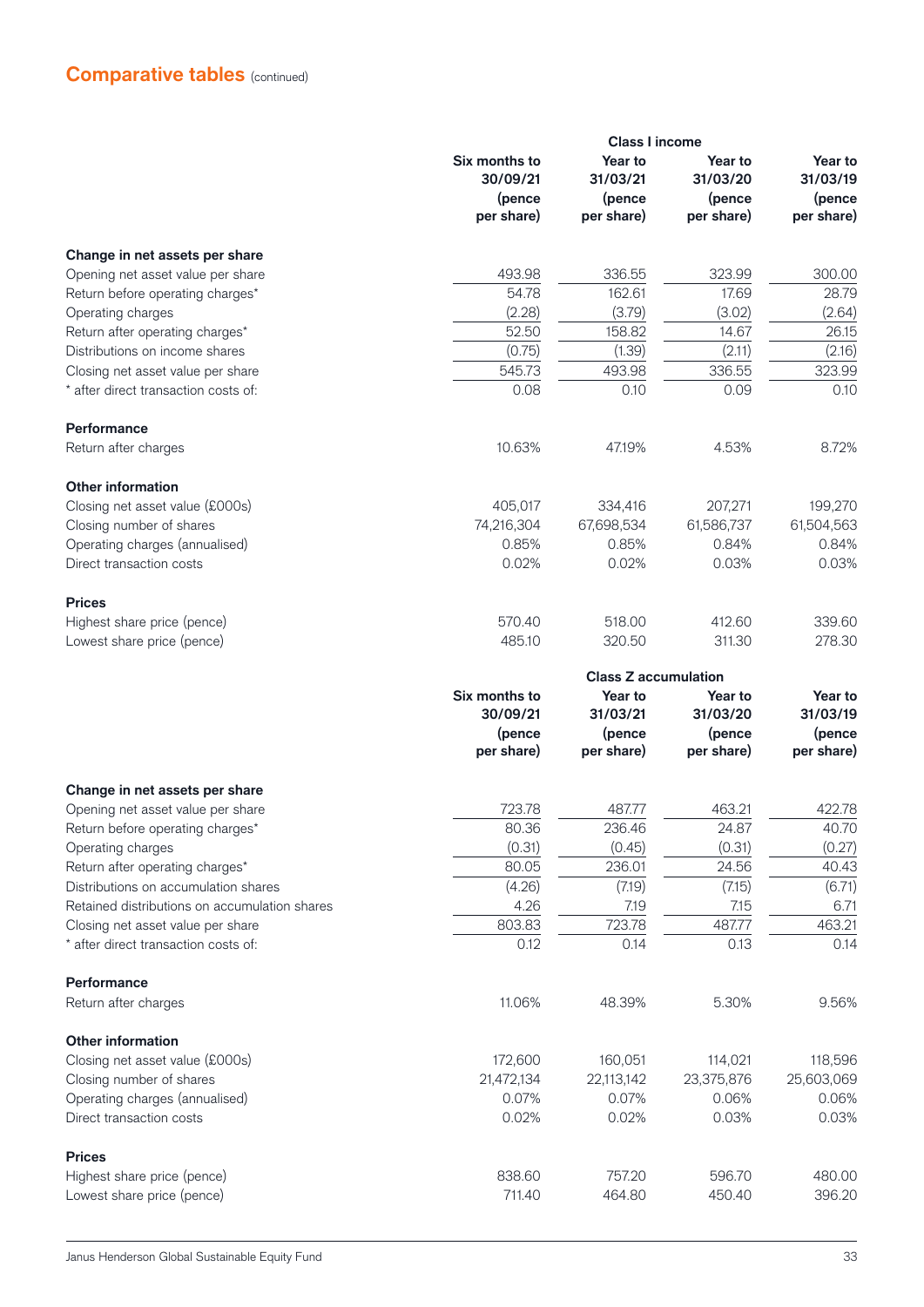## Comparative tables (continued)

| | Class I income | | | |
|---|---|---|---|---|
| | Six months to 30/09/21 (pence per share) | Year to 31/03/21 (pence per share) | Year to 31/03/20 (pence per share) | Year to 31/03/19 (pence per share) |
| **Change in net assets per share** | | | | |
| Opening net asset value per share | 493.98 | 336.55 | 323.99 | 300.00 |
| Return before operating charges* | 54.78 | 162.61 | 17.69 | 28.79 |
| Operating charges | (2.28) | (3.79) | (3.02) | (2.64) |
| Return after operating charges* | 52.50 | 158.82 | 14.67 | 26.15 |
| Distributions on income shares | (0.75) | (1.39) | (2.11) | (2.16) |
| Closing net asset value per share | 545.73 | 493.98 | 336.55 | 323.99 |
| * after direct transaction costs of: | 0.08 | 0.10 | 0.09 | 0.10 |
| **Performance** | | | | |
| Return after charges | 10.63% | 47.19% | 4.53% | 8.72% |
| **Other information** | | | | |
| Closing net asset value (£000s) | 405,017 | 334,416 | 207,271 | 199,270 |
| Closing number of shares | 74,216,304 | 67,698,534 | 61,586,737 | 61,504,563 |
| Operating charges (annualised) | 0.85% | 0.85% | 0.84% | 0.84% |
| Direct transaction costs | 0.02% | 0.02% | 0.03% | 0.03% |
| **Prices** | | | | |
| Highest share price (pence) | 570.40 | 518.00 | 412.60 | 339.60 |
| Lowest share price (pence) | 485.10 | 320.50 | 311.30 | 278.30 |

| | Class Z accumulation | | | |
|---|---|---|---|---|
| | Six months to 30/09/21 (pence per share) | Year to 31/03/21 (pence per share) | Year to 31/03/20 (pence per share) | Year to 31/03/19 (pence per share) |
| **Change in net assets per share** | | | | |
| Opening net asset value per share | 723.78 | 487.77 | 463.21 | 422.78 |
| Return before operating charges* | 80.36 | 236.46 | 24.87 | 40.70 |
| Operating charges | (0.31) | (0.45) | (0.31) | (0.27) |
| Return after operating charges* | 80.05 | 236.01 | 24.56 | 40.43 |
| Distributions on accumulation shares | (4.26) | (7.19) | (7.15) | (6.71) |
| Retained distributions on accumulation shares | 4.26 | 7.19 | 7.15 | 6.71 |
| Closing net asset value per share | 803.83 | 723.78 | 487.77 | 463.21 |
| * after direct transaction costs of: | 0.12 | 0.14 | 0.13 | 0.14 |
| **Performance** | | | | |
| Return after charges | 11.06% | 48.39% | 5.30% | 9.56% |
| **Other information** | | | | |
| Closing net asset value (£000s) | 172,600 | 160,051 | 114,021 | 118,596 |
| Closing number of shares | 21,472,134 | 22,113,142 | 23,375,876 | 25,603,069 |
| Operating charges (annualised) | 0.07% | 0.07% | 0.06% | 0.06% |
| Direct transaction costs | 0.02% | 0.02% | 0.03% | 0.03% |
| **Prices** | | | | |
| Highest share price (pence) | 838.60 | 757.20 | 596.70 | 480.00 |
| Lowest share price (pence) | 711.40 | 464.80 | 450.40 | 396.20 |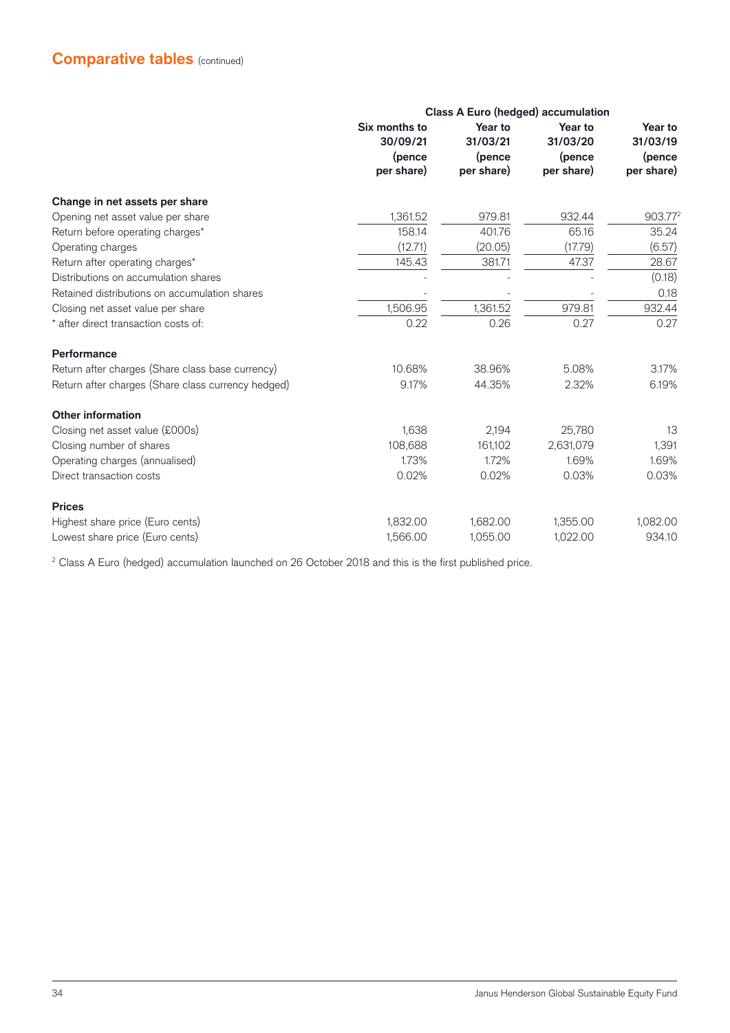## Comparative tables (continued)

| | Class A Euro (hedged) accumulation | | | |
|---|---|---|---|---|
| | Six months to 30/09/21 (pence per share) | Year to 31/03/21 (pence per share) | Year to 31/03/20 (pence per share) | Year to 31/03/19 (pence per share) |
| **Change in net assets per share** | | | | |
| Opening net asset value per share | 1,361.52 | 979.81 | 932.44 | 903.77[2] |
| Return before operating charges* | 158.14 | 401.76 | 65.16 | 35.24 |
| Operating charges | (12.71) | (20.05) | (17.79) | (6.57) |
| Return after operating charges* | 145.43 | 381.71 | 47.37 | 28.67 |
| Distributions on accumulation shares | - | - | - | (0.18) |
| Retained distributions on accumulation shares | - | - | - | 0.18 |
| Closing net asset value per share | 1,506.95 | 1,361.52 | 979.81 | 932.44 |
| * after direct transaction costs of: | 0.22 | 0.26 | 0.27 | 0.27 |
| **Performance** | | | | |
| Return after charges (Share class base currency) | 10.68% | 38.96% | 5.08% | 3.17% |
| Return after charges (Share class currency hedged) | 9.17% | 44.35% | 2.32% | 6.19% |
| **Other information** | | | | |
| Closing net asset value (£000s) | 1,638 | 2,194 | 25,780 | 13 |
| Closing number of shares | 108,688 | 161,102 | 2,631,079 | 1,391 |
| Operating charges (annualised) | 1.73% | 1.72% | 1.69% | 1.69% |
| Direct transaction costs | 0.02% | 0.02% | 0.03% | 0.03% |
| **Prices** | | | | |
| Highest share price (Euro cents) | 1,832.00 | 1,682.00 | 1,355.00 | 1,082.00 |
| Lowest share price (Euro cents) | 1,566.00 | 1,055.00 | 1,022.00 | 934.10 |

[2] Class A Euro (hedged) accumulation launched on 26 October 2018 and this is the first published price.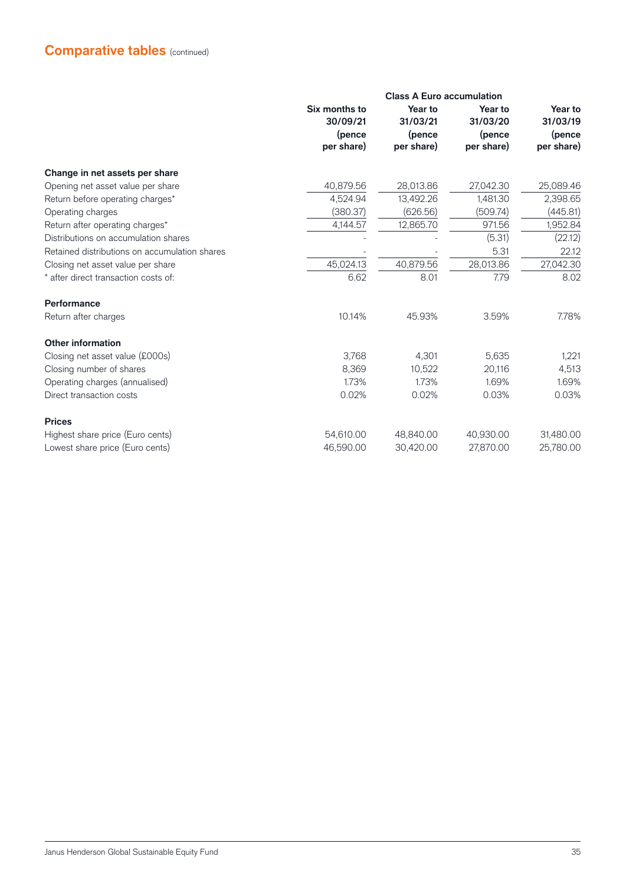## Comparative tables (continued)

| | Class A Euro accumulation | | | |
|---|---|---|---|---|
| | Six months to 30/09/21 (pence per share) | Year to 31/03/21 (pence per share) | Year to 31/03/20 (pence per share) | Year to 31/03/19 (pence per share) |
| **Change in net assets per share** | | | | |
| Opening net asset value per share | 40,879.56 | 28,013.86 | 27,042.30 | 25,089.46 |
| Return before operating charges* | 4,524.94 | 13,492.26 | 1,481.30 | 2,398.65 |
| Operating charges | (380.37) | (626.56) | (509.74) | (445.81) |
| Return after operating charges* | 4,144.57 | 12,865.70 | 971.56 | 1,952.84 |
| Distributions on accumulation shares | - | - | (5.31) | (22.12) |
| Retained distributions on accumulation shares | - | - | 5.31 | 22.12 |
| Closing net asset value per share | 45,024.13 | 40,879.56 | 28,013.86 | 27,042.30 |
| * after direct transaction costs of: | 6.62 | 8.01 | 7.79 | 8.02 |
| **Performance** | | | | |
| Return after charges | 10.14% | 45.93% | 3.59% | 7.78% |
| **Other information** | | | | |
| Closing net asset value (£000s) | 3,768 | 4,301 | 5,635 | 1,221 |
| Closing number of shares | 8,369 | 10,522 | 20,116 | 4,513 |
| Operating charges (annualised) | 1.73% | 1.73% | 1.69% | 1.69% |
| Direct transaction costs | 0.02% | 0.02% | 0.03% | 0.03% |
| **Prices** | | | | |
| Highest share price (Euro cents) | 54,610.00 | 48,840.00 | 40,930.00 | 31,480.00 |
| Lowest share price (Euro cents) | 46,590.00 | 30,420.00 | 27,870.00 | 25,780.00 |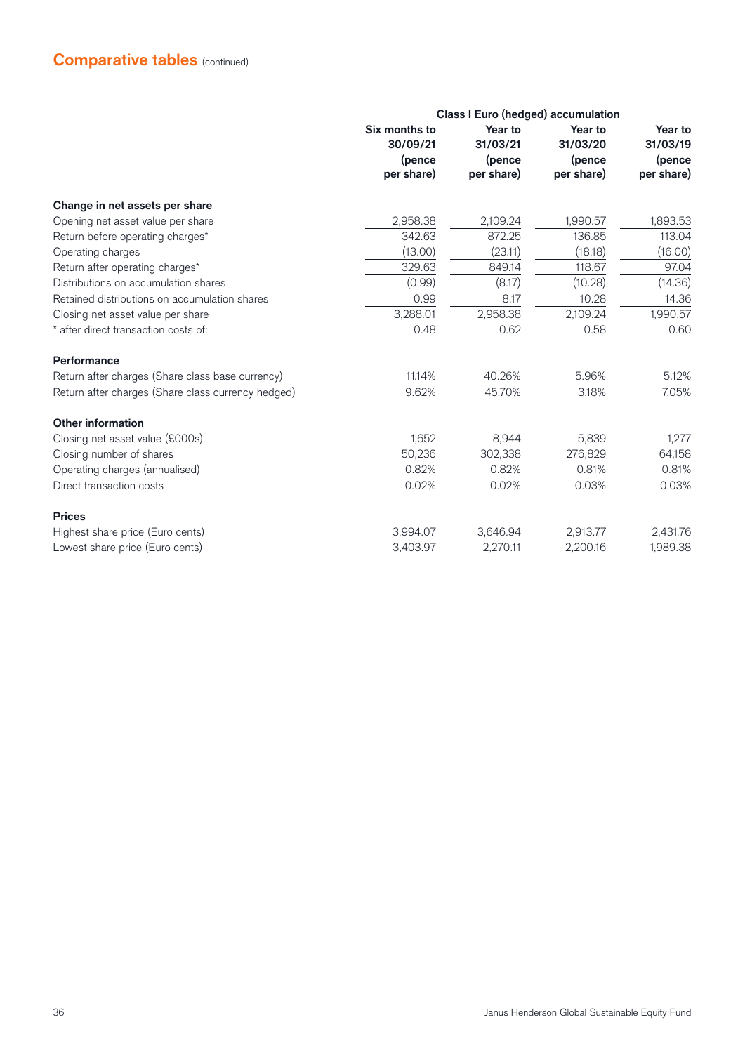## Comparative tables (continued)

| | Class I Euro (hedged) accumulation | | | |
|---|---|---|---|---|
| | Six months to 30/09/21 (pence per share) | Year to 31/03/21 (pence per share) | Year to 31/03/20 (pence per share) | Year to 31/03/19 (pence per share) |
| **Change in net assets per share** | | | | |
| Opening net asset value per share | 2,958.38 | 2,109.24 | 1,990.57 | 1,893.53 |
| Return before operating charges* | 342.63 | 872.25 | 136.85 | 113.04 |
| Operating charges | (13.00) | (23.11) | (18.18) | (16.00) |
| Return after operating charges* | 329.63 | 849.14 | 118.67 | 97.04 |
| Distributions on accumulation shares | (0.99) | (8.17) | (10.28) | (14.36) |
| Retained distributions on accumulation shares | 0.99 | 8.17 | 10.28 | 14.36 |
| Closing net asset value per share | 3,288.01 | 2,958.38 | 2,109.24 | 1,990.57 |
| * after direct transaction costs of: | 0.48 | 0.62 | 0.58 | 0.60 |
| **Performance** | | | | |
| Return after charges (Share class base currency) | 11.14% | 40.26% | 5.96% | 5.12% |
| Return after charges (Share class currency hedged) | 9.62% | 45.70% | 3.18% | 7.05% |
| **Other information** | | | | |
| Closing net asset value (£000s) | 1,652 | 8,944 | 5,839 | 1,277 |
| Closing number of shares | 50,236 | 302,338 | 276,829 | 64,158 |
| Operating charges (annualised) | 0.82% | 0.82% | 0.81% | 0.81% |
| Direct transaction costs | 0.02% | 0.02% | 0.03% | 0.03% |
| **Prices** | | | | |
| Highest share price (Euro cents) | 3,994.07 | 3,646.94 | 2,913.77 | 2,431.76 |
| Lowest share price (Euro cents) | 3,403.97 | 2,270.11 | 2,200.16 | 1,989.38 |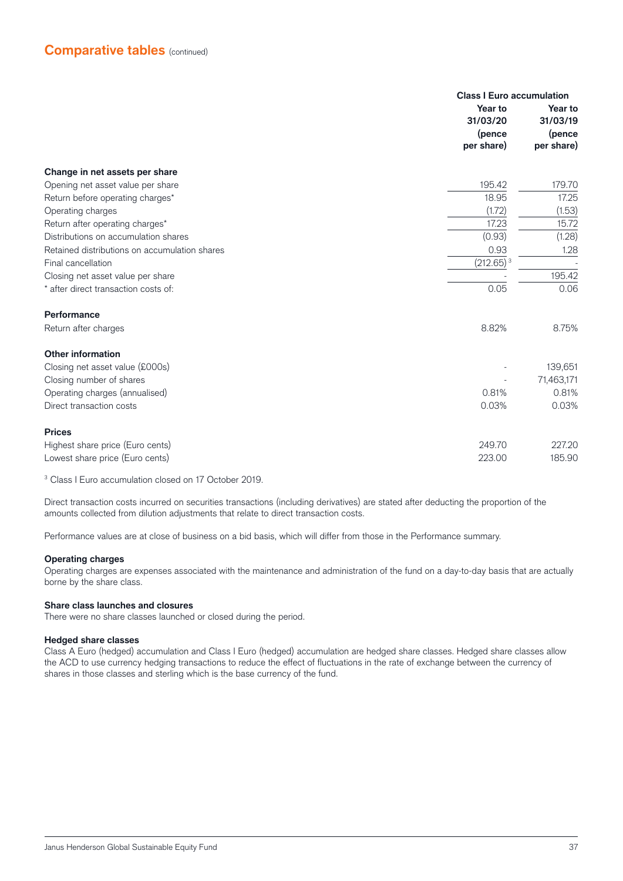## Comparative tables (continued)

| | Class I Euro accumulation | |
|---|---|---|
| | Year to 31/03/20 (pence per share) | Year to 31/03/19 (pence per share) |
| **Change in net assets per share** | | |
| Opening net asset value per share | 195.42 | 179.70 |
| Return before operating charges* | 18.95 | 17.25 |
| Operating charges | (1.72) | (1.53) |
| Return after operating charges* | 17.23 | 15.72 |
| Distributions on accumulation shares | (0.93) | (1.28) |
| Retained distributions on accumulation shares | 0.93 | 1.28 |
| Final cancellation | (212.65) [3] | - |
| Closing net asset value per share | - | 195.42 |
| * after direct transaction costs of: | 0.05 | 0.06 |
| **Performance** | | |
| Return after charges | 8.82% | 8.75% |
| **Other information** | | |
| Closing net asset value (£000s) | - | 139,651 |
| Closing number of shares | - | 71,463,171 |
| Operating charges (annualised) | 0.81% | 0.81% |
| Direct transaction costs | 0.03% | 0.03% |
| **Prices** | | |
| Highest share price (Euro cents) | 249.70 | 227.20 |
| Lowest share price (Euro cents) | 223.00 | 185.90 |

[3] Class I Euro accumulation closed on 17 October 2019.

Direct transaction costs incurred on securities transactions (including derivatives) are stated after deducting the proportion of the amounts collected from dilution adjustments that relate to direct transaction costs.

Performance values are at close of business on a bid basis, which will differ from those in the Performance summary.

### Operating charges

Operating charges are expenses associated with the maintenance and administration of the fund on a day-to-day basis that are actually borne by the share class.

### Share class launches and closures

There were no share classes launched or closed during the period.

### Hedged share classes

Class A Euro (hedged) accumulation and Class I Euro (hedged) accumulation are hedged share classes. Hedged share classes allow the ACD to use currency hedging transactions to reduce the effect of fluctuations in the rate of exchange between the currency of shares in those classes and sterling which is the base currency of the fund.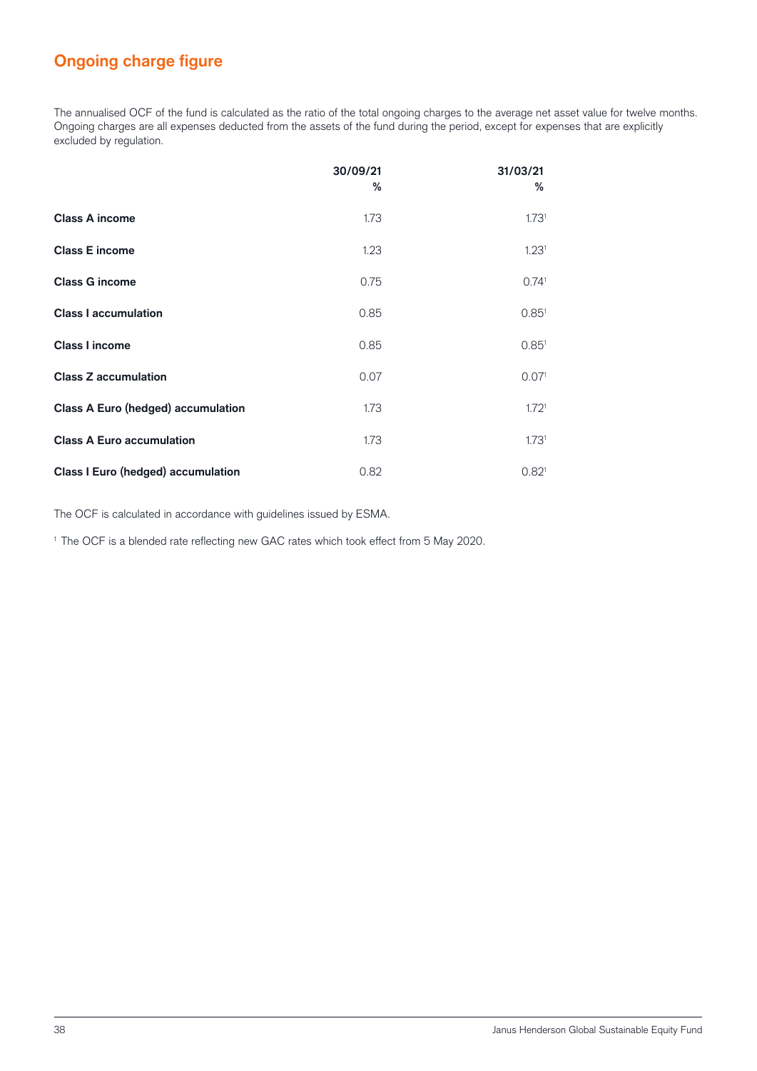## Ongoing charge figure

The annualised OCF of the fund is calculated as the ratio of the total ongoing charges to the average net asset value for twelve months. Ongoing charges are all expenses deducted from the assets of the fund during the period, except for expenses that are explicitly excluded by regulation.

| | 30/09/21 % | 31/03/21 % |
|---|---|---|
| **Class A income** | 1.73 | 1.73[1] |
| **Class E income** | 1.23 | 1.23[1] |
| **Class G income** | 0.75 | 0.74[1] |
| **Class I accumulation** | 0.85 | 0.85[1] |
| **Class I income** | 0.85 | 0.85[1] |
| **Class Z accumulation** | 0.07 | 0.07[1] |
| **Class A Euro (hedged) accumulation** | 1.73 | 1.72[1] |
| **Class A Euro accumulation** | 1.73 | 1.73[1] |
| **Class I Euro (hedged) accumulation** | 0.82 | 0.82[1] |

The OCF is calculated in accordance with guidelines issued by ESMA.

[1] The OCF is a blended rate reflecting new GAC rates which took effect from 5 May 2020.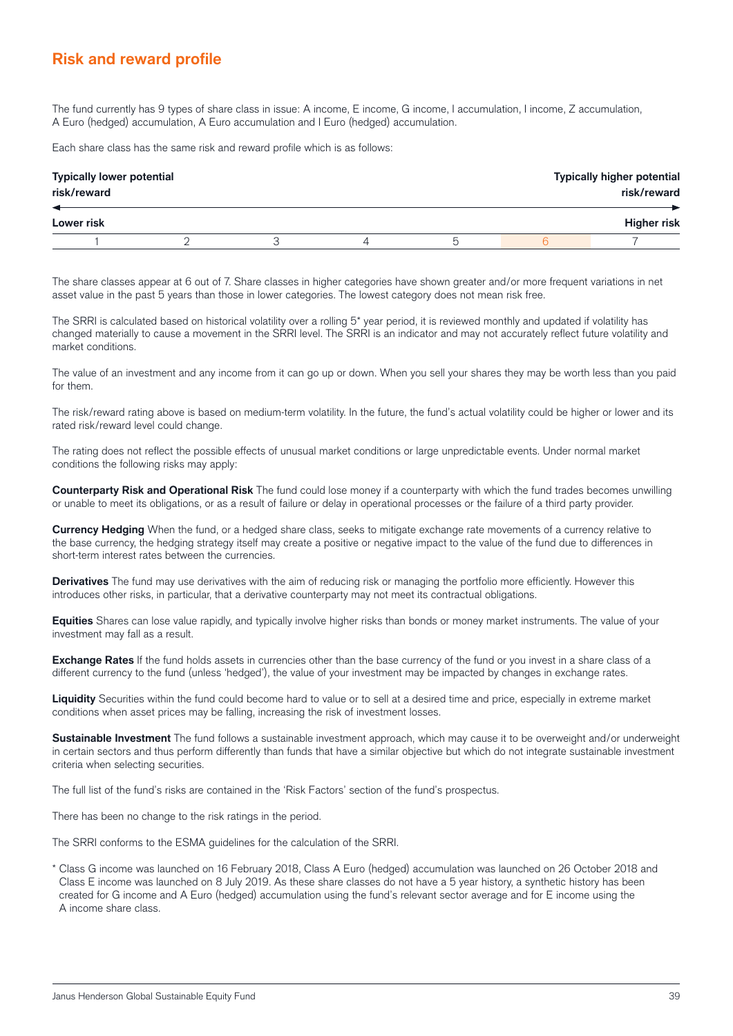## Risk and reward profile

The fund currently has 9 types of share class in issue: A income, E income, G income, I accumulation, I income, Z accumulation, A Euro (hedged) accumulation, A Euro accumulation and I Euro (hedged) accumulation.

Each share class has the same risk and reward profile which is as follows:

| Typically lower potential risk/reward | | | | | | Typically higher potential risk/reward |
|---|---|---|---|---|---|---|
| Lower risk | | | | | | Higher risk |
| 1 | 2 | 3 | 4 | 5 | 6 | 7 |

The share classes appear at 6 out of 7. Share classes in higher categories have shown greater and/or more frequent variations in net asset value in the past 5 years than those in lower categories. The lowest category does not mean risk free.

The SRRI is calculated based on historical volatility over a rolling 5* year period, it is reviewed monthly and updated if volatility has changed materially to cause a movement in the SRRI level. The SRRI is an indicator and may not accurately reflect future volatility and market conditions.

The value of an investment and any income from it can go up or down. When you sell your shares they may be worth less than you paid for them.

The risk/reward rating above is based on medium-term volatility. In the future, the fund's actual volatility could be higher or lower and its rated risk/reward level could change.

The rating does not reflect the possible effects of unusual market conditions or large unpredictable events. Under normal market conditions the following risks may apply:

**Counterparty Risk and Operational Risk** The fund could lose money if a counterparty with which the fund trades becomes unwilling or unable to meet its obligations, or as a result of failure or delay in operational processes or the failure of a third party provider.

**Currency Hedging** When the fund, or a hedged share class, seeks to mitigate exchange rate movements of a currency relative to the base currency, the hedging strategy itself may create a positive or negative impact to the value of the fund due to differences in short-term interest rates between the currencies.

**Derivatives** The fund may use derivatives with the aim of reducing risk or managing the portfolio more efficiently. However this introduces other risks, in particular, that a derivative counterparty may not meet its contractual obligations.

**Equities** Shares can lose value rapidly, and typically involve higher risks than bonds or money market instruments. The value of your investment may fall as a result.

**Exchange Rates** If the fund holds assets in currencies other than the base currency of the fund or you invest in a share class of a different currency to the fund (unless 'hedged'), the value of your investment may be impacted by changes in exchange rates.

**Liquidity** Securities within the fund could become hard to value or to sell at a desired time and price, especially in extreme market conditions when asset prices may be falling, increasing the risk of investment losses.

**Sustainable Investment** The fund follows a sustainable investment approach, which may cause it to be overweight and/or underweight in certain sectors and thus perform differently than funds that have a similar objective but which do not integrate sustainable investment criteria when selecting securities.

The full list of the fund's risks are contained in the 'Risk Factors' section of the fund's prospectus.

There has been no change to the risk ratings in the period.

The SRRI conforms to the ESMA guidelines for the calculation of the SRRI.

\* Class G income was launched on 16 February 2018, Class A Euro (hedged) accumulation was launched on 26 October 2018 and Class E income was launched on 8 July 2019. As these share classes do not have a 5 year history, a synthetic history has been created for G income and A Euro (hedged) accumulation using the fund's relevant sector average and for E income using the A income share class.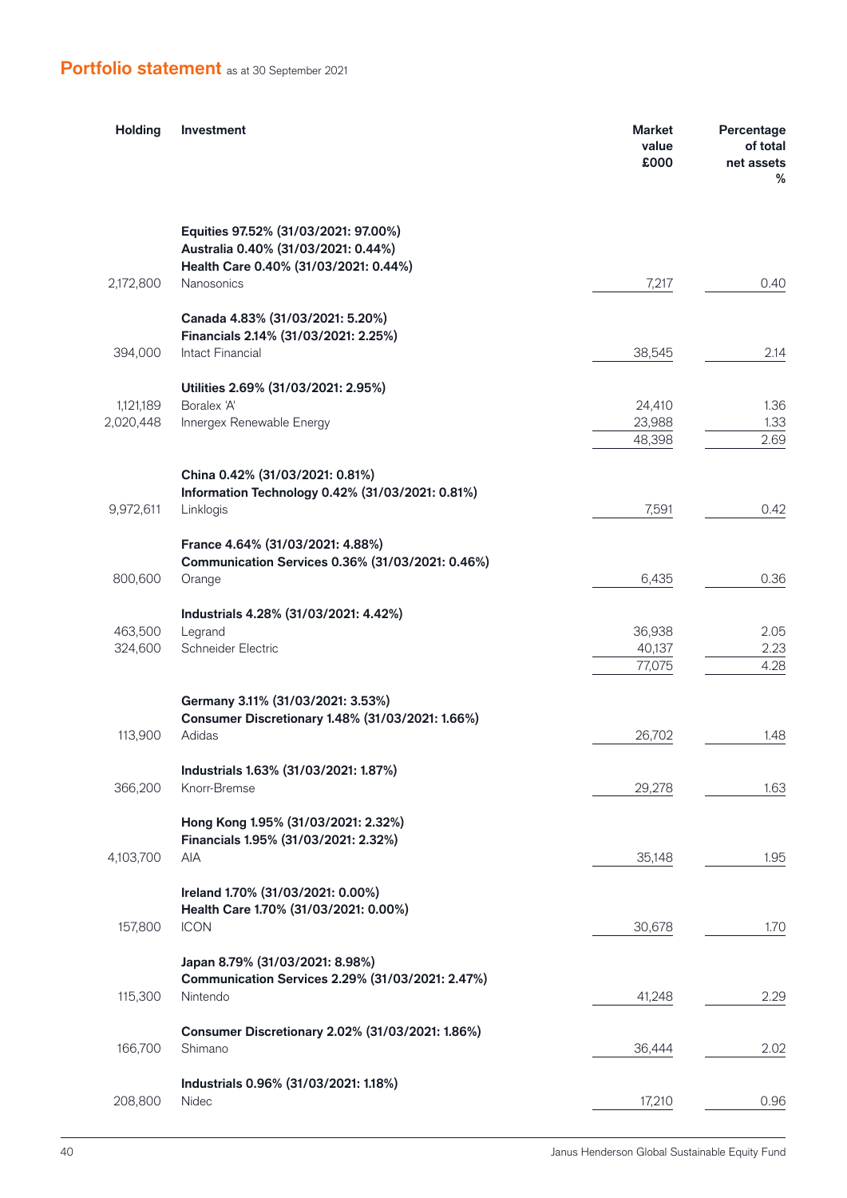## Portfolio statement as at 30 September 2021

| Holding | Investment | Market value £000 | Percentage of total net assets % |
|---|---|---|---|
| | **Equities 97.52% (31/03/2021: 97.00%)** | | |
| | **Australia 0.40% (31/03/2021: 0.44%)** | | |
| | **Health Care 0.40% (31/03/2021: 0.44%)** | | |
| 2,172,800 | Nanosonics | 7,217 | 0.40 |
| | | | |
| | **Canada 4.83% (31/03/2021: 5.20%)** | | |
| | **Financials 2.14% (31/03/2021: 2.25%)** | | |
| 394,000 | Intact Financial | 38,545 | 2.14 |
| | | | |
| | **Utilities 2.69% (31/03/2021: 2.95%)** | | |
| 1,121,189 | Boralex 'A' | 24,410 | 1.36 |
| 2,020,448 | Innergex Renewable Energy | 23,988 | 1.33 |
| | | 48,398 | 2.69 |
| | | | |
| | **China 0.42% (31/03/2021: 0.81%)** | | |
| | **Information Technology 0.42% (31/03/2021: 0.81%)** | | |
| 9,972,611 | Linklogis | 7,591 | 0.42 |
| | | | |
| | **France 4.64% (31/03/2021: 4.88%)** | | |
| | **Communication Services 0.36% (31/03/2021: 0.46%)** | | |
| 800,600 | Orange | 6,435 | 0.36 |
| | | | |
| | **Industrials 4.28% (31/03/2021: 4.42%)** | | |
| 463,500 | Legrand | 36,938 | 2.05 |
| 324,600 | Schneider Electric | 40,137 | 2.23 |
| | | 77,075 | 4.28 |
| | | | |
| | **Germany 3.11% (31/03/2021: 3.53%)** | | |
| | **Consumer Discretionary 1.48% (31/03/2021: 1.66%)** | | |
| 113,900 | Adidas | 26,702 | 1.48 |
| | | | |
| | **Industrials 1.63% (31/03/2021: 1.87%)** | | |
| 366,200 | Knorr-Bremse | 29,278 | 1.63 |
| | | | |
| | **Hong Kong 1.95% (31/03/2021: 2.32%)** | | |
| | **Financials 1.95% (31/03/2021: 2.32%)** | | |
| 4,103,700 | AIA | 35,148 | 1.95 |
| | | | |
| | **Ireland 1.70% (31/03/2021: 0.00%)** | | |
| | **Health Care 1.70% (31/03/2021: 0.00%)** | | |
| 157,800 | ICON | 30,678 | 1.70 |
| | | | |
| | **Japan 8.79% (31/03/2021: 8.98%)** | | |
| | **Communication Services 2.29% (31/03/2021: 2.47%)** | | |
| 115,300 | Nintendo | 41,248 | 2.29 |
| | | | |
| | **Consumer Discretionary 2.02% (31/03/2021: 1.86%)** | | |
| 166,700 | Shimano | 36,444 | 2.02 |
| | | | |
| | **Industrials 0.96% (31/03/2021: 1.18%)** | | |
| 208,800 | Nidec | 17,210 | 0.96 |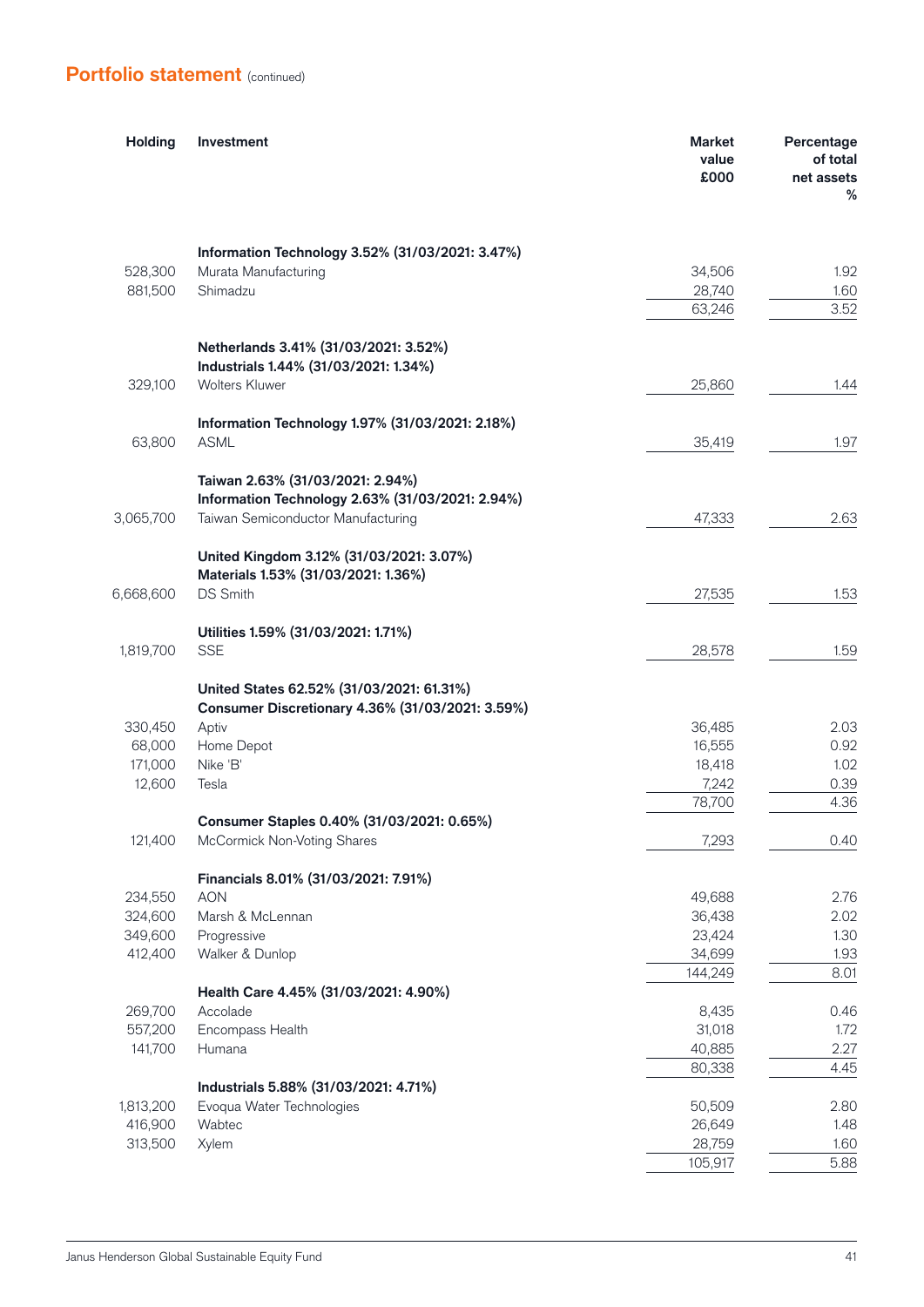## Portfolio statement (continued)

| Holding | Investment | Market value £000 | Percentage of total net assets % |
|---|---|---|---|
| | **Information Technology 3.52% (31/03/2021: 3.47%)** | | |
| 528,300 | Murata Manufacturing | 34,506 | 1.92 |
| 881,500 | Shimadzu | 28,740 | 1.60 |
| | | 63,246 | 3.52 |
| | **Netherlands 3.41% (31/03/2021: 3.52%)** | | |
| | **Industrials 1.44% (31/03/2021: 1.34%)** | | |
| 329,100 | Wolters Kluwer | 25,860 | 1.44 |
| | **Information Technology 1.97% (31/03/2021: 2.18%)** | | |
| 63,800 | ASML | 35,419 | 1.97 |
| | **Taiwan 2.63% (31/03/2021: 2.94%)** | | |
| | **Information Technology 2.63% (31/03/2021: 2.94%)** | | |
| 3,065,700 | Taiwan Semiconductor Manufacturing | 47,333 | 2.63 |
| | **United Kingdom 3.12% (31/03/2021: 3.07%)** | | |
| | **Materials 1.53% (31/03/2021: 1.36%)** | | |
| 6,668,600 | DS Smith | 27,535 | 1.53 |
| | **Utilities 1.59% (31/03/2021: 1.71%)** | | |
| 1,819,700 | SSE | 28,578 | 1.59 |
| | **United States 62.52% (31/03/2021: 61.31%)** | | |
| | **Consumer Discretionary 4.36% (31/03/2021: 3.59%)** | | |
| 330,450 | Aptiv | 36,485 | 2.03 |
| 68,000 | Home Depot | 16,555 | 0.92 |
| 171,000 | Nike 'B' | 18,418 | 1.02 |
| 12,600 | Tesla | 7,242 | 0.39 |
| | | 78,700 | 4.36 |
| | **Consumer Staples 0.40% (31/03/2021: 0.65%)** | | |
| 121,400 | McCormick Non-Voting Shares | 7,293 | 0.40 |
| | **Financials 8.01% (31/03/2021: 7.91%)** | | |
| 234,550 | AON | 49,688 | 2.76 |
| 324,600 | Marsh & McLennan | 36,438 | 2.02 |
| 349,600 | Progressive | 23,424 | 1.30 |
| 412,400 | Walker & Dunlop | 34,699 | 1.93 |
| | | 144,249 | 8.01 |
| | **Health Care 4.45% (31/03/2021: 4.90%)** | | |
| 269,700 | Accolade | 8,435 | 0.46 |
| 557,200 | Encompass Health | 31,018 | 1.72 |
| 141,700 | Humana | 40,885 | 2.27 |
| | | 80,338 | 4.45 |
| | **Industrials 5.88% (31/03/2021: 4.71%)** | | |
| 1,813,200 | Evoqua Water Technologies | 50,509 | 2.80 |
| 416,900 | Wabtec | 26,649 | 1.48 |
| 313,500 | Xylem | 28,759 | 1.60 |
| | | 105,917 | 5.88 |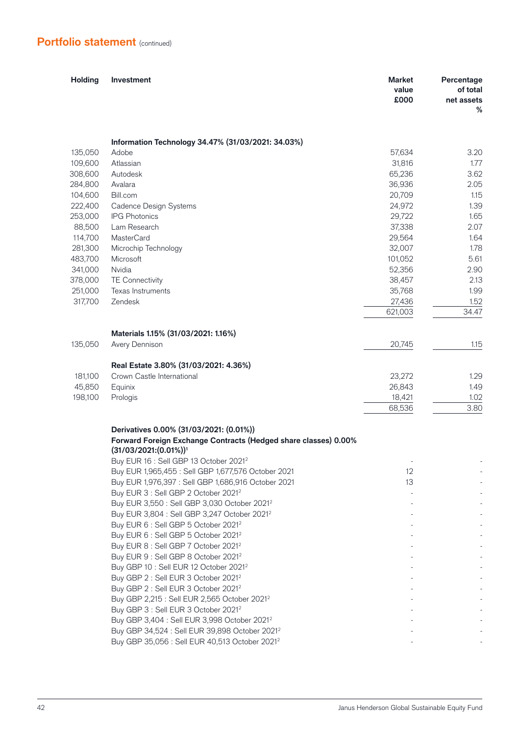## Portfolio statement (continued)

| Holding | Investment | Market value £000 | Percentage of total net assets % |
|---|---|---|---|
| | **Information Technology 34.47% (31/03/2021: 34.03%)** | | |
| 135,050 | Adobe | 57,634 | 3.20 |
| 109,600 | Atlassian | 31,816 | 1.77 |
| 308,600 | Autodesk | 65,236 | 3.62 |
| 284,800 | Avalara | 36,936 | 2.05 |
| 104,600 | Bill.com | 20,709 | 1.15 |
| 222,400 | Cadence Design Systems | 24,972 | 1.39 |
| 253,000 | IPG Photonics | 29,722 | 1.65 |
| 88,500 | Lam Research | 37,338 | 2.07 |
| 114,700 | MasterCard | 29,564 | 1.64 |
| 281,300 | Microchip Technology | 32,007 | 1.78 |
| 483,700 | Microsoft | 101,052 | 5.61 |
| 341,000 | Nvidia | 52,356 | 2.90 |
| 378,000 | TE Connectivity | 38,457 | 2.13 |
| 251,000 | Texas Instruments | 35,768 | 1.99 |
| 317,700 | Zendesk | 27,436 | 1.52 |
| | | 621,003 | 34.47 |
| | **Materials 1.15% (31/03/2021: 1.16%)** | | |
| 135,050 | Avery Dennison | 20,745 | 1.15 |
| | **Real Estate 3.80% (31/03/2021: 4.36%)** | | |
| 181,100 | Crown Castle International | 23,272 | 1.29 |
| 45,850 | Equinix | 26,843 | 1.49 |
| 198,100 | Prologis | 18,421 | 1.02 |
| | | 68,536 | 3.80 |
| | **Derivatives 0.00% (31/03/2021: (0.01%))** | | |
| | **Forward Foreign Exchange Contracts (Hedged share classes) 0.00% (31/03/2021:(0.01%))**[1] | | |
| | Buy EUR 16 : Sell GBP 13 October 2021[2] | - | - |
| | Buy EUR 1,965,455 : Sell GBP 1,677,576 October 2021 | 12 | - |
| | Buy EUR 1,976,397 : Sell GBP 1,686,916 October 2021 | 13 | - |
| | Buy EUR 3 : Sell GBP 2 October 2021[2] | - | - |
| | Buy EUR 3,550 : Sell GBP 3,030 October 2021[2] | - | - |
| | Buy EUR 3,804 : Sell GBP 3,247 October 2021[2] | - | - |
| | Buy EUR 6 : Sell GBP 5 October 2021[2] | - | - |
| | Buy EUR 6 : Sell GBP 5 October 2021[2] | - | - |
| | Buy EUR 8 : Sell GBP 7 October 2021[2] | - | - |
| | Buy EUR 9 : Sell GBP 8 October 2021[2] | - | - |
| | Buy GBP 10 : Sell EUR 12 October 2021[2] | - | - |
| | Buy GBP 2 : Sell EUR 3 October 2021[2] | - | - |
| | Buy GBP 2 : Sell EUR 3 October 2021[2] | - | - |
| | Buy GBP 2,215 : Sell EUR 2,565 October 2021[2] | - | - |
| | Buy GBP 3 : Sell EUR 3 October 2021[2] | - | - |
| | Buy GBP 3,404 : Sell EUR 3,998 October 2021[2] | - | - |
| | Buy GBP 34,524 : Sell EUR 39,898 October 2021[2] | - | - |
| | Buy GBP 35,056 : Sell EUR 40,513 October 2021[2] | - | - |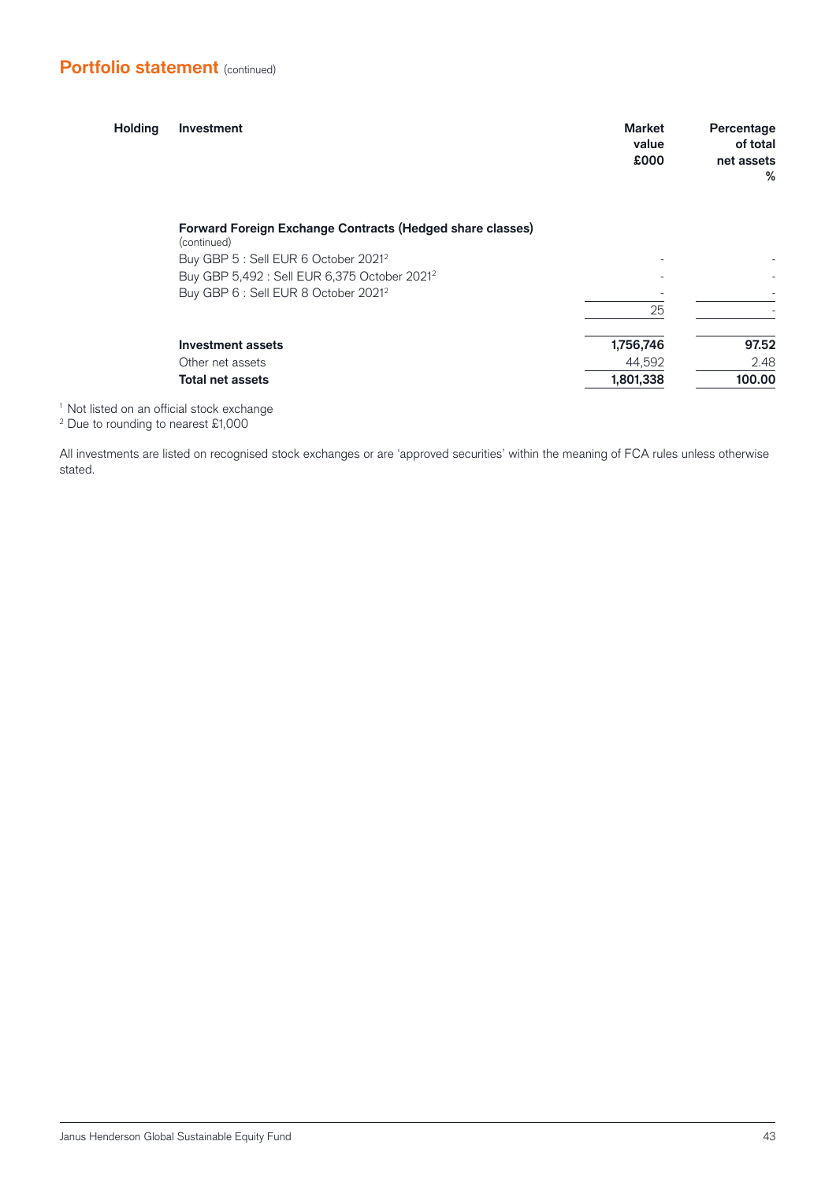## Portfolio statement (continued)

| Holding | Investment | Market value £000 | Percentage of total net assets % |
|---|---|---|---|
| | **Forward Foreign Exchange Contracts (Hedged share classes)** (continued) | | |
| | Buy GBP 5 : Sell EUR 6 October 2021[2] | - | - |
| | Buy GBP 5,492 : Sell EUR 6,375 October 2021[2] | - | - |
| | Buy GBP 6 : Sell EUR 8 October 2021[2] | - | - |
| | | 25 | - |
| | **Investment assets** | **1,756,746** | **97.52** |
| | Other net assets | 44,592 | 2.48 |
| | **Total net assets** | **1,801,338** | **100.00** |

[1] Not listed on an official stock exchange
[2] Due to rounding to nearest £1,000

All investments are listed on recognised stock exchanges or are 'approved securities' within the meaning of FCA rules unless otherwise stated.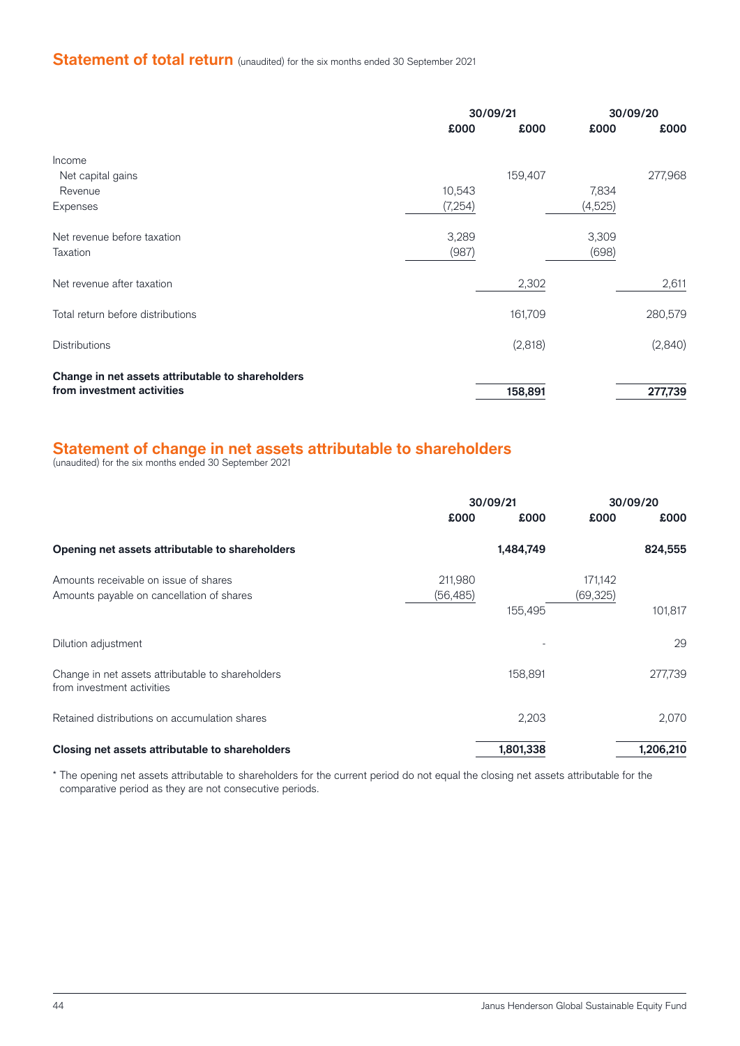## Statement of total return (unaudited) for the six months ended 30 September 2021

| | 30/09/21 | | 30/09/20 | |
|---|---|---|---|---|
| | £000 | £000 | £000 | £000 |
| Income | | | | |
| Net capital gains | | 159,407 | | 277,968 |
| Revenue | 10,543 | | 7,834 | |
| Expenses | (7,254) | | (4,525) | |
| Net revenue before taxation | 3,289 | | 3,309 | |
| Taxation | (987) | | (698) | |
| Net revenue after taxation | | 2,302 | | 2,611 |
| Total return before distributions | | 161,709 | | 280,579 |
| Distributions | | (2,818) | | (2,840) |
| **Change in net assets attributable to shareholders from investment activities** | | **158,891** | | **277,739** |

## Statement of change in net assets attributable to shareholders

(unaudited) for the six months ended 30 September 2021

| | 30/09/21 | | 30/09/20 | |
|---|---|---|---|---|
| | £000 | £000 | £000 | £000 |
| **Opening net assets attributable to shareholders** | | **1,484,749** | | **824,555** |
| Amounts receivable on issue of shares | 211,980 | | 171,142 | |
| Amounts payable on cancellation of shares | (56,485) | | (69,325) | |
| | | 155,495 | | 101,817 |
| Dilution adjustment | | - | | 29 |
| Change in net assets attributable to shareholders from investment activities | | 158,891 | | 277,739 |
| Retained distributions on accumulation shares | | 2,203 | | 2,070 |
| **Closing net assets attributable to shareholders** | | **1,801,338** | | **1,206,210** |

* The opening net assets attributable to shareholders for the current period do not equal the closing net assets attributable for the comparative period as they are not consecutive periods.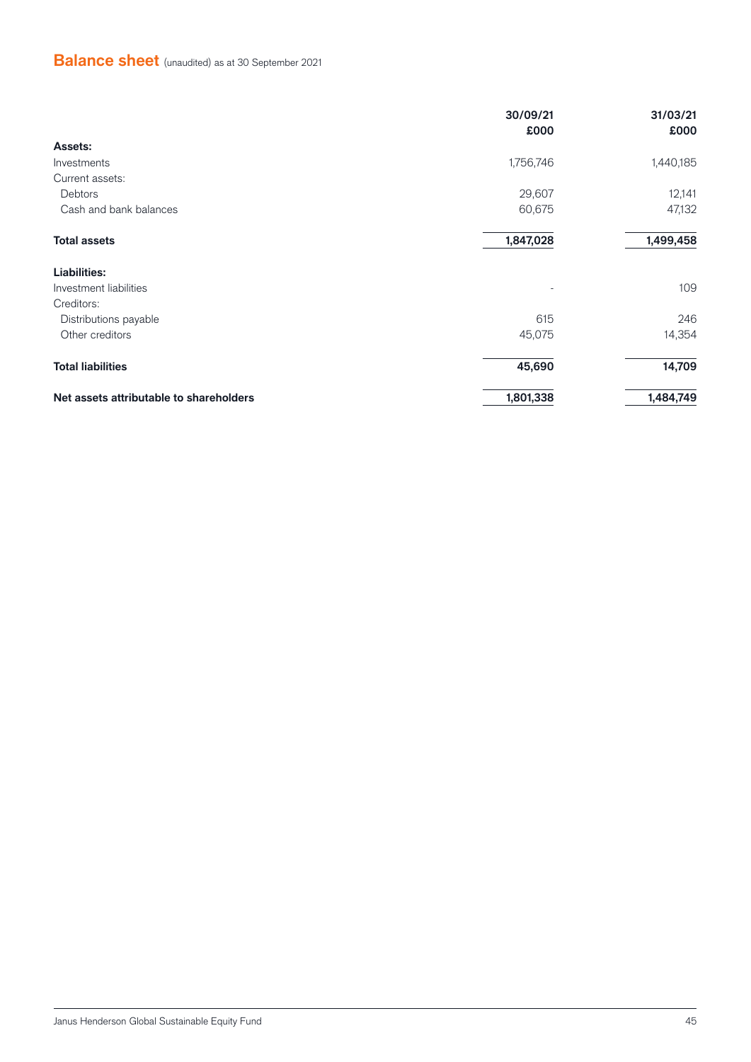## Balance sheet (unaudited) as at 30 September 2021

| | 30/09/21 £000 | 31/03/21 £000 |
|---|---|---|
| **Assets:** | | |
| Investments | 1,756,746 | 1,440,185 |
| Current assets: | | |
| Debtors | 29,607 | 12,141 |
| Cash and bank balances | 60,675 | 47,132 |
| **Total assets** | **1,847,028** | **1,499,458** |
| **Liabilities:** | | |
| Investment liabilities | - | 109 |
| Creditors: | | |
| Distributions payable | 615 | 246 |
| Other creditors | 45,075 | 14,354 |
| **Total liabilities** | **45,690** | **14,709** |
| **Net assets attributable to shareholders** | **1,801,338** | **1,484,749** |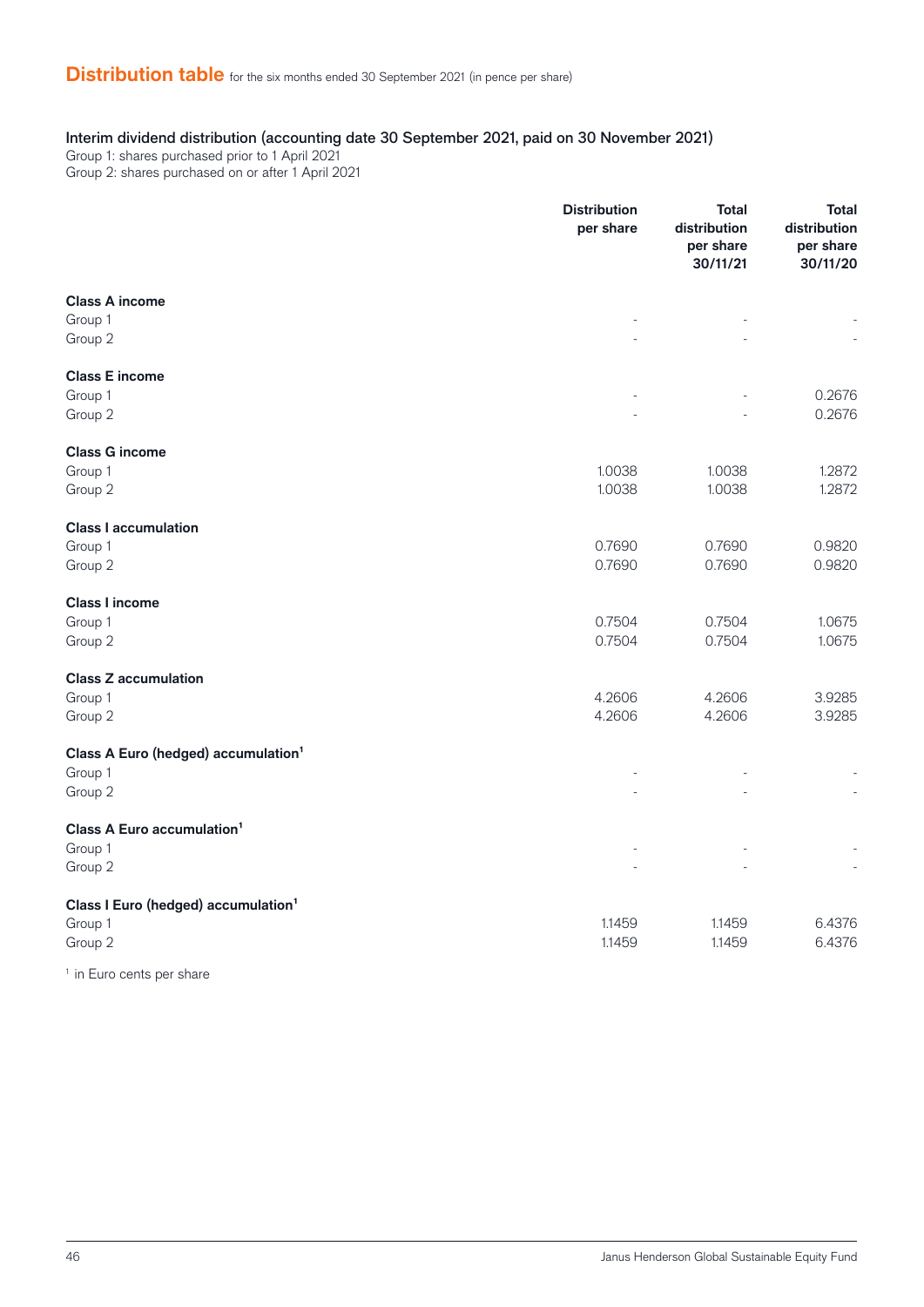## Distribution table for the six months ended 30 September 2021 (in pence per share)

### Interim dividend distribution (accounting date 30 September 2021, paid on 30 November 2021)

Group 1: shares purchased prior to 1 April 2021
Group 2: shares purchased on or after 1 April 2021

| | Distribution per share | Total distribution per share 30/11/21 | Total distribution per share 30/11/20 |
|---|---|---|---|
| **Class A income** | | | |
| Group 1 | - | - | - |
| Group 2 | - | - | - |
| **Class E income** | | | |
| Group 1 | - | - | 0.2676 |
| Group 2 | - | - | 0.2676 |
| **Class G income** | | | |
| Group 1 | 1.0038 | 1.0038 | 1.2872 |
| Group 2 | 1.0038 | 1.0038 | 1.2872 |
| **Class I accumulation** | | | |
| Group 1 | 0.7690 | 0.7690 | 0.9820 |
| Group 2 | 0.7690 | 0.7690 | 0.9820 |
| **Class I income** | | | |
| Group 1 | 0.7504 | 0.7504 | 1.0675 |
| Group 2 | 0.7504 | 0.7504 | 1.0675 |
| **Class Z accumulation** | | | |
| Group 1 | 4.2606 | 4.2606 | 3.9285 |
| Group 2 | 4.2606 | 4.2606 | 3.9285 |
| **Class A Euro (hedged) accumulation**[1] | | | |
| Group 1 | - | - | - |
| Group 2 | - | - | - |
| **Class A Euro accumulation**[1] | | | |
| Group 1 | - | - | - |
| Group 2 | - | - | - |
| **Class I Euro (hedged) accumulation**[1] | | | |
| Group 1 | 1.1459 | 1.1459 | 6.4376 |
| Group 2 | 1.1459 | 1.1459 | 6.4376 |

[1] in Euro cents per share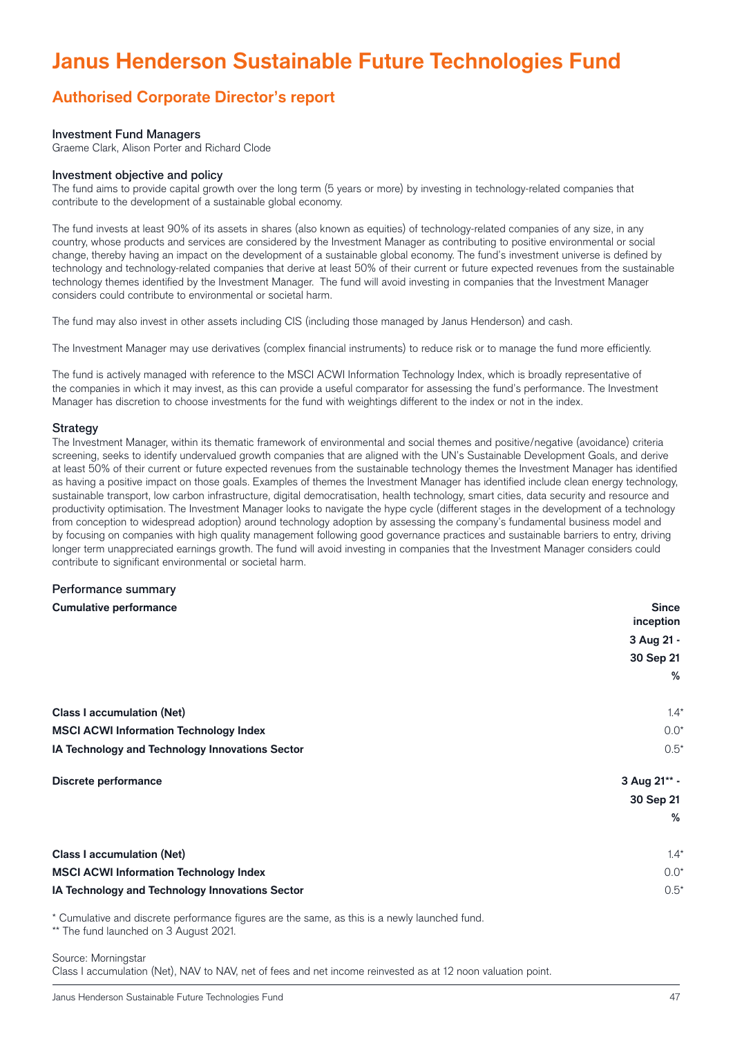# Janus Henderson Sustainable Future Technologies Fund

## Authorised Corporate Director's report

### Investment Fund Managers

Graeme Clark, Alison Porter and Richard Clode

### Investment objective and policy

The fund aims to provide capital growth over the long term (5 years or more) by investing in technology-related companies that contribute to the development of a sustainable global economy.

The fund invests at least 90% of its assets in shares (also known as equities) of technology-related companies of any size, in any country, whose products and services are considered by the Investment Manager as contributing to positive environmental or social change, thereby having an impact on the development of a sustainable global economy. The fund's investment universe is defined by technology and technology-related companies that derive at least 50% of their current or future expected revenues from the sustainable technology themes identified by the Investment Manager. The fund will avoid investing in companies that the Investment Manager considers could contribute to environmental or societal harm.

The fund may also invest in other assets including CIS (including those managed by Janus Henderson) and cash.

The Investment Manager may use derivatives (complex financial instruments) to reduce risk or to manage the fund more efficiently.

The fund is actively managed with reference to the MSCI ACWI Information Technology Index, which is broadly representative of the companies in which it may invest, as this can provide a useful comparator for assessing the fund's performance. The Investment Manager has discretion to choose investments for the fund with weightings different to the index or not in the index.

### Strategy

The Investment Manager, within its thematic framework of environmental and social themes and positive/negative (avoidance) criteria screening, seeks to identify undervalued growth companies that are aligned with the UN's Sustainable Development Goals, and derive at least 50% of their current or future expected revenues from the sustainable technology themes the Investment Manager has identified as having a positive impact on those goals. Examples of themes the Investment Manager has identified include clean energy technology, sustainable transport, low carbon infrastructure, digital democratisation, health technology, smart cities, data security and resource and productivity optimisation. The Investment Manager looks to navigate the hype cycle (different stages in the development of a technology from conception to widespread adoption) around technology adoption by assessing the company's fundamental business model and by focusing on companies with high quality management following good governance practices and sustainable barriers to entry, driving longer term unappreciated earnings growth. The fund will avoid investing in companies that the Investment Manager considers could contribute to significant environmental or societal harm.

### Performance summary

| **Cumulative performance** | **Since inception 3 Aug 21 - 30 Sep 21 %** |
|---|---|
| **Class I accumulation (Net)** | 1.4* |
| **MSCI ACWI Information Technology Index** | 0.0* |
| **IA Technology and Technology Innovations Sector** | 0.5* |

| **Discrete performance** | **3 Aug 21** - 30 Sep 21 %** |
|---|---|
| **Class I accumulation (Net)** | 1.4* |
| **MSCI ACWI Information Technology Index** | 0.0* |
| **IA Technology and Technology Innovations Sector** | 0.5* |

* Cumulative and discrete performance figures are the same, as this is a newly launched fund.

** The fund launched on 3 August 2021.

Source: Morningstar

Class I accumulation (Net), NAV to NAV, net of fees and net income reinvested as at 12 noon valuation point.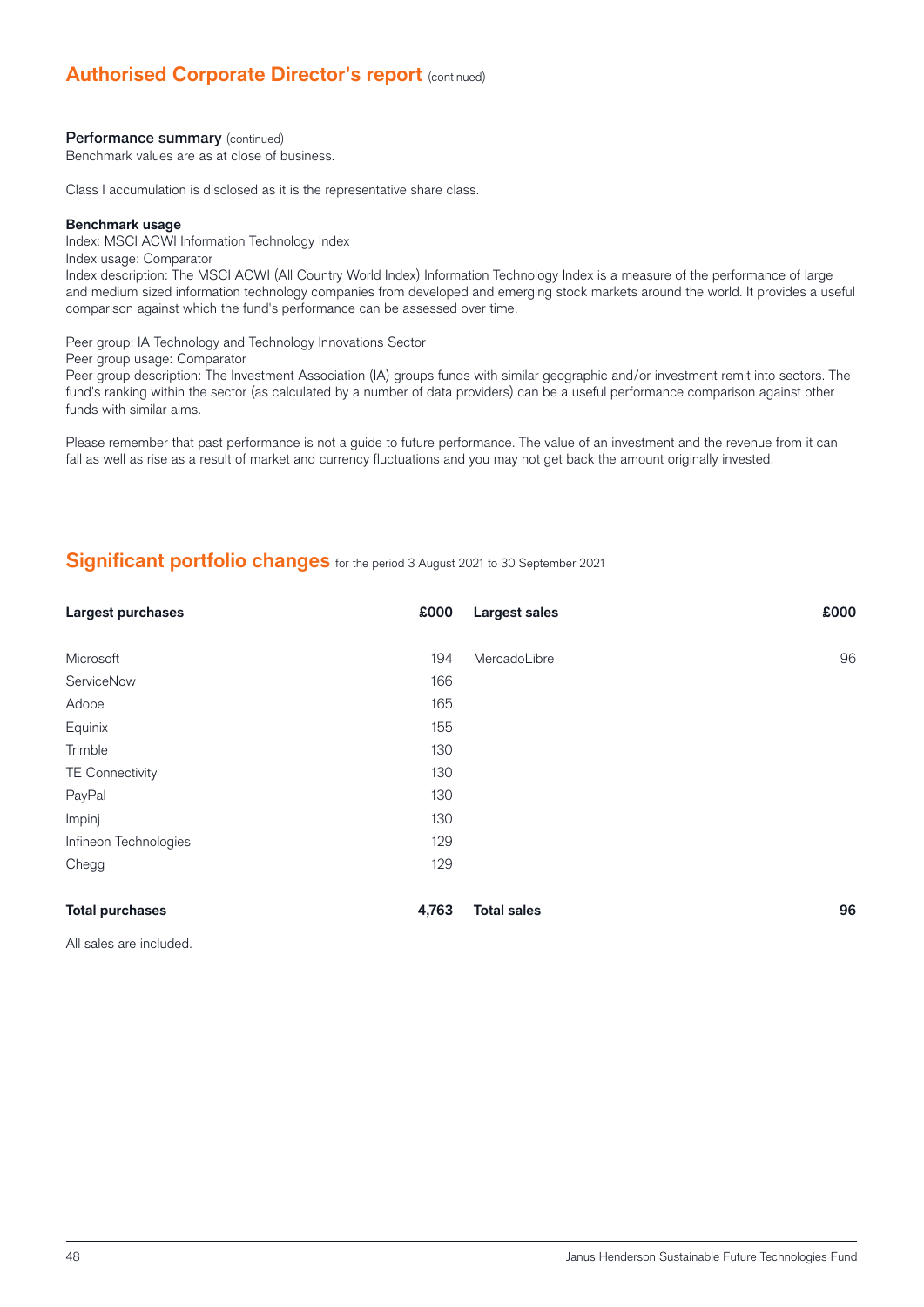## Authorised Corporate Director's report (continued)

### Performance summary (continued)

Benchmark values are as at close of business.

Class I accumulation is disclosed as it is the representative share class.

**Benchmark usage**

Index: MSCI ACWI Information Technology Index

Index usage: Comparator

Index description: The MSCI ACWI (All Country World Index) Information Technology Index is a measure of the performance of large and medium sized information technology companies from developed and emerging stock markets around the world. It provides a useful comparison against which the fund's performance can be assessed over time.

Peer group: IA Technology and Technology Innovations Sector

Peer group usage: Comparator

Peer group description: The Investment Association (IA) groups funds with similar geographic and/or investment remit into sectors. The fund's ranking within the sector (as calculated by a number of data providers) can be a useful performance comparison against other funds with similar aims.

Please remember that past performance is not a guide to future performance. The value of an investment and the revenue from it can fall as well as rise as a result of market and currency fluctuations and you may not get back the amount originally invested.

## Significant portfolio changes for the period 3 August 2021 to 30 September 2021

| Largest purchases | £000 | Largest sales | £000 |
|---|---|---|---|
| Microsoft | 194 | MercadoLibre | 96 |
| ServiceNow | 166 | | |
| Adobe | 165 | | |
| Equinix | 155 | | |
| Trimble | 130 | | |
| TE Connectivity | 130 | | |
| PayPal | 130 | | |
| Impinj | 130 | | |
| Infineon Technologies | 129 | | |
| Chegg | 129 | | |
| **Total purchases** | **4,763** | **Total sales** | **96** |

All sales are included.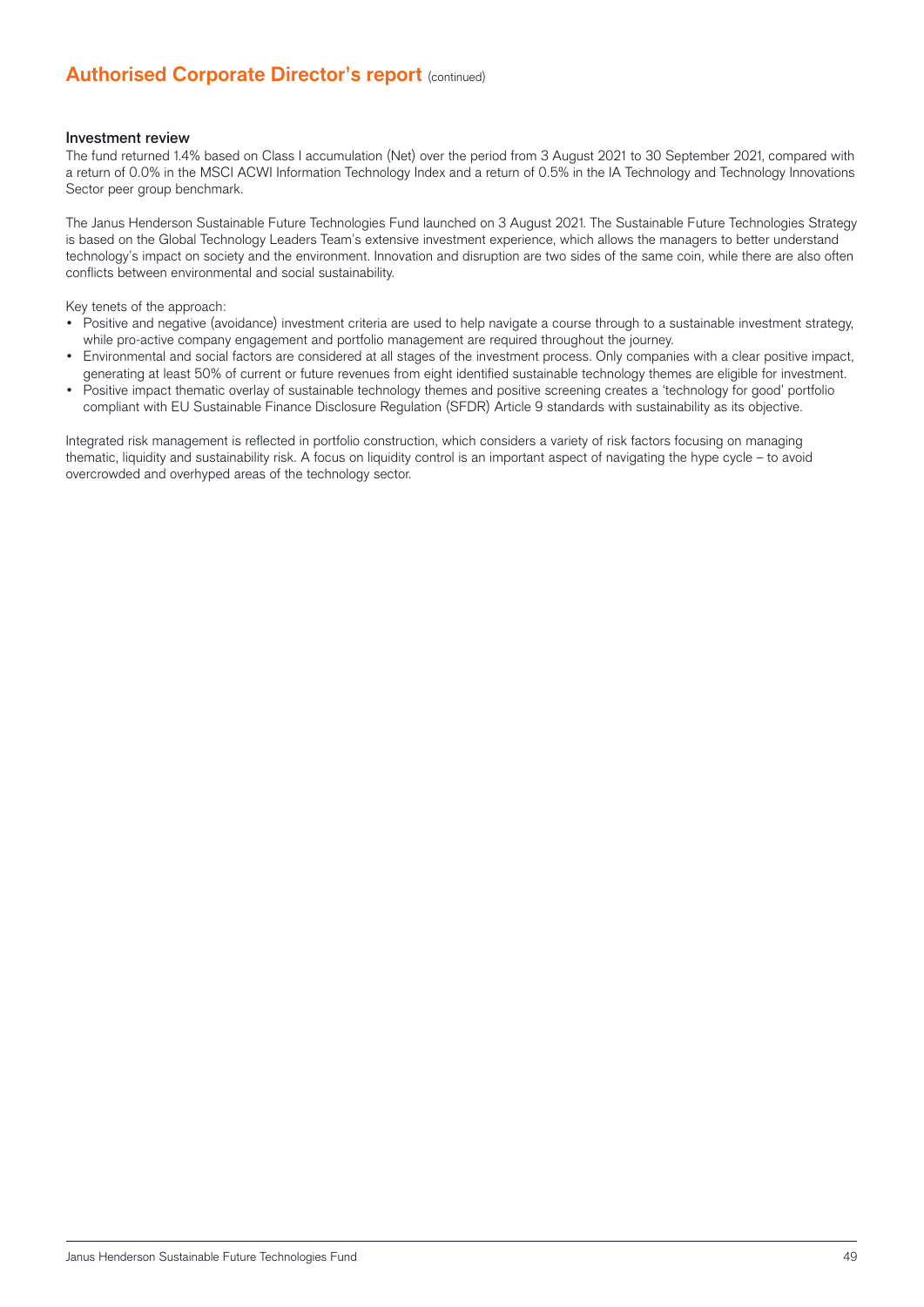# Authorised Corporate Director's report (continued)

## Investment review

The fund returned 1.4% based on Class I accumulation (Net) over the period from 3 August 2021 to 30 September 2021, compared with a return of 0.0% in the MSCI ACWI Information Technology Index and a return of 0.5% in the IA Technology and Technology Innovations Sector peer group benchmark.

The Janus Henderson Sustainable Future Technologies Fund launched on 3 August 2021. The Sustainable Future Technologies Strategy is based on the Global Technology Leaders Team's extensive investment experience, which allows the managers to better understand technology's impact on society and the environment. Innovation and disruption are two sides of the same coin, while there are also often conflicts between environmental and social sustainability.

Key tenets of the approach:

- Positive and negative (avoidance) investment criteria are used to help navigate a course through to a sustainable investment strategy, while pro-active company engagement and portfolio management are required throughout the journey.
- Environmental and social factors are considered at all stages of the investment process. Only companies with a clear positive impact, generating at least 50% of current or future revenues from eight identified sustainable technology themes are eligible for investment.
- Positive impact thematic overlay of sustainable technology themes and positive screening creates a 'technology for good' portfolio compliant with EU Sustainable Finance Disclosure Regulation (SFDR) Article 9 standards with sustainability as its objective.

Integrated risk management is reflected in portfolio construction, which considers a variety of risk factors focusing on managing thematic, liquidity and sustainability risk. A focus on liquidity control is an important aspect of navigating the hype cycle – to avoid overcrowded and overhyped areas of the technology sector.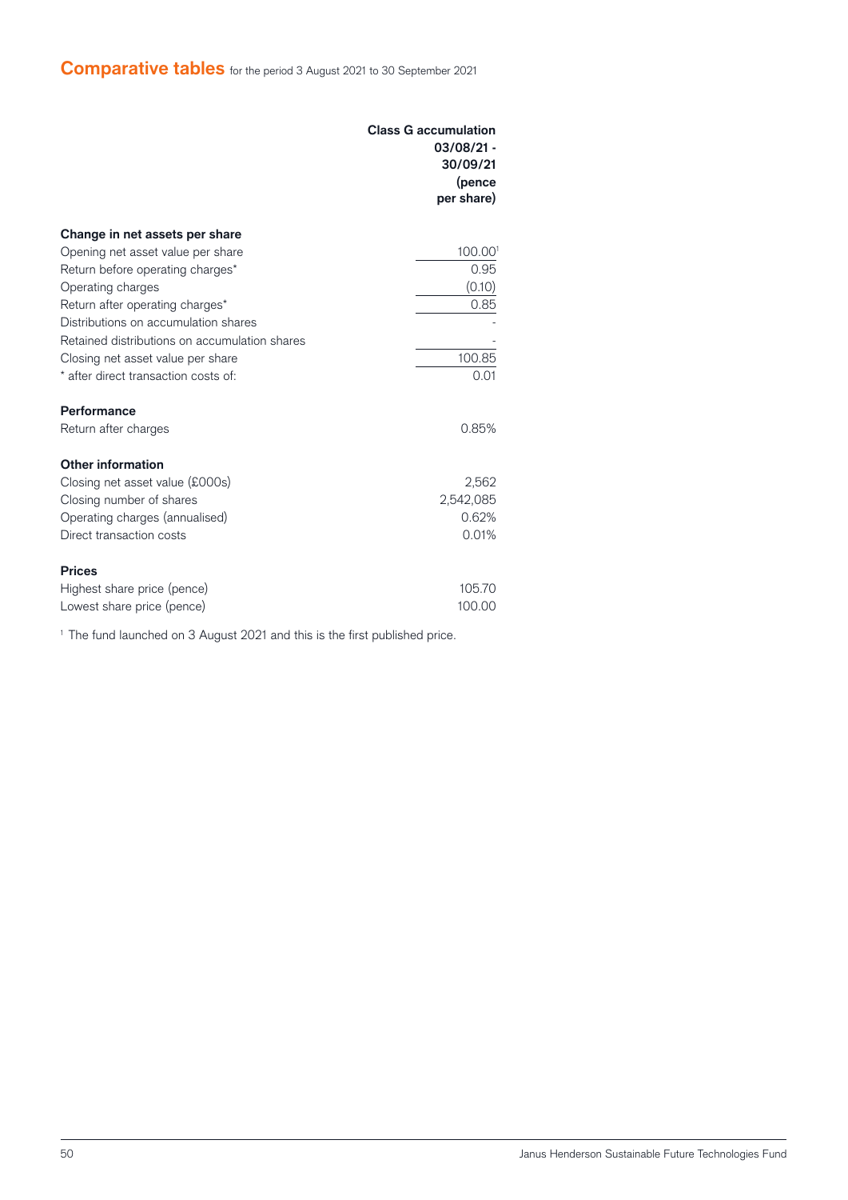# Comparative tables for the period 3 August 2021 to 30 September 2021

| | Class G accumulation 03/08/21 - 30/09/21 (pence per share) |
|---|---|
| **Change in net assets per share** | |
| Opening net asset value per share | 100.00[1] |
| Return before operating charges* | 0.95 |
| Operating charges | (0.10) |
| Return after operating charges* | 0.85 |
| Distributions on accumulation shares | - |
| Retained distributions on accumulation shares | - |
| Closing net asset value per share | 100.85 |
| * after direct transaction costs of: | 0.01 |
| | |
| **Performance** | |
| Return after charges | 0.85% |
| | |
| **Other information** | |
| Closing net asset value (£000s) | 2,562 |
| Closing number of shares | 2,542,085 |
| Operating charges (annualised) | 0.62% |
| Direct transaction costs | 0.01% |
| | |
| **Prices** | |
| Highest share price (pence) | 105.70 |
| Lowest share price (pence) | 100.00 |

[1] The fund launched on 3 August 2021 and this is the first published price.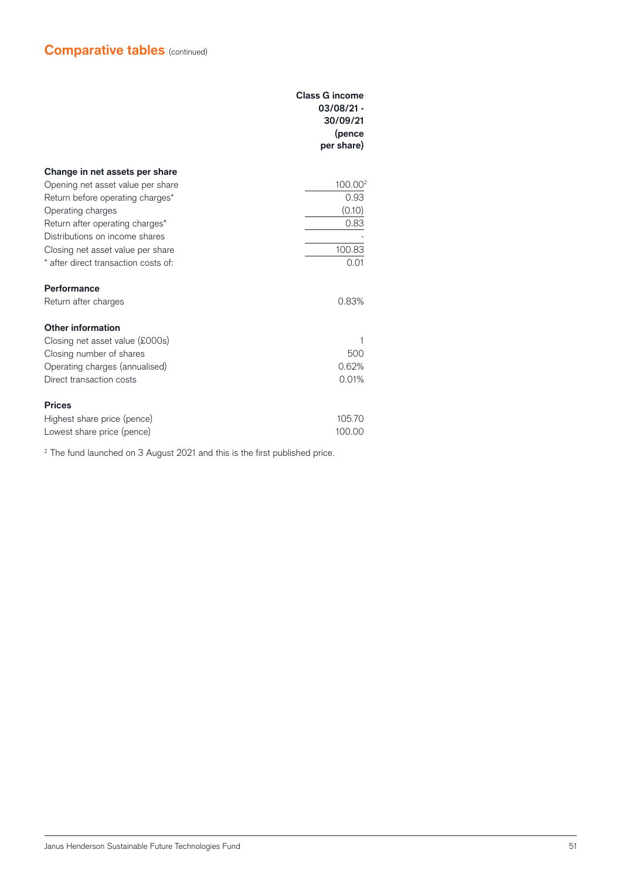## Comparative tables (continued)

| | Class G income 03/08/21 - 30/09/21 (pence per share) |
|---|---|
| **Change in net assets per share** | |
| Opening net asset value per share | 100.00[2] |
| Return before operating charges* | 0.93 |
| Operating charges | (0.10) |
| Return after operating charges* | 0.83 |
| Distributions on income shares | - |
| Closing net asset value per share | 100.83 |
| * after direct transaction costs of: | 0.01 |
| | |
| **Performance** | |
| Return after charges | 0.83% |
| | |
| **Other information** | |
| Closing net asset value (£000s) | 1 |
| Closing number of shares | 500 |
| Operating charges (annualised) | 0.62% |
| Direct transaction costs | 0.01% |
| | |
| **Prices** | |
| Highest share price (pence) | 105.70 |
| Lowest share price (pence) | 100.00 |

[2] The fund launched on 3 August 2021 and this is the first published price.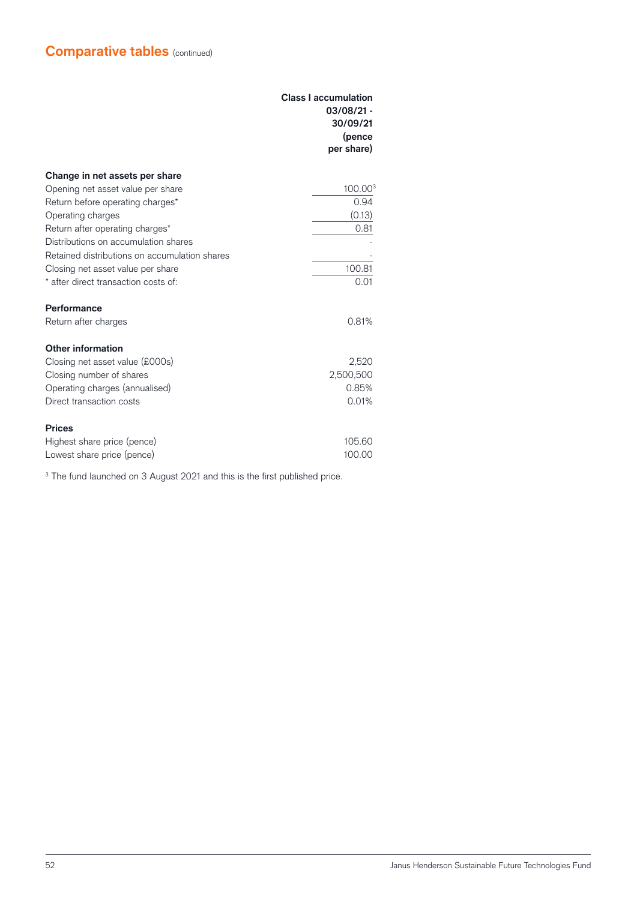## Comparative tables (continued)

| | Class I accumulation 03/08/21 - 30/09/21 (pence per share) |
|---|---|
| **Change in net assets per share** | |
| Opening net asset value per share | 100.00[3] |
| Return before operating charges* | 0.94 |
| Operating charges | (0.13) |
| Return after operating charges* | 0.81 |
| Distributions on accumulation shares | - |
| Retained distributions on accumulation shares | - |
| Closing net asset value per share | 100.81 |
| * after direct transaction costs of: | 0.01 |
| **Performance** | |
| Return after charges | 0.81% |
| **Other information** | |
| Closing net asset value (£000s) | 2,520 |
| Closing number of shares | 2,500,500 |
| Operating charges (annualised) | 0.85% |
| Direct transaction costs | 0.01% |
| **Prices** | |
| Highest share price (pence) | 105.60 |
| Lowest share price (pence) | 100.00 |

[3] The fund launched on 3 August 2021 and this is the first published price.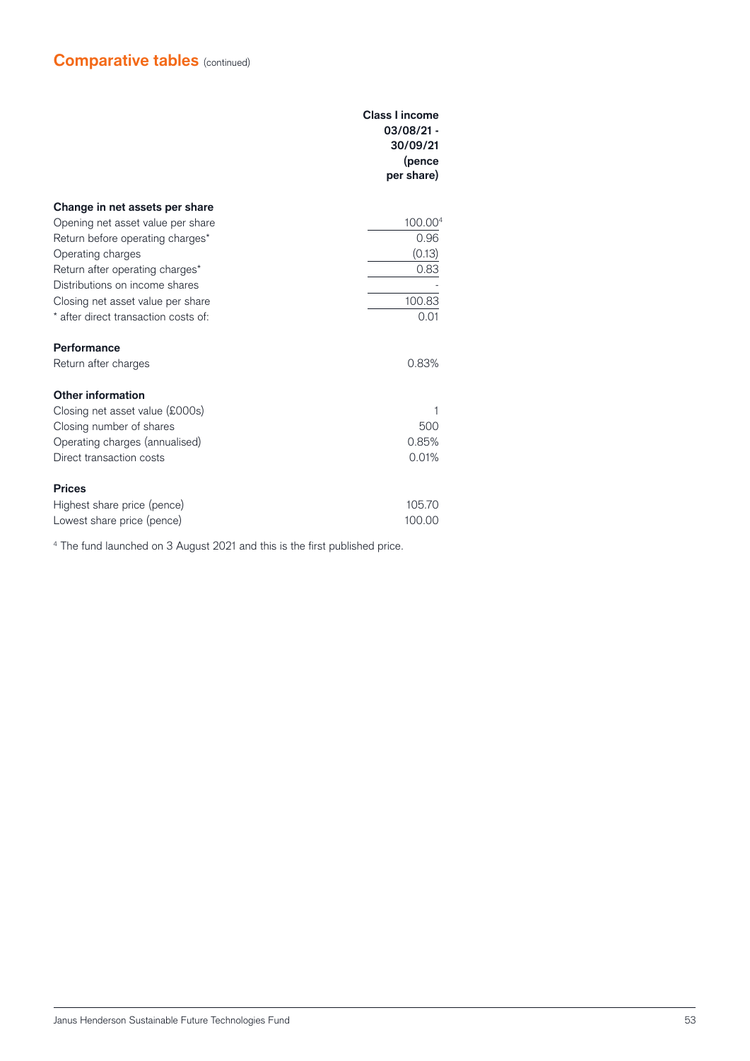## Comparative tables (continued)

| | Class I income 03/08/21 - 30/09/21 (pence per share) |
|---|---|
| **Change in net assets per share** | |
| Opening net asset value per share | 100.00[4] |
| Return before operating charges* | 0.96 |
| Operating charges | (0.13) |
| Return after operating charges* | 0.83 |
| Distributions on income shares | - |
| Closing net asset value per share | 100.83 |
| * after direct transaction costs of: | 0.01 |
| **Performance** | |
| Return after charges | 0.83% |
| **Other information** | |
| Closing net asset value (£000s) | 1 |
| Closing number of shares | 500 |
| Operating charges (annualised) | 0.85% |
| Direct transaction costs | 0.01% |
| **Prices** | |
| Highest share price (pence) | 105.70 |
| Lowest share price (pence) | 100.00 |

[4] The fund launched on 3 August 2021 and this is the first published price.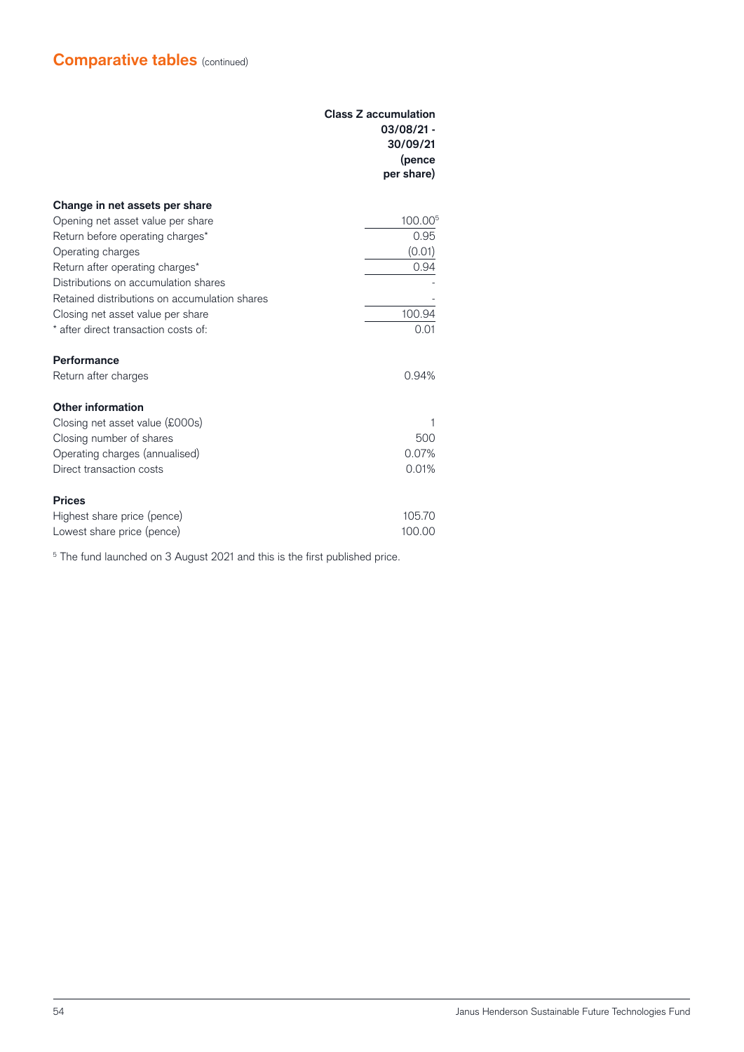## Comparative tables (continued)

| | Class Z accumulation 03/08/21 - 30/09/21 (pence per share) |
|---|---|
| **Change in net assets per share** | |
| Opening net asset value per share | 100.00[5] |
| Return before operating charges* | 0.95 |
| Operating charges | (0.01) |
| Return after operating charges* | 0.94 |
| Distributions on accumulation shares | - |
| Retained distributions on accumulation shares | - |
| Closing net asset value per share | 100.94 |
| * after direct transaction costs of: | 0.01 |
| | |
| **Performance** | |
| Return after charges | 0.94% |
| | |
| **Other information** | |
| Closing net asset value (£000s) | 1 |
| Closing number of shares | 500 |
| Operating charges (annualised) | 0.07% |
| Direct transaction costs | 0.01% |
| | |
| **Prices** | |
| Highest share price (pence) | 105.70 |
| Lowest share price (pence) | 100.00 |

[5] The fund launched on 3 August 2021 and this is the first published price.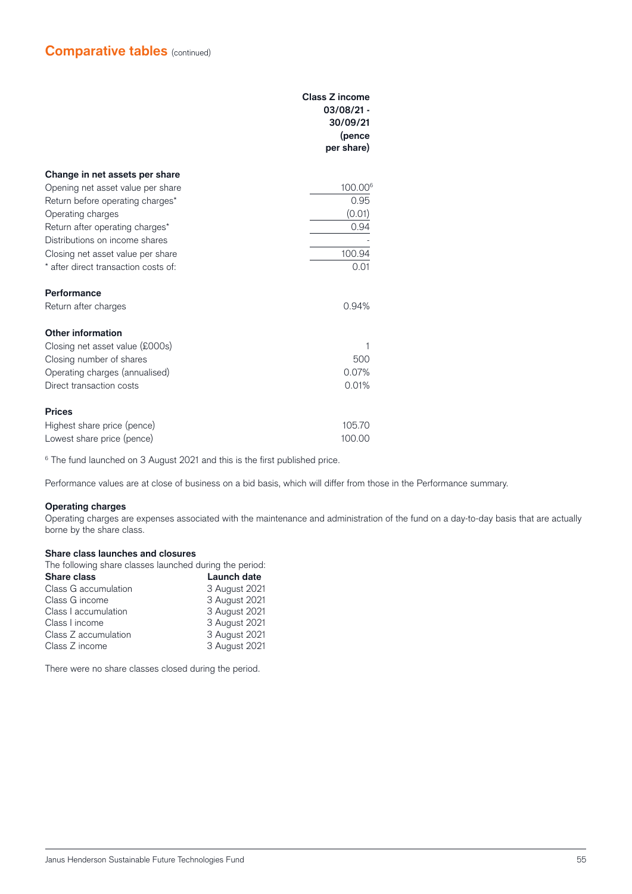## Comparative tables (continued)

| | Class Z income 03/08/21 - 30/09/21 (pence per share) |
|---|---|
| **Change in net assets per share** | |
| Opening net asset value per share | 100.00[6] |
| Return before operating charges* | 0.95 |
| Operating charges | (0.01) |
| Return after operating charges* | 0.94 |
| Distributions on income shares | - |
| Closing net asset value per share | 100.94 |
| * after direct transaction costs of: | 0.01 |
| | |
| **Performance** | |
| Return after charges | 0.94% |
| | |
| **Other information** | |
| Closing net asset value (£000s) | 1 |
| Closing number of shares | 500 |
| Operating charges (annualised) | 0.07% |
| Direct transaction costs | 0.01% |
| | |
| **Prices** | |
| Highest share price (pence) | 105.70 |
| Lowest share price (pence) | 100.00 |

[6] The fund launched on 3 August 2021 and this is the first published price.

Performance values are at close of business on a bid basis, which will differ from those in the Performance summary.

### Operating charges

Operating charges are expenses associated with the maintenance and administration of the fund on a day-to-day basis that are actually borne by the share class.

### Share class launches and closures

The following share classes launched during the period:

| Share class | Launch date |
|---|---|
| Class G accumulation | 3 August 2021 |
| Class G income | 3 August 2021 |
| Class I accumulation | 3 August 2021 |
| Class I income | 3 August 2021 |
| Class Z accumulation | 3 August 2021 |
| Class Z income | 3 August 2021 |

There were no share classes closed during the period.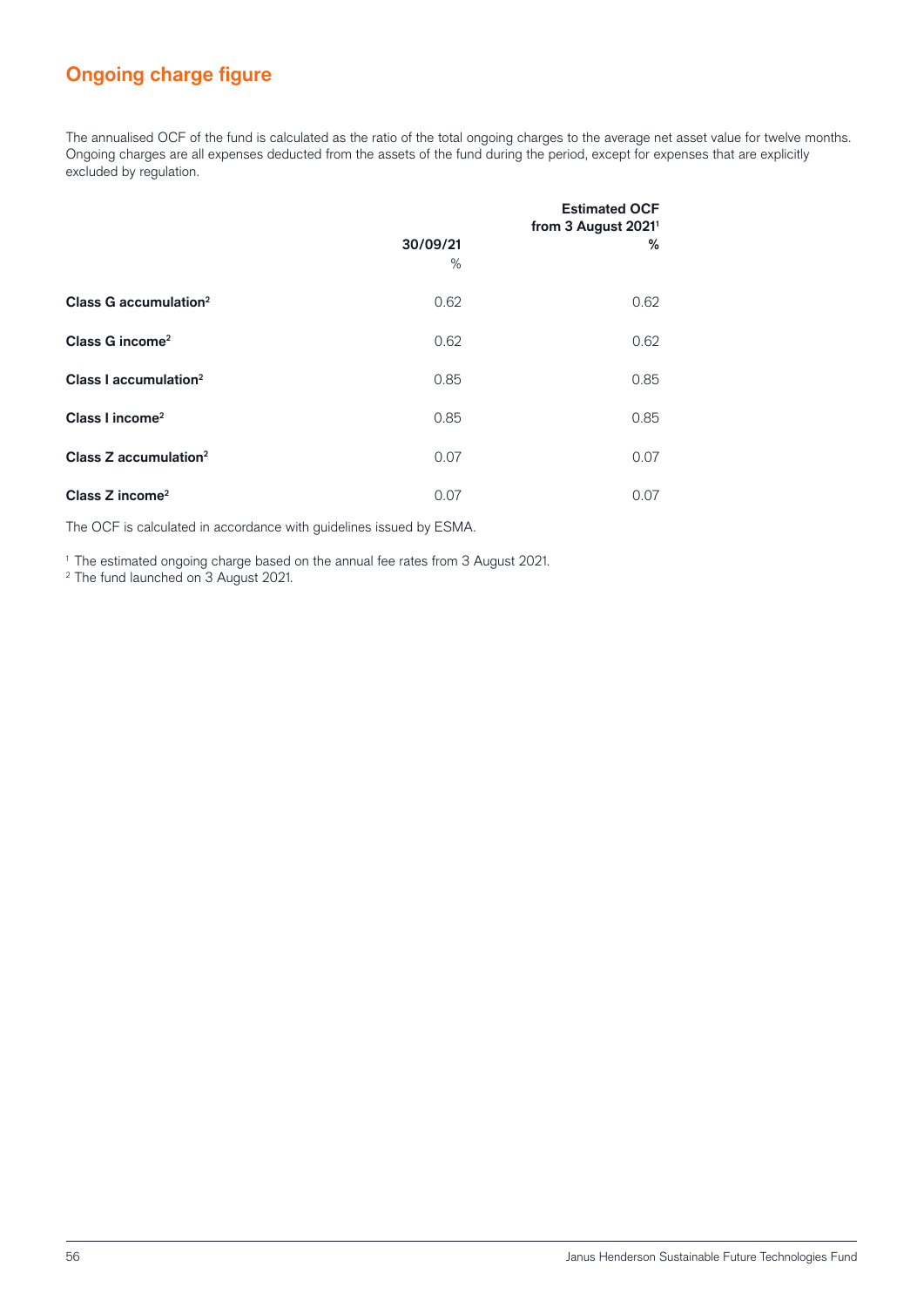## Ongoing charge figure

The annualised OCF of the fund is calculated as the ratio of the total ongoing charges to the average net asset value for twelve months. Ongoing charges are all expenses deducted from the assets of the fund during the period, except for expenses that are explicitly excluded by regulation.

| | 30/09/21 % | Estimated OCF from 3 August 2021[1] % |
|---|---|---|
| **Class G accumulation[2]** | 0.62 | 0.62 |
| **Class G income[2]** | 0.62 | 0.62 |
| **Class I accumulation[2]** | 0.85 | 0.85 |
| **Class I income[2]** | 0.85 | 0.85 |
| **Class Z accumulation[2]** | 0.07 | 0.07 |
| **Class Z income[2]** | 0.07 | 0.07 |

The OCF is calculated in accordance with guidelines issued by ESMA.

[1] The estimated ongoing charge based on the annual fee rates from 3 August 2021.
[2] The fund launched on 3 August 2021.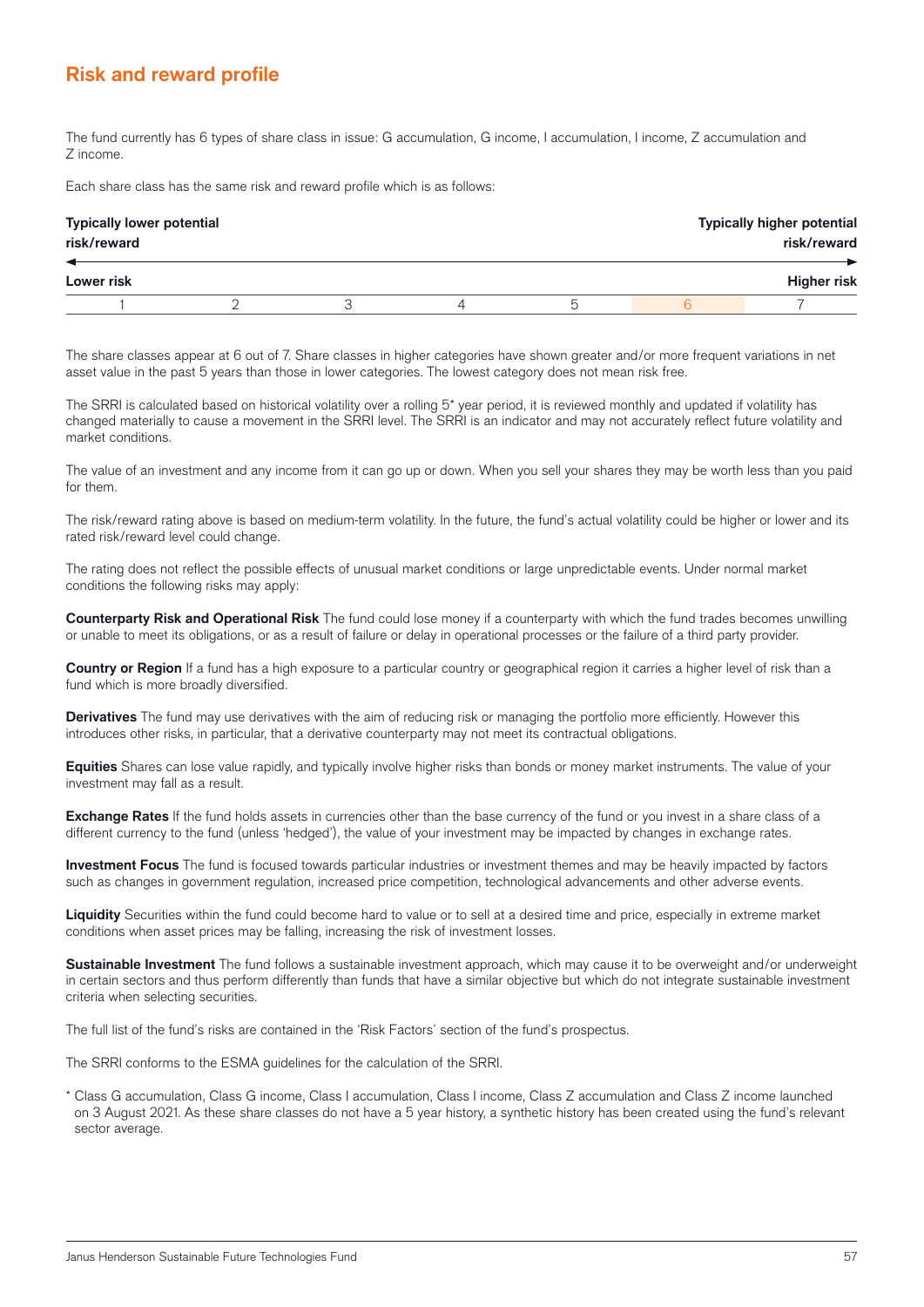## Risk and reward profile

The fund currently has 6 types of share class in issue: G accumulation, G income, I accumulation, I income, Z accumulation and Z income.

Each share class has the same risk and reward profile which is as follows:

| **Typically lower potential risk/reward** | | | | | | **Typically higher potential risk/reward** |
|---|---|---|---|---|---|---|
| **Lower risk** | | | | | | **Higher risk** |
| 1 | 2 | 3 | 4 | 5 | 6 | 7 |

The share classes appear at 6 out of 7. Share classes in higher categories have shown greater and/or more frequent variations in net asset value in the past 5 years than those in lower categories. The lowest category does not mean risk free.

The SRRI is calculated based on historical volatility over a rolling 5* year period, it is reviewed monthly and updated if volatility has changed materially to cause a movement in the SRRI level. The SRRI is an indicator and may not accurately reflect future volatility and market conditions.

The value of an investment and any income from it can go up or down. When you sell your shares they may be worth less than you paid for them.

The risk/reward rating above is based on medium-term volatility. In the future, the fund's actual volatility could be higher or lower and its rated risk/reward level could change.

The rating does not reflect the possible effects of unusual market conditions or large unpredictable events. Under normal market conditions the following risks may apply:

**Counterparty Risk and Operational Risk** The fund could lose money if a counterparty with which the fund trades becomes unwilling or unable to meet its obligations, or as a result of failure or delay in operational processes or the failure of a third party provider.

**Country or Region** If a fund has a high exposure to a particular country or geographical region it carries a higher level of risk than a fund which is more broadly diversified.

**Derivatives** The fund may use derivatives with the aim of reducing risk or managing the portfolio more efficiently. However this introduces other risks, in particular, that a derivative counterparty may not meet its contractual obligations.

**Equities** Shares can lose value rapidly, and typically involve higher risks than bonds or money market instruments. The value of your investment may fall as a result.

**Exchange Rates** If the fund holds assets in currencies other than the base currency of the fund or you invest in a share class of a different currency to the fund (unless 'hedged'), the value of your investment may be impacted by changes in exchange rates.

**Investment Focus** The fund is focused towards particular industries or investment themes and may be heavily impacted by factors such as changes in government regulation, increased price competition, technological advancements and other adverse events.

**Liquidity** Securities within the fund could become hard to value or to sell at a desired time and price, especially in extreme market conditions when asset prices may be falling, increasing the risk of investment losses.

**Sustainable Investment** The fund follows a sustainable investment approach, which may cause it to be overweight and/or underweight in certain sectors and thus perform differently than funds that have a similar objective but which do not integrate sustainable investment criteria when selecting securities.

The full list of the fund's risks are contained in the 'Risk Factors' section of the fund's prospectus.

The SRRI conforms to the ESMA guidelines for the calculation of the SRRI.

\* Class G accumulation, Class G income, Class I accumulation, Class I income, Class Z accumulation and Class Z income launched on 3 August 2021. As these share classes do not have a 5 year history, a synthetic history has been created using the fund's relevant sector average.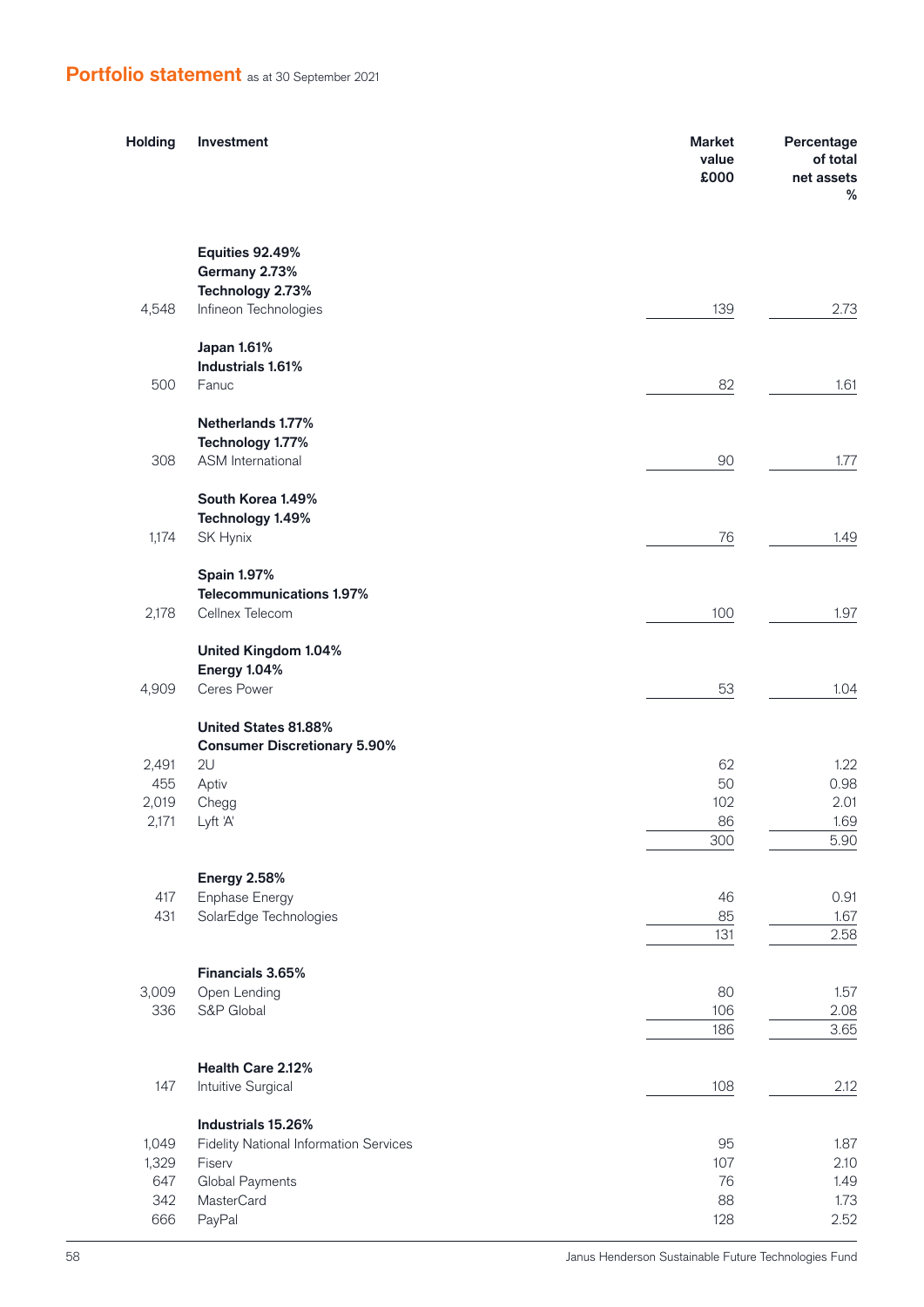## Portfolio statement as at 30 September 2021

| Holding | Investment | Market value £000 | Percentage of total net assets % |
|---|---|---|---|
| | **Equities 92.49%** | | |
| | **Germany 2.73%** | | |
| | **Technology 2.73%** | | |
| 4,548 | Infineon Technologies | 139 | 2.73 |
| | **Japan 1.61%** | | |
| | **Industrials 1.61%** | | |
| 500 | Fanuc | 82 | 1.61 |
| | **Netherlands 1.77%** | | |
| | **Technology 1.77%** | | |
| 308 | ASM International | 90 | 1.77 |
| | **South Korea 1.49%** | | |
| | **Technology 1.49%** | | |
| 1,174 | SK Hynix | 76 | 1.49 |
| | **Spain 1.97%** | | |
| | **Telecommunications 1.97%** | | |
| 2,178 | Cellnex Telecom | 100 | 1.97 |
| | **United Kingdom 1.04%** | | |
| | **Energy 1.04%** | | |
| 4,909 | Ceres Power | 53 | 1.04 |
| | **United States 81.88%** | | |
| | **Consumer Discretionary 5.90%** | | |
| 2,491 | 2U | 62 | 1.22 |
| 455 | Aptiv | 50 | 0.98 |
| 2,019 | Chegg | 102 | 2.01 |
| 2,171 | Lyft 'A' | 86 | 1.69 |
| | | 300 | 5.90 |
| | **Energy 2.58%** | | |
| 417 | Enphase Energy | 46 | 0.91 |
| 431 | SolarEdge Technologies | 85 | 1.67 |
| | | 131 | 2.58 |
| | **Financials 3.65%** | | |
| 3,009 | Open Lending | 80 | 1.57 |
| 336 | S&P Global | 106 | 2.08 |
| | | 186 | 3.65 |
| | **Health Care 2.12%** | | |
| 147 | Intuitive Surgical | 108 | 2.12 |
| | **Industrials 15.26%** | | |
| 1,049 | Fidelity National Information Services | 95 | 1.87 |
| 1,329 | Fiserv | 107 | 2.10 |
| 647 | Global Payments | 76 | 1.49 |
| 342 | MasterCard | 88 | 1.73 |
| 666 | PayPal | 128 | 2.52 |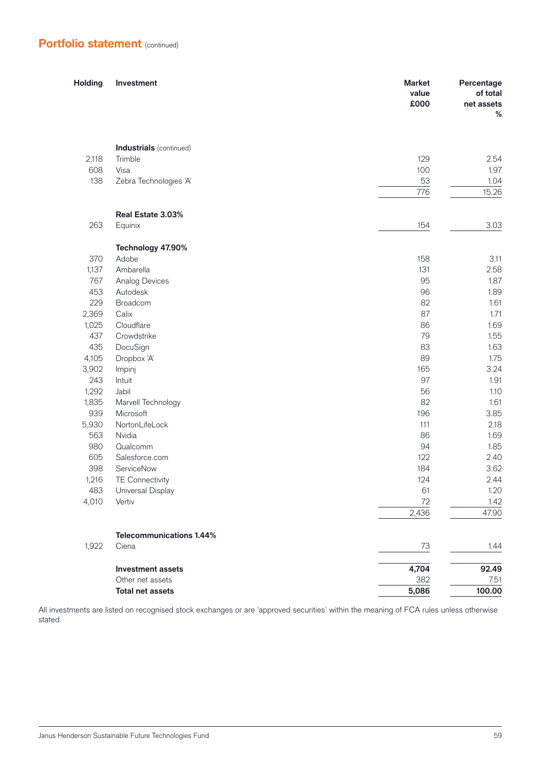## Portfolio statement (continued)

| Holding | Investment | Market value £000 | Percentage of total net assets % |
|---|---|---|---|
| | **Industrials** (continued) | | |
| 2,118 | Trimble | 129 | 2.54 |
| 608 | Visa | 100 | 1.97 |
| 138 | Zebra Technologies 'A' | 53 | 1.04 |
| | | 776 | 15.26 |
| | **Real Estate 3.03%** | | |
| 263 | Equinix | 154 | 3.03 |
| | **Technology 47.90%** | | |
| 370 | Adobe | 158 | 3.11 |
| 1,137 | Ambarella | 131 | 2.58 |
| 767 | Analog Devices | 95 | 1.87 |
| 453 | Autodesk | 96 | 1.89 |
| 229 | Broadcom | 82 | 1.61 |
| 2,369 | Calix | 87 | 1.71 |
| 1,025 | Cloudflare | 86 | 1.69 |
| 437 | Crowdstrike | 79 | 1.55 |
| 435 | DocuSign | 83 | 1.63 |
| 4,105 | Dropbox 'A' | 89 | 1.75 |
| 3,902 | Impinj | 165 | 3.24 |
| 243 | Intuit | 97 | 1.91 |
| 1,292 | Jabil | 56 | 1.10 |
| 1,835 | Marvell Technology | 82 | 1.61 |
| 939 | Microsoft | 196 | 3.85 |
| 5,930 | NortonLifeLock | 111 | 2.18 |
| 563 | Nvidia | 86 | 1.69 |
| 980 | Qualcomm | 94 | 1.85 |
| 605 | Salesforce.com | 122 | 2.40 |
| 398 | ServiceNow | 184 | 3.62 |
| 1,216 | TE Connectivity | 124 | 2.44 |
| 483 | Universal Display | 61 | 1.20 |
| 4,010 | Vertiv | 72 | 1.42 |
| | | 2,436 | 47.90 |
| | **Telecommunications 1.44%** | | |
| 1,922 | Ciena | 73 | 1.44 |
| | **Investment assets** | **4,704** | **92.49** |
| | Other net assets | 382 | 7.51 |
| | **Total net assets** | **5,086** | **100.00** |

All investments are listed on recognised stock exchanges or are 'approved securities' within the meaning of FCA rules unless otherwise stated.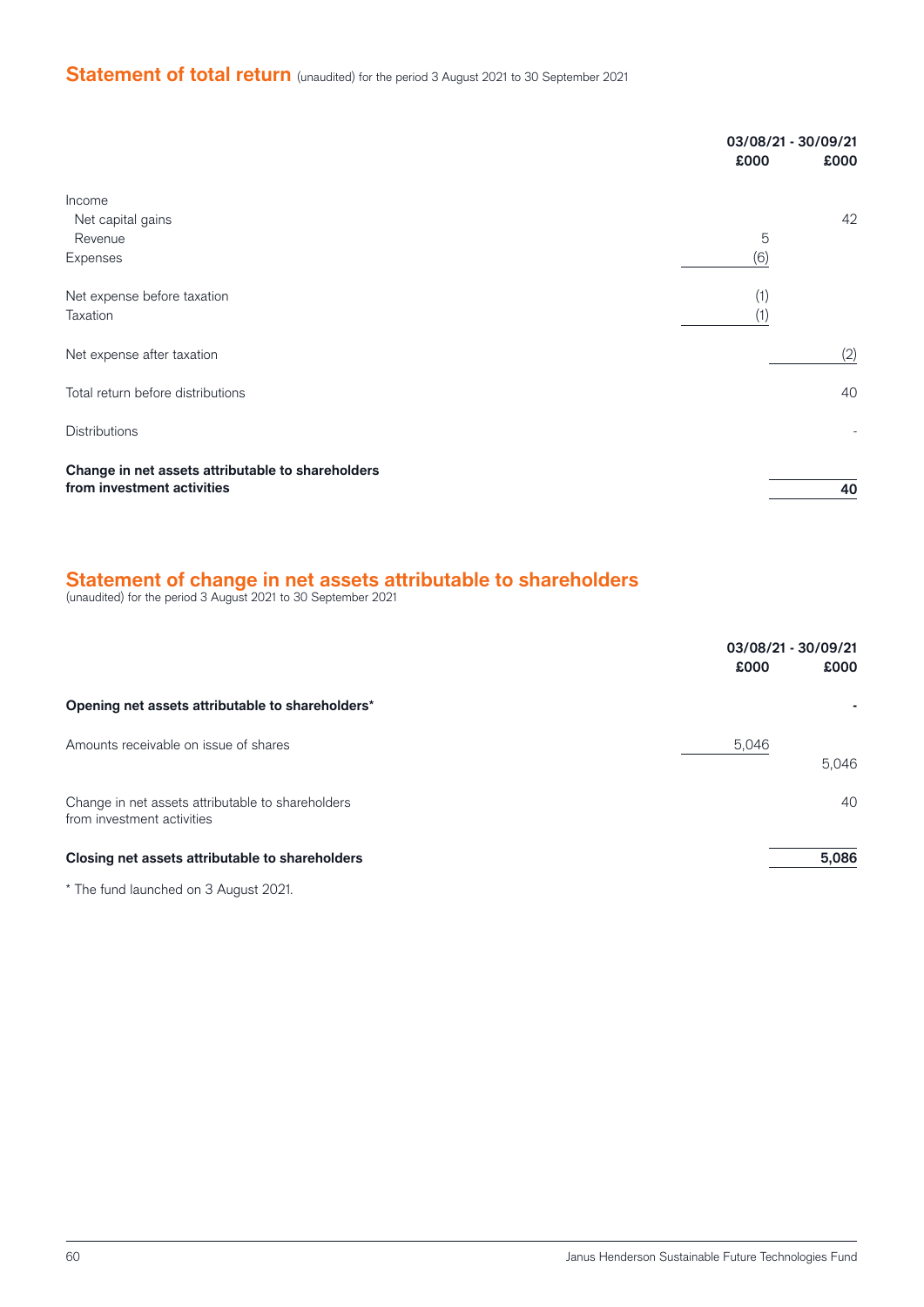## Statement of total return (unaudited) for the period 3 August 2021 to 30 September 2021

| | 03/08/21 - 30/09/21 | |
|---|---|---|
| | £000 | £000 |
| Income | | |
| Net capital gains | | 42 |
| Revenue | 5 | |
| Expenses | (6) | |
| Net expense before taxation | (1) | |
| Taxation | (1) | |
| Net expense after taxation | | (2) |
| Total return before distributions | | 40 |
| Distributions | | - |
| **Change in net assets attributable to shareholders from investment activities** | | **40** |

## Statement of change in net assets attributable to shareholders

(unaudited) for the period 3 August 2021 to 30 September 2021

| | 03/08/21 - 30/09/21 | |
|---|---|---|
| | £000 | £000 |
| **Opening net assets attributable to shareholders*** | | **-** |
| Amounts receivable on issue of shares | 5,046 | |
| | | 5,046 |
| Change in net assets attributable to shareholders from investment activities | | 40 |
| **Closing net assets attributable to shareholders** | | **5,086** |

* The fund launched on 3 August 2021.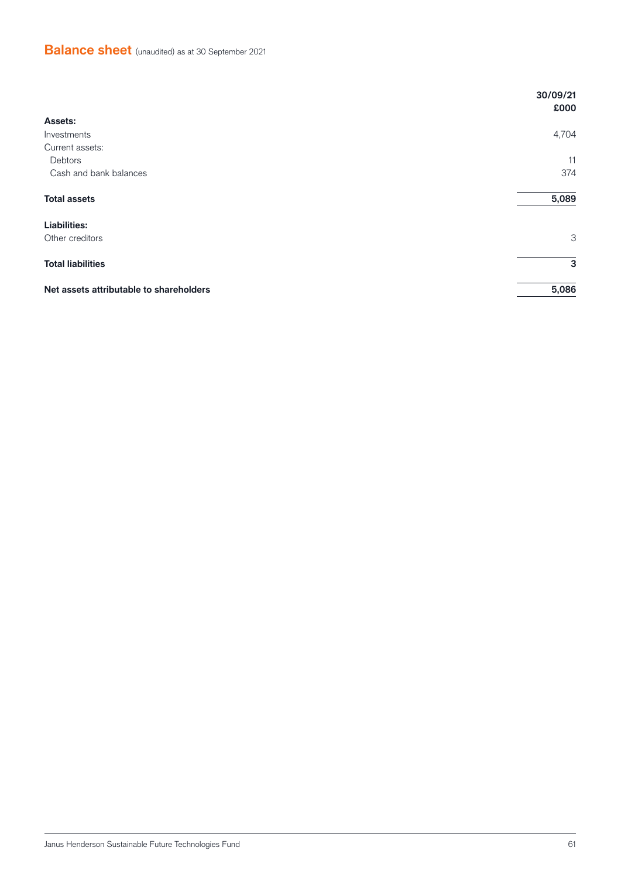## Balance sheet (unaudited) as at 30 September 2021

| | 30/09/21 £000 |
|---|---|
| **Assets:** | |
| Investments | 4,704 |
| Current assets: | |
| Debtors | 11 |
| Cash and bank balances | 374 |
| **Total assets** | **5,089** |
| **Liabilities:** | |
| Other creditors | 3 |
| **Total liabilities** | **3** |
| **Net assets attributable to shareholders** | **5,086** |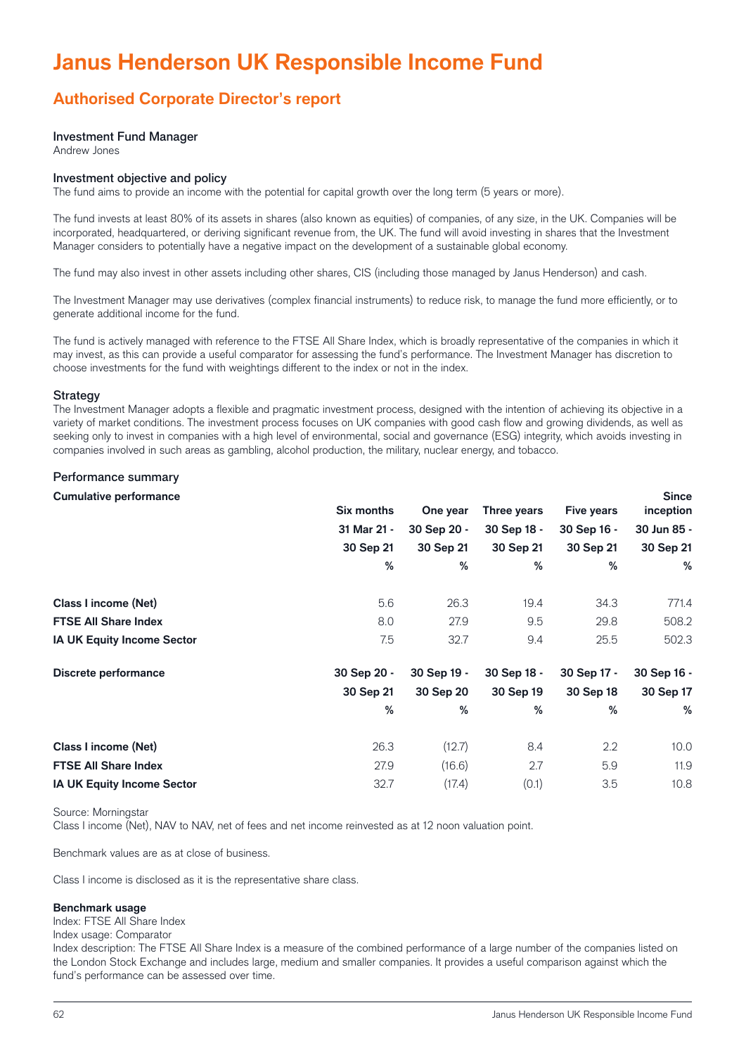# Janus Henderson UK Responsible Income Fund

## Authorised Corporate Director's report

### Investment Fund Manager

Andrew Jones

### Investment objective and policy

The fund aims to provide an income with the potential for capital growth over the long term (5 years or more).

The fund invests at least 80% of its assets in shares (also known as equities) of companies, of any size, in the UK. Companies will be incorporated, headquartered, or deriving significant revenue from, the UK. The fund will avoid investing in shares that the Investment Manager considers to potentially have a negative impact on the development of a sustainable global economy.

The fund may also invest in other assets including other shares, CIS (including those managed by Janus Henderson) and cash.

The Investment Manager may use derivatives (complex financial instruments) to reduce risk, to manage the fund more efficiently, or to generate additional income for the fund.

The fund is actively managed with reference to the FTSE All Share Index, which is broadly representative of the companies in which it may invest, as this can provide a useful comparator for assessing the fund's performance. The Investment Manager has discretion to choose investments for the fund with weightings different to the index or not in the index.

### Strategy

The Investment Manager adopts a flexible and pragmatic investment process, designed with the intention of achieving its objective in a variety of market conditions. The investment process focuses on UK companies with good cash flow and growing dividends, as well as seeking only to invest in companies with a high level of environmental, social and governance (ESG) integrity, which avoids investing in companies involved in such areas as gambling, alcohol production, the military, nuclear energy, and tobacco.

### Performance summary

| **Cumulative performance** | **Six months** | **One year** | **Three years** | **Five years** | **Since inception** |
|---|---|---|---|---|---|
| | **31 Mar 21 - 30 Sep 21** | **30 Sep 20 - 30 Sep 21** | **30 Sep 18 - 30 Sep 21** | **30 Sep 16 - 30 Sep 21** | **30 Jun 85 - 30 Sep 21** |
| | **%** | **%** | **%** | **%** | **%** |
| **Class I income (Net)** | 5.6 | 26.3 | 19.4 | 34.3 | 771.4 |
| **FTSE All Share Index** | 8.0 | 27.9 | 9.5 | 29.8 | 508.2 |
| **IA UK Equity Income Sector** | 7.5 | 32.7 | 9.4 | 25.5 | 502.3 |

| **Discrete performance** | **30 Sep 20 - 30 Sep 21** | **30 Sep 19 - 30 Sep 20** | **30 Sep 18 - 30 Sep 19** | **30 Sep 17 - 30 Sep 18** | **30 Sep 16 - 30 Sep 17** |
|---|---|---|---|---|---|
| | **%** | **%** | **%** | **%** | **%** |
| **Class I income (Net)** | 26.3 | (12.7) | 8.4 | 2.2 | 10.0 |
| **FTSE All Share Index** | 27.9 | (16.6) | 2.7 | 5.9 | 11.9 |
| **IA UK Equity Income Sector** | 32.7 | (17.4) | (0.1) | 3.5 | 10.8 |

Source: Morningstar

Class I income (Net), NAV to NAV, net of fees and net income reinvested as at 12 noon valuation point.

Benchmark values are as at close of business.

Class I income is disclosed as it is the representative share class.

**Benchmark usage**

Index: FTSE All Share Index

Index usage: Comparator

Index description: The FTSE All Share Index is a measure of the combined performance of a large number of the companies listed on the London Stock Exchange and includes large, medium and smaller companies. It provides a useful comparison against which the fund's performance can be assessed over time.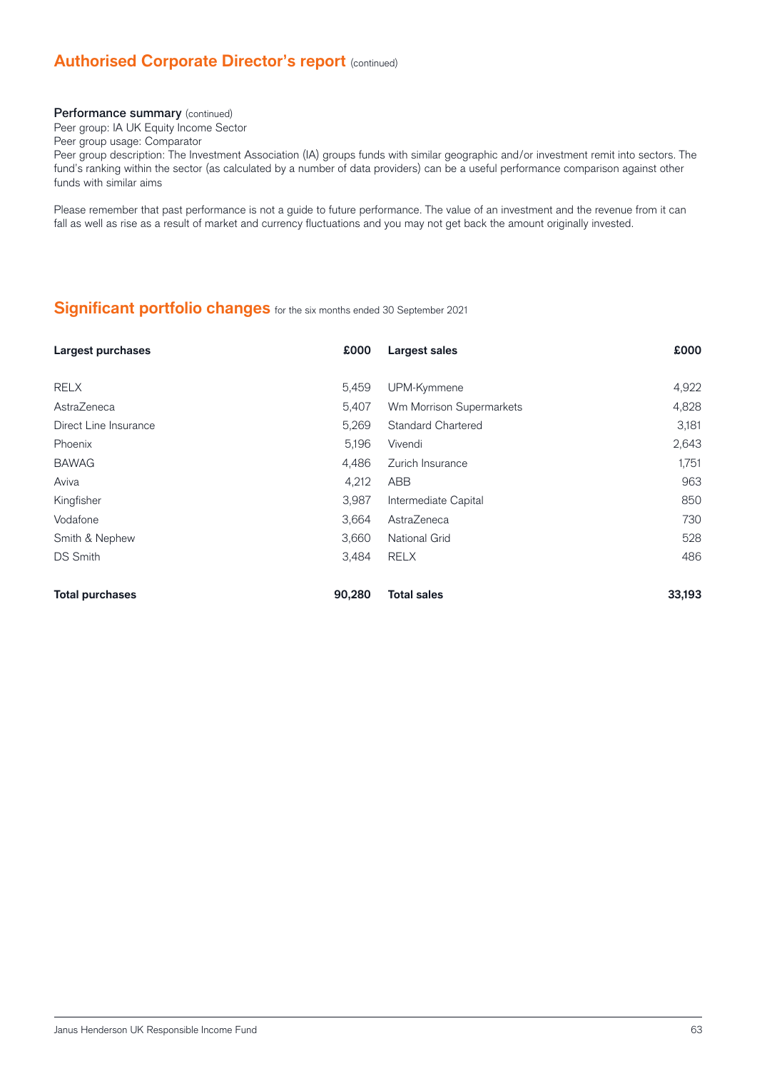## Authorised Corporate Director's report (continued)

**Performance summary** (continued)

Peer group: IA UK Equity Income Sector

Peer group usage: Comparator

Peer group description: The Investment Association (IA) groups funds with similar geographic and/or investment remit into sectors. The fund's ranking within the sector (as calculated by a number of data providers) can be a useful performance comparison against other funds with similar aims

Please remember that past performance is not a guide to future performance. The value of an investment and the revenue from it can fall as well as rise as a result of market and currency fluctuations and you may not get back the amount originally invested.

## Significant portfolio changes for the six months ended 30 September 2021

| Largest purchases | £000 | Largest sales | £000 |
|---|---|---|---|
| RELX | 5,459 | UPM-Kymmene | 4,922 |
| AstraZeneca | 5,407 | Wm Morrison Supermarkets | 4,828 |
| Direct Line Insurance | 5,269 | Standard Chartered | 3,181 |
| Phoenix | 5,196 | Vivendi | 2,643 |
| BAWAG | 4,486 | Zurich Insurance | 1,751 |
| Aviva | 4,212 | ABB | 963 |
| Kingfisher | 3,987 | Intermediate Capital | 850 |
| Vodafone | 3,664 | AstraZeneca | 730 |
| Smith & Nephew | 3,660 | National Grid | 528 |
| DS Smith | 3,484 | RELX | 486 |
| **Total purchases** | **90,280** | **Total sales** | **33,193** |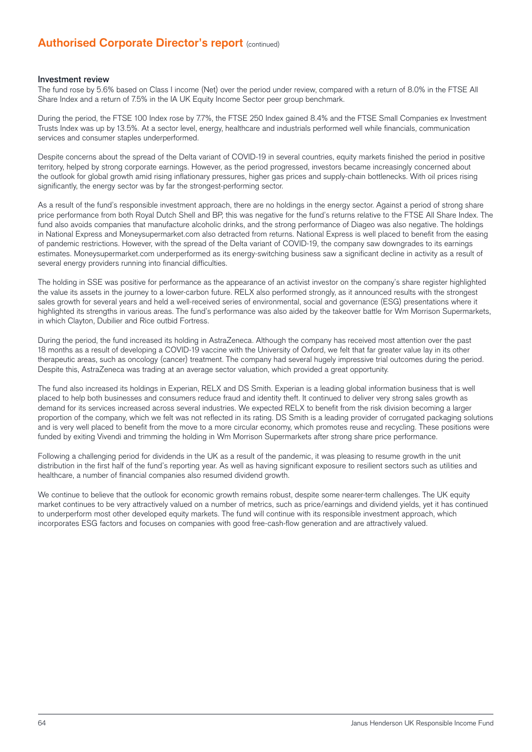## Authorised Corporate Director's report (continued)

### Investment review

The fund rose by 5.6% based on Class I income (Net) over the period under review, compared with a return of 8.0% in the FTSE All Share Index and a return of 7.5% in the IA UK Equity Income Sector peer group benchmark.

During the period, the FTSE 100 Index rose by 7.7%, the FTSE 250 Index gained 8.4% and the FTSE Small Companies ex Investment Trusts Index was up by 13.5%. At a sector level, energy, healthcare and industrials performed well while financials, communication services and consumer staples underperformed.

Despite concerns about the spread of the Delta variant of COVID-19 in several countries, equity markets finished the period in positive territory, helped by strong corporate earnings. However, as the period progressed, investors became increasingly concerned about the outlook for global growth amid rising inflationary pressures, higher gas prices and supply-chain bottlenecks. With oil prices rising significantly, the energy sector was by far the strongest-performing sector.

As a result of the fund's responsible investment approach, there are no holdings in the energy sector. Against a period of strong share price performance from both Royal Dutch Shell and BP, this was negative for the fund's returns relative to the FTSE All Share Index. The fund also avoids companies that manufacture alcoholic drinks, and the strong performance of Diageo was also negative. The holdings in National Express and Moneysupermarket.com also detracted from returns. National Express is well placed to benefit from the easing of pandemic restrictions. However, with the spread of the Delta variant of COVID-19, the company saw downgrades to its earnings estimates. Moneysupermarket.com underperformed as its energy-switching business saw a significant decline in activity as a result of several energy providers running into financial difficulties.

The holding in SSE was positive for performance as the appearance of an activist investor on the company's share register highlighted the value its assets in the journey to a lower-carbon future. RELX also performed strongly, as it announced results with the strongest sales growth for several years and held a well-received series of environmental, social and governance (ESG) presentations where it highlighted its strengths in various areas. The fund's performance was also aided by the takeover battle for Wm Morrison Supermarkets, in which Clayton, Dubilier and Rice outbid Fortress.

During the period, the fund increased its holding in AstraZeneca. Although the company has received most attention over the past 18 months as a result of developing a COVID-19 vaccine with the University of Oxford, we felt that far greater value lay in its other therapeutic areas, such as oncology (cancer) treatment. The company had several hugely impressive trial outcomes during the period. Despite this, AstraZeneca was trading at an average sector valuation, which provided a great opportunity.

The fund also increased its holdings in Experian, RELX and DS Smith. Experian is a leading global information business that is well placed to help both businesses and consumers reduce fraud and identity theft. It continued to deliver very strong sales growth as demand for its services increased across several industries. We expected RELX to benefit from the risk division becoming a larger proportion of the company, which we felt was not reflected in its rating. DS Smith is a leading provider of corrugated packaging solutions and is very well placed to benefit from the move to a more circular economy, which promotes reuse and recycling. These positions were funded by exiting Vivendi and trimming the holding in Wm Morrison Supermarkets after strong share price performance.

Following a challenging period for dividends in the UK as a result of the pandemic, it was pleasing to resume growth in the unit distribution in the first half of the fund's reporting year. As well as having significant exposure to resilient sectors such as utilities and healthcare, a number of financial companies also resumed dividend growth.

We continue to believe that the outlook for economic growth remains robust, despite some nearer-term challenges. The UK equity market continues to be very attractively valued on a number of metrics, such as price/earnings and dividend yields, yet it has continued to underperform most other developed equity markets. The fund will continue with its responsible investment approach, which incorporates ESG factors and focuses on companies with good free-cash-flow generation and are attractively valued.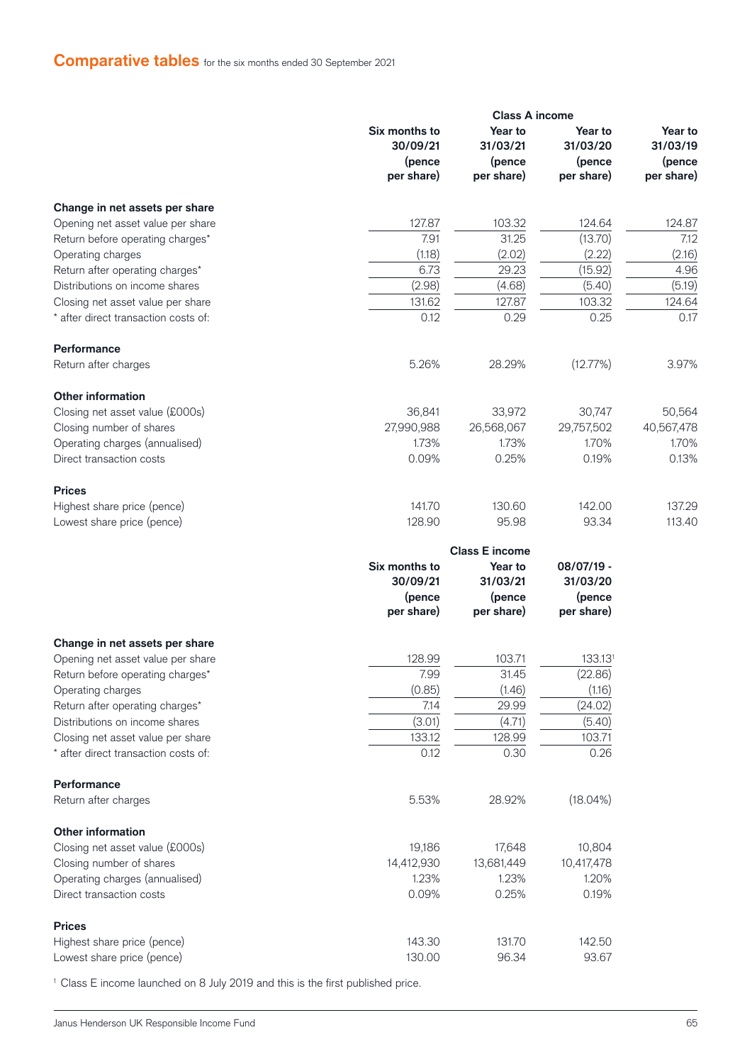## Comparative tables for the six months ended 30 September 2021

| | Class A income | | | |
|---|---|---|---|---|
| | Six months to 30/09/21 (pence per share) | Year to 31/03/21 (pence per share) | Year to 31/03/20 (pence per share) | Year to 31/03/19 (pence per share) |
| **Change in net assets per share** | | | | |
| Opening net asset value per share | 127.87 | 103.32 | 124.64 | 124.87 |
| Return before operating charges* | 7.91 | 31.25 | (13.70) | 7.12 |
| Operating charges | (1.18) | (2.02) | (2.22) | (2.16) |
| Return after operating charges* | 6.73 | 29.23 | (15.92) | 4.96 |
| Distributions on income shares | (2.98) | (4.68) | (5.40) | (5.19) |
| Closing net asset value per share | 131.62 | 127.87 | 103.32 | 124.64 |
| * after direct transaction costs of: | 0.12 | 0.29 | 0.25 | 0.17 |
| **Performance** | | | | |
| Return after charges | 5.26% | 28.29% | (12.77%) | 3.97% |
| **Other information** | | | | |
| Closing net asset value (£000s) | 36,841 | 33,972 | 30,747 | 50,564 |
| Closing number of shares | 27,990,988 | 26,568,067 | 29,757,502 | 40,567,478 |
| Operating charges (annualised) | 1.73% | 1.73% | 1.70% | 1.70% |
| Direct transaction costs | 0.09% | 0.25% | 0.19% | 0.13% |
| **Prices** | | | | |
| Highest share price (pence) | 141.70 | 130.60 | 142.00 | 137.29 |
| Lowest share price (pence) | 128.90 | 95.98 | 93.34 | 113.40 |

| | Class E income | | |
|---|---|---|---|
| | Six months to 30/09/21 (pence per share) | Year to 31/03/21 (pence per share) | 08/07/19 - 31/03/20 (pence per share) |
| **Change in net assets per share** | | | |
| Opening net asset value per share | 128.99 | 103.71 | 133.13[1] |
| Return before operating charges* | 7.99 | 31.45 | (22.86) |
| Operating charges | (0.85) | (1.46) | (1.16) |
| Return after operating charges* | 7.14 | 29.99 | (24.02) |
| Distributions on income shares | (3.01) | (4.71) | (5.40) |
| Closing net asset value per share | 133.12 | 128.99 | 103.71 |
| * after direct transaction costs of: | 0.12 | 0.30 | 0.26 |
| **Performance** | | | |
| Return after charges | 5.53% | 28.92% | (18.04%) |
| **Other information** | | | |
| Closing net asset value (£000s) | 19,186 | 17,648 | 10,804 |
| Closing number of shares | 14,412,930 | 13,681,449 | 10,417,478 |
| Operating charges (annualised) | 1.23% | 1.23% | 1.20% |
| Direct transaction costs | 0.09% | 0.25% | 0.19% |
| **Prices** | | | |
| Highest share price (pence) | 143.30 | 131.70 | 142.50 |
| Lowest share price (pence) | 130.00 | 96.34 | 93.67 |

[1] Class E income launched on 8 July 2019 and this is the first published price.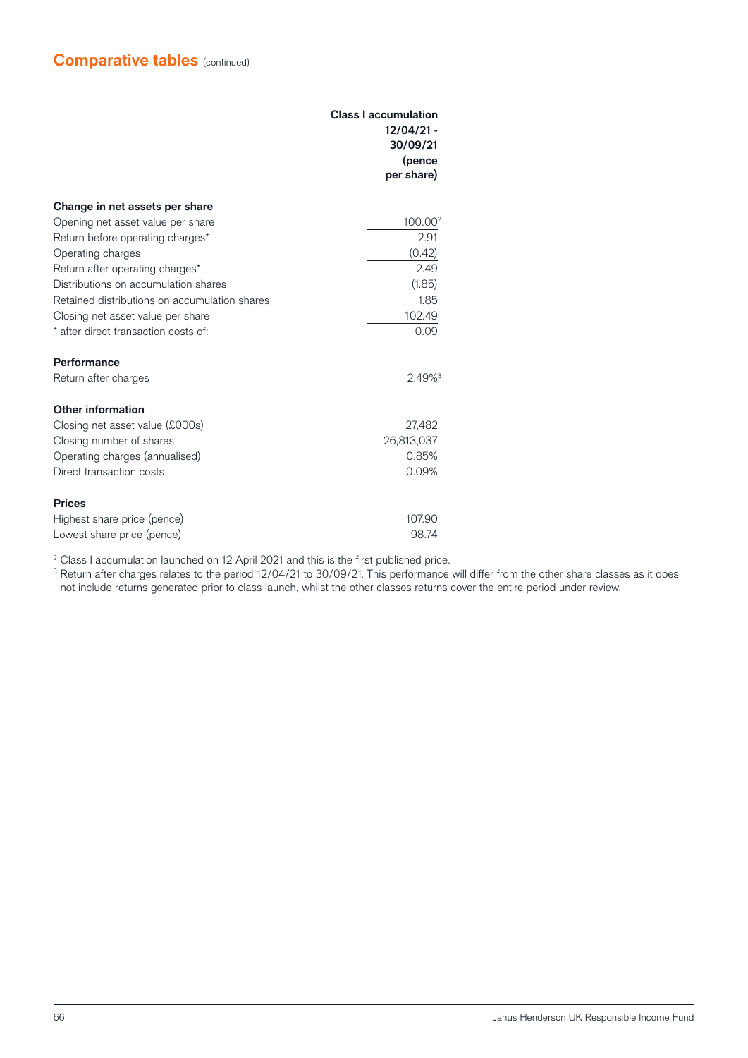## Comparative tables (continued)

| | Class I accumulation 12/04/21 - 30/09/21 (pence per share) |
|---|---|
| **Change in net assets per share** | |
| Opening net asset value per share | 100.00[2] |
| Return before operating charges* | 2.91 |
| Operating charges | (0.42) |
| Return after operating charges* | 2.49 |
| Distributions on accumulation shares | (1.85) |
| Retained distributions on accumulation shares | 1.85 |
| Closing net asset value per share | 102.49 |
| * after direct transaction costs of: | 0.09 |
| | |
| **Performance** | |
| Return after charges | 2.49%[3] |
| | |
| **Other information** | |
| Closing net asset value (£000s) | 27,482 |
| Closing number of shares | 26,813,037 |
| Operating charges (annualised) | 0.85% |
| Direct transaction costs | 0.09% |
| | |
| **Prices** | |
| Highest share price (pence) | 107.90 |
| Lowest share price (pence) | 98.74 |

[2] Class I accumulation launched on 12 April 2021 and this is the first published price.

[3] Return after charges relates to the period 12/04/21 to 30/09/21. This performance will differ from the other share classes as it does not include returns generated prior to class launch, whilst the other classes returns cover the entire period under review.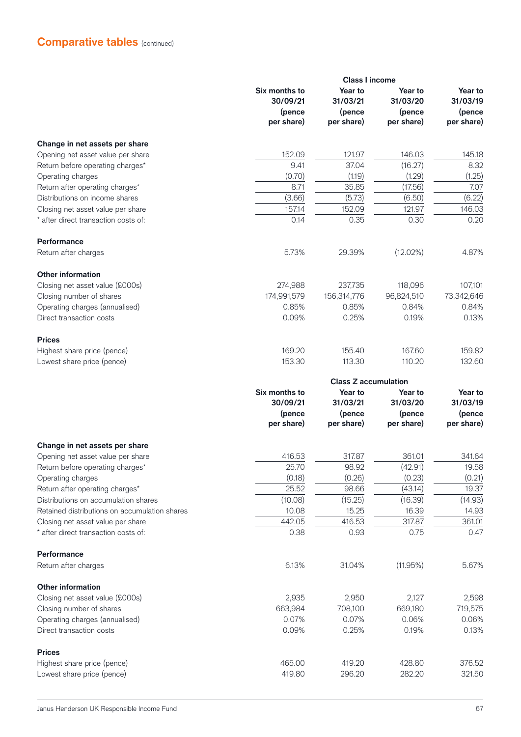## Comparative tables (continued)

| | Class I income | | | |
|---|---|---|---|---|
| | Six months to 30/09/21 (pence per share) | Year to 31/03/21 (pence per share) | Year to 31/03/20 (pence per share) | Year to 31/03/19 (pence per share) |
| **Change in net assets per share** | | | | |
| Opening net asset value per share | 152.09 | 121.97 | 146.03 | 145.18 |
| Return before operating charges* | 9.41 | 37.04 | (16.27) | 8.32 |
| Operating charges | (0.70) | (1.19) | (1.29) | (1.25) |
| Return after operating charges* | 8.71 | 35.85 | (17.56) | 7.07 |
| Distributions on income shares | (3.66) | (5.73) | (6.50) | (6.22) |
| Closing net asset value per share | 157.14 | 152.09 | 121.97 | 146.03 |
| * after direct transaction costs of: | 0.14 | 0.35 | 0.30 | 0.20 |
| **Performance** | | | | |
| Return after charges | 5.73% | 29.39% | (12.02%) | 4.87% |
| **Other information** | | | | |
| Closing net asset value (£000s) | 274,988 | 237,735 | 118,096 | 107,101 |
| Closing number of shares | 174,991,579 | 156,314,776 | 96,824,510 | 73,342,646 |
| Operating charges (annualised) | 0.85% | 0.85% | 0.84% | 0.84% |
| Direct transaction costs | 0.09% | 0.25% | 0.19% | 0.13% |
| **Prices** | | | | |
| Highest share price (pence) | 169.20 | 155.40 | 167.60 | 159.82 |
| Lowest share price (pence) | 153.30 | 113.30 | 110.20 | 132.60 |

| | Class Z accumulation | | | |
|---|---|---|---|---|
| | Six months to 30/09/21 (pence per share) | Year to 31/03/21 (pence per share) | Year to 31/03/20 (pence per share) | Year to 31/03/19 (pence per share) |
| **Change in net assets per share** | | | | |
| Opening net asset value per share | 416.53 | 317.87 | 361.01 | 341.64 |
| Return before operating charges* | 25.70 | 98.92 | (42.91) | 19.58 |
| Operating charges | (0.18) | (0.26) | (0.23) | (0.21) |
| Return after operating charges* | 25.52 | 98.66 | (43.14) | 19.37 |
| Distributions on accumulation shares | (10.08) | (15.25) | (16.39) | (14.93) |
| Retained distributions on accumulation shares | 10.08 | 15.25 | 16.39 | 14.93 |
| Closing net asset value per share | 442.05 | 416.53 | 317.87 | 361.01 |
| * after direct transaction costs of: | 0.38 | 0.93 | 0.75 | 0.47 |
| **Performance** | | | | |
| Return after charges | 6.13% | 31.04% | (11.95%) | 5.67% |
| **Other information** | | | | |
| Closing net asset value (£000s) | 2,935 | 2,950 | 2,127 | 2,598 |
| Closing number of shares | 663,984 | 708,100 | 669,180 | 719,575 |
| Operating charges (annualised) | 0.07% | 0.07% | 0.06% | 0.06% |
| Direct transaction costs | 0.09% | 0.25% | 0.19% | 0.13% |
| **Prices** | | | | |
| Highest share price (pence) | 465.00 | 419.20 | 428.80 | 376.52 |
| Lowest share price (pence) | 419.80 | 296.20 | 282.20 | 321.50 |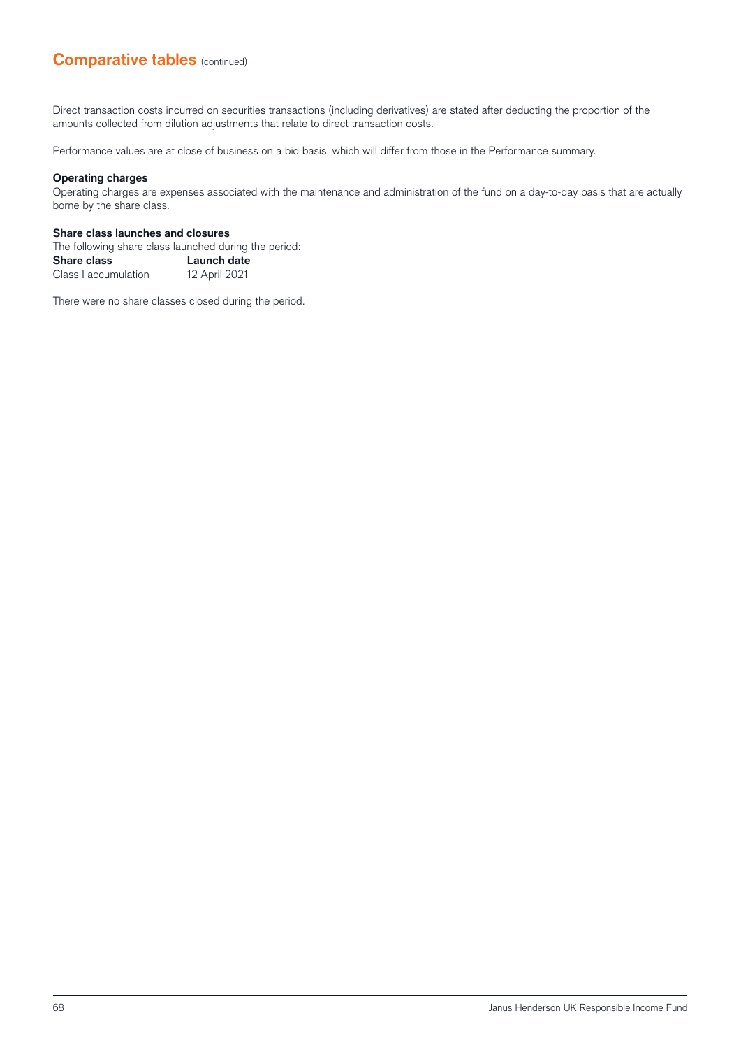## Comparative tables (continued)

Direct transaction costs incurred on securities transactions (including derivatives) are stated after deducting the proportion of the amounts collected from dilution adjustments that relate to direct transaction costs.

Performance values are at close of business on a bid basis, which will differ from those in the Performance summary.

**Operating charges**
Operating charges are expenses associated with the maintenance and administration of the fund on a day-to-day basis that are actually borne by the share class.

**Share class launches and closures**
The following share class launched during the period:

| Share class | Launch date |
|---|---|
| Class I accumulation | 12 April 2021 |

There were no share classes closed during the period.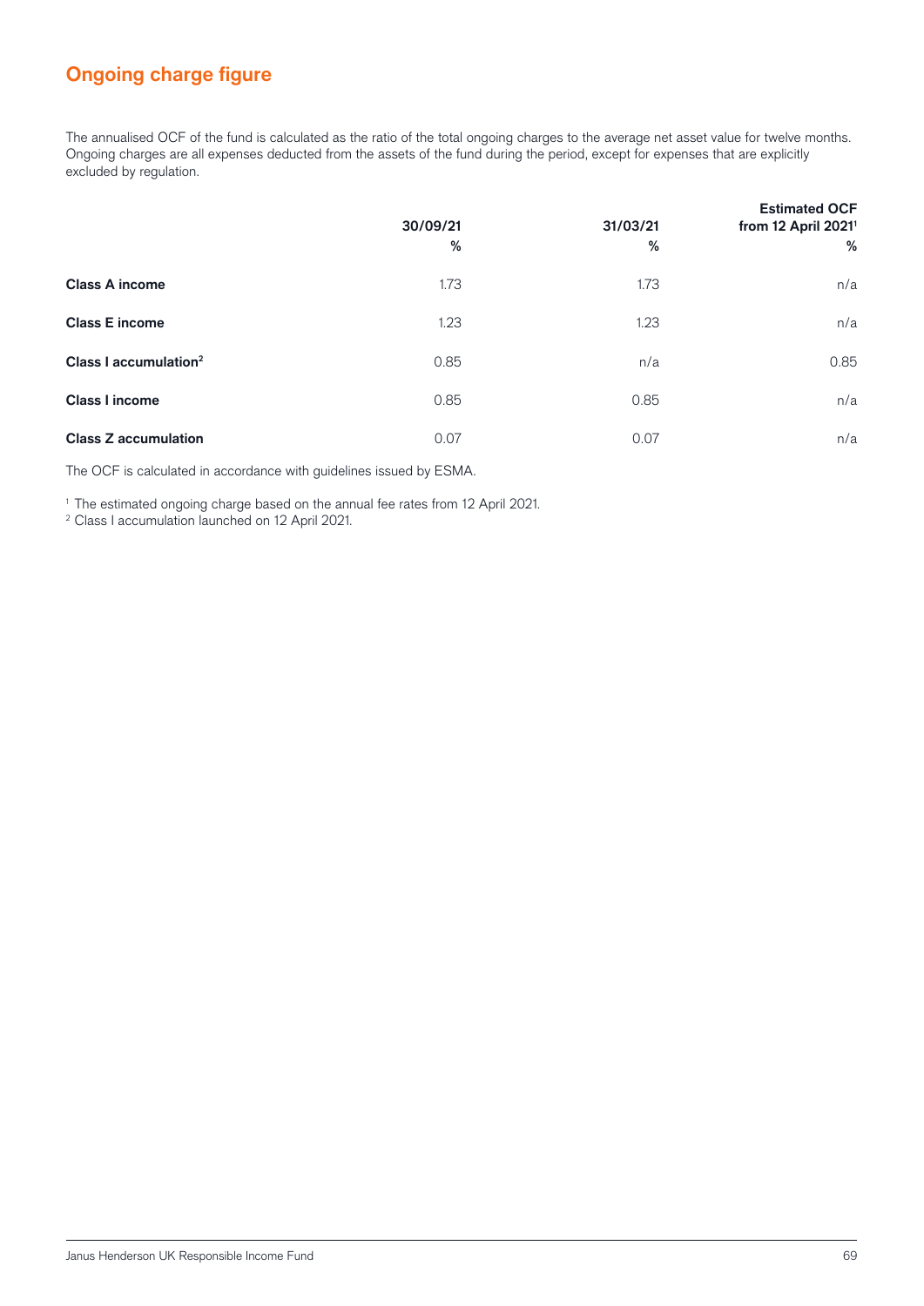## Ongoing charge figure

The annualised OCF of the fund is calculated as the ratio of the total ongoing charges to the average net asset value for twelve months. Ongoing charges are all expenses deducted from the assets of the fund during the period, except for expenses that are explicitly excluded by regulation.

| | 30/09/21<br>% | 31/03/21<br>% | Estimated OCF from 12 April 2021[1]<br>% |
|---|---|---|---|
| **Class A income** | 1.73 | 1.73 | n/a |
| **Class E income** | 1.23 | 1.23 | n/a |
| **Class I accumulation[2]** | 0.85 | n/a | 0.85 |
| **Class I income** | 0.85 | 0.85 | n/a |
| **Class Z accumulation** | 0.07 | 0.07 | n/a |

The OCF is calculated in accordance with guidelines issued by ESMA.

[1] The estimated ongoing charge based on the annual fee rates from 12 April 2021.
[2] Class I accumulation launched on 12 April 2021.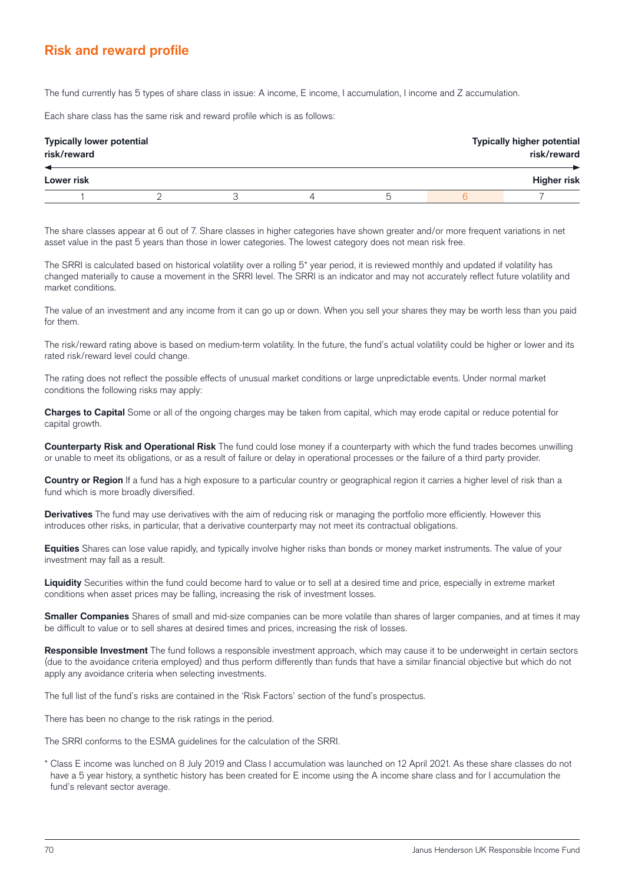## Risk and reward profile

The fund currently has 5 types of share class in issue: A income, E income, I accumulation, I income and Z accumulation.

Each share class has the same risk and reward profile which is as follows:

| **Typically lower potential risk/reward** | | | | | | **Typically higher potential risk/reward** |
|---|---|---|---|---|---|---|
| **Lower risk** | | | | | | **Higher risk** |
| 1 | 2 | 3 | 4 | 5 | 6 | 7 |

The share classes appear at 6 out of 7. Share classes in higher categories have shown greater and/or more frequent variations in net asset value in the past 5 years than those in lower categories. The lowest category does not mean risk free.

The SRRI is calculated based on historical volatility over a rolling 5* year period, it is reviewed monthly and updated if volatility has changed materially to cause a movement in the SRRI level. The SRRI is an indicator and may not accurately reflect future volatility and market conditions.

The value of an investment and any income from it can go up or down. When you sell your shares they may be worth less than you paid for them.

The risk/reward rating above is based on medium-term volatility. In the future, the fund's actual volatility could be higher or lower and its rated risk/reward level could change.

The rating does not reflect the possible effects of unusual market conditions or large unpredictable events. Under normal market conditions the following risks may apply:

**Charges to Capital** Some or all of the ongoing charges may be taken from capital, which may erode capital or reduce potential for capital growth.

**Counterparty Risk and Operational Risk** The fund could lose money if a counterparty with which the fund trades becomes unwilling or unable to meet its obligations, or as a result of failure or delay in operational processes or the failure of a third party provider.

**Country or Region** If a fund has a high exposure to a particular country or geographical region it carries a higher level of risk than a fund which is more broadly diversified.

**Derivatives** The fund may use derivatives with the aim of reducing risk or managing the portfolio more efficiently. However this introduces other risks, in particular, that a derivative counterparty may not meet its contractual obligations.

**Equities** Shares can lose value rapidly, and typically involve higher risks than bonds or money market instruments. The value of your investment may fall as a result.

**Liquidity** Securities within the fund could become hard to value or to sell at a desired time and price, especially in extreme market conditions when asset prices may be falling, increasing the risk of investment losses.

**Smaller Companies** Shares of small and mid-size companies can be more volatile than shares of larger companies, and at times it may be difficult to value or to sell shares at desired times and prices, increasing the risk of losses.

**Responsible Investment** The fund follows a responsible investment approach, which may cause it to be underweight in certain sectors (due to the avoidance criteria employed) and thus perform differently than funds that have a similar financial objective but which do not apply any avoidance criteria when selecting investments.

The full list of the fund's risks are contained in the 'Risk Factors' section of the fund's prospectus.

There has been no change to the risk ratings in the period.

The SRRI conforms to the ESMA guidelines for the calculation of the SRRI.

\* Class E income was lunched on 8 July 2019 and Class I accumulation was launched on 12 April 2021. As these share classes do not have a 5 year history, a synthetic history has been created for E income using the A income share class and for I accumulation the fund's relevant sector average.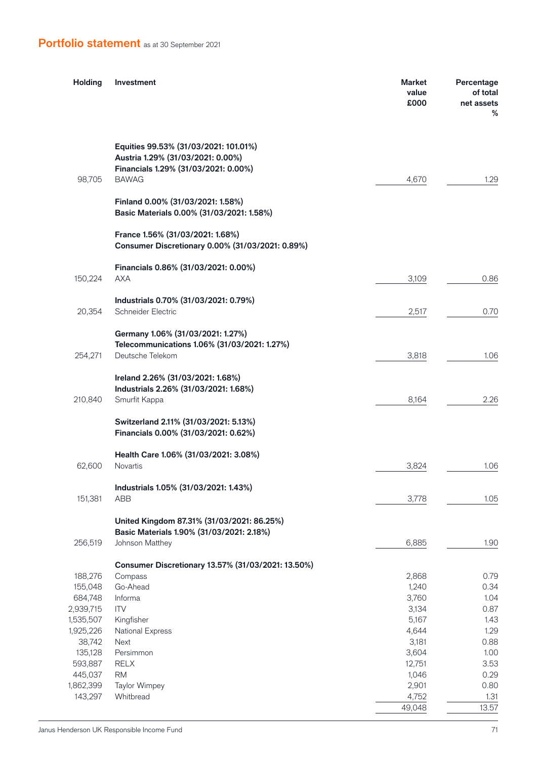## Portfolio statement as at 30 September 2021

| Holding | Investment | Market value £000 | Percentage of total net assets % |
|---|---|---|---|
| | **Equities 99.53% (31/03/2021: 101.01%)** | | |
| | **Austria 1.29% (31/03/2021: 0.00%)** | | |
| | **Financials 1.29% (31/03/2021: 0.00%)** | | |
| 98,705 | BAWAG | 4,670 | 1.29 |
| | | | |
| | **Finland 0.00% (31/03/2021: 1.58%)** | | |
| | **Basic Materials 0.00% (31/03/2021: 1.58%)** | | |
| | | | |
| | **France 1.56% (31/03/2021: 1.68%)** | | |
| | **Consumer Discretionary 0.00% (31/03/2021: 0.89%)** | | |
| | | | |
| | **Financials 0.86% (31/03/2021: 0.00%)** | | |
| 150,224 | AXA | 3,109 | 0.86 |
| | | | |
| | **Industrials 0.70% (31/03/2021: 0.79%)** | | |
| 20,354 | Schneider Electric | 2,517 | 0.70 |
| | | | |
| | **Germany 1.06% (31/03/2021: 1.27%)** | | |
| | **Telecommunications 1.06% (31/03/2021: 1.27%)** | | |
| 254,271 | Deutsche Telekom | 3,818 | 1.06 |
| | | | |
| | **Ireland 2.26% (31/03/2021: 1.68%)** | | |
| | **Industrials 2.26% (31/03/2021: 1.68%)** | | |
| 210,840 | Smurfit Kappa | 8,164 | 2.26 |
| | | | |
| | **Switzerland 2.11% (31/03/2021: 5.13%)** | | |
| | **Financials 0.00% (31/03/2021: 0.62%)** | | |
| | | | |
| | **Health Care 1.06% (31/03/2021: 3.08%)** | | |
| 62,600 | Novartis | 3,824 | 1.06 |
| | | | |
| | **Industrials 1.05% (31/03/2021: 1.43%)** | | |
| 151,381 | ABB | 3,778 | 1.05 |
| | | | |
| | **United Kingdom 87.31% (31/03/2021: 86.25%)** | | |
| | **Basic Materials 1.90% (31/03/2021: 2.18%)** | | |
| 256,519 | Johnson Matthey | 6,885 | 1.90 |
| | | | |
| | **Consumer Discretionary 13.57% (31/03/2021: 13.50%)** | | |
| 188,276 | Compass | 2,868 | 0.79 |
| 155,048 | Go-Ahead | 1,240 | 0.34 |
| 684,748 | Informa | 3,760 | 1.04 |
| 2,939,715 | ITV | 3,134 | 0.87 |
| 1,535,507 | Kingfisher | 5,167 | 1.43 |
| 1,925,226 | National Express | 4,644 | 1.29 |
| 38,742 | Next | 3,181 | 0.88 |
| 135,128 | Persimmon | 3,604 | 1.00 |
| 593,887 | RELX | 12,751 | 3.53 |
| 445,037 | RM | 1,046 | 0.29 |
| 1,862,399 | Taylor Wimpey | 2,901 | 0.80 |
| 143,297 | Whitbread | 4,752 | 1.31 |
| | | 49,048 | 13.57 |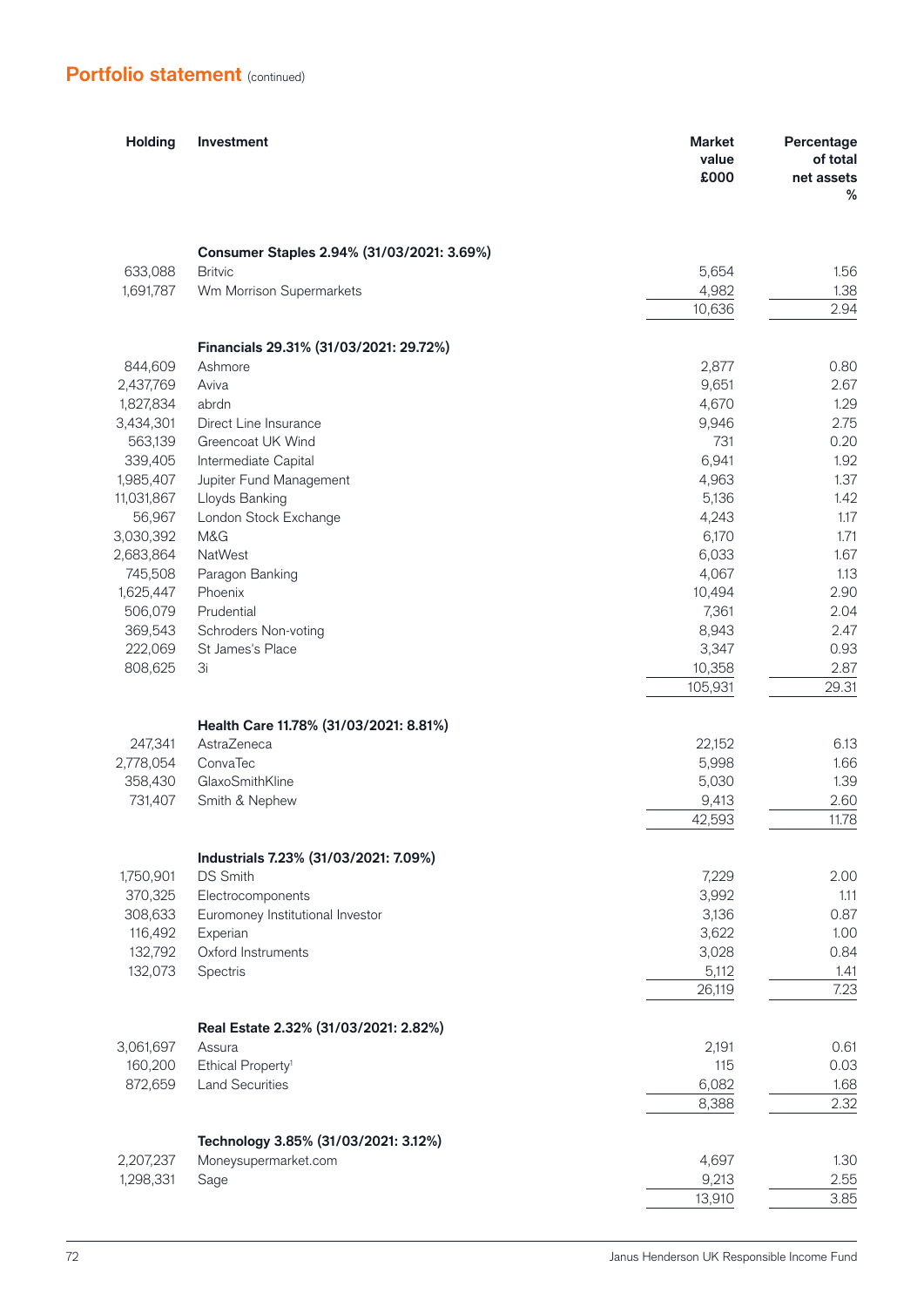## Portfolio statement (continued)

| Holding | Investment | Market value £000 | Percentage of total net assets % |
|---|---|---|---|
| | **Consumer Staples 2.94% (31/03/2021: 3.69%)** | | |
| 633,088 | Britvic | 5,654 | 1.56 |
| 1,691,787 | Wm Morrison Supermarkets | 4,982 | 1.38 |
| | | 10,636 | 2.94 |
| | **Financials 29.31% (31/03/2021: 29.72%)** | | |
| 844,609 | Ashmore | 2,877 | 0.80 |
| 2,437,769 | Aviva | 9,651 | 2.67 |
| 1,827,834 | abrdn | 4,670 | 1.29 |
| 3,434,301 | Direct Line Insurance | 9,946 | 2.75 |
| 563,139 | Greencoat UK Wind | 731 | 0.20 |
| 339,405 | Intermediate Capital | 6,941 | 1.92 |
| 1,985,407 | Jupiter Fund Management | 4,963 | 1.37 |
| 11,031,867 | Lloyds Banking | 5,136 | 1.42 |
| 56,967 | London Stock Exchange | 4,243 | 1.17 |
| 3,030,392 | M&G | 6,170 | 1.71 |
| 2,683,864 | NatWest | 6,033 | 1.67 |
| 745,508 | Paragon Banking | 4,067 | 1.13 |
| 1,625,447 | Phoenix | 10,494 | 2.90 |
| 506,079 | Prudential | 7,361 | 2.04 |
| 369,543 | Schroders Non-voting | 8,943 | 2.47 |
| 222,069 | St James's Place | 3,347 | 0.93 |
| 808,625 | 3i | 10,358 | 2.87 |
| | | 105,931 | 29.31 |
| | **Health Care 11.78% (31/03/2021: 8.81%)** | | |
| 247,341 | AstraZeneca | 22,152 | 6.13 |
| 2,778,054 | ConvaTec | 5,998 | 1.66 |
| 358,430 | GlaxoSmithKline | 5,030 | 1.39 |
| 731,407 | Smith & Nephew | 9,413 | 2.60 |
| | | 42,593 | 11.78 |
| | **Industrials 7.23% (31/03/2021: 7.09%)** | | |
| 1,750,901 | DS Smith | 7,229 | 2.00 |
| 370,325 | Electrocomponents | 3,992 | 1.11 |
| 308,633 | Euromoney Institutional Investor | 3,136 | 0.87 |
| 116,492 | Experian | 3,622 | 1.00 |
| 132,792 | Oxford Instruments | 3,028 | 0.84 |
| 132,073 | Spectris | 5,112 | 1.41 |
| | | 26,119 | 7.23 |
| | **Real Estate 2.32% (31/03/2021: 2.82%)** | | |
| 3,061,697 | Assura | 2,191 | 0.61 |
| 160,200 | Ethical Property[1] | 115 | 0.03 |
| 872,659 | Land Securities | 6,082 | 1.68 |
| | | 8,388 | 2.32 |
| | **Technology 3.85% (31/03/2021: 3.12%)** | | |
| 2,207,237 | Moneysupermarket.com | 4,697 | 1.30 |
| 1,298,331 | Sage | 9,213 | 2.55 |
| | | 13,910 | 3.85 |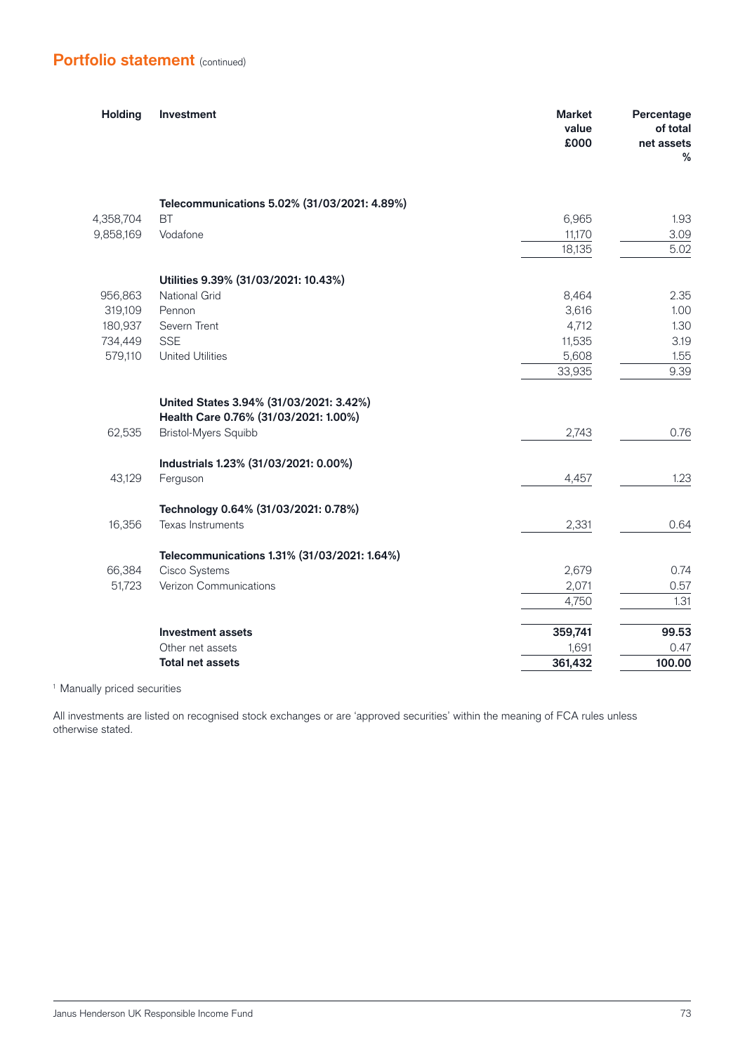## Portfolio statement (continued)

| Holding | Investment | Market value £000 | Percentage of total net assets % |
|---|---|---|---|
| | **Telecommunications 5.02% (31/03/2021: 4.89%)** | | |
| 4,358,704 | BT | 6,965 | 1.93 |
| 9,858,169 | Vodafone | 11,170 | 3.09 |
| | | 18,135 | 5.02 |
| | **Utilities 9.39% (31/03/2021: 10.43%)** | | |
| 956,863 | National Grid | 8,464 | 2.35 |
| 319,109 | Pennon | 3,616 | 1.00 |
| 180,937 | Severn Trent | 4,712 | 1.30 |
| 734,449 | SSE | 11,535 | 3.19 |
| 579,110 | United Utilities | 5,608 | 1.55 |
| | | 33,935 | 9.39 |
| | **United States 3.94% (31/03/2021: 3.42%)** | | |
| | **Health Care 0.76% (31/03/2021: 1.00%)** | | |
| 62,535 | Bristol-Myers Squibb | 2,743 | 0.76 |
| | **Industrials 1.23% (31/03/2021: 0.00%)** | | |
| 43,129 | Ferguson | 4,457 | 1.23 |
| | **Technology 0.64% (31/03/2021: 0.78%)** | | |
| 16,356 | Texas Instruments | 2,331 | 0.64 |
| | **Telecommunications 1.31% (31/03/2021: 1.64%)** | | |
| 66,384 | Cisco Systems | 2,679 | 0.74 |
| 51,723 | Verizon Communications | 2,071 | 0.57 |
| | | 4,750 | 1.31 |
| | **Investment assets** | **359,741** | **99.53** |
| | Other net assets | 1,691 | 0.47 |
| | **Total net assets** | **361,432** | **100.00** |

[1] Manually priced securities

All investments are listed on recognised stock exchanges or are 'approved securities' within the meaning of FCA rules unless otherwise stated.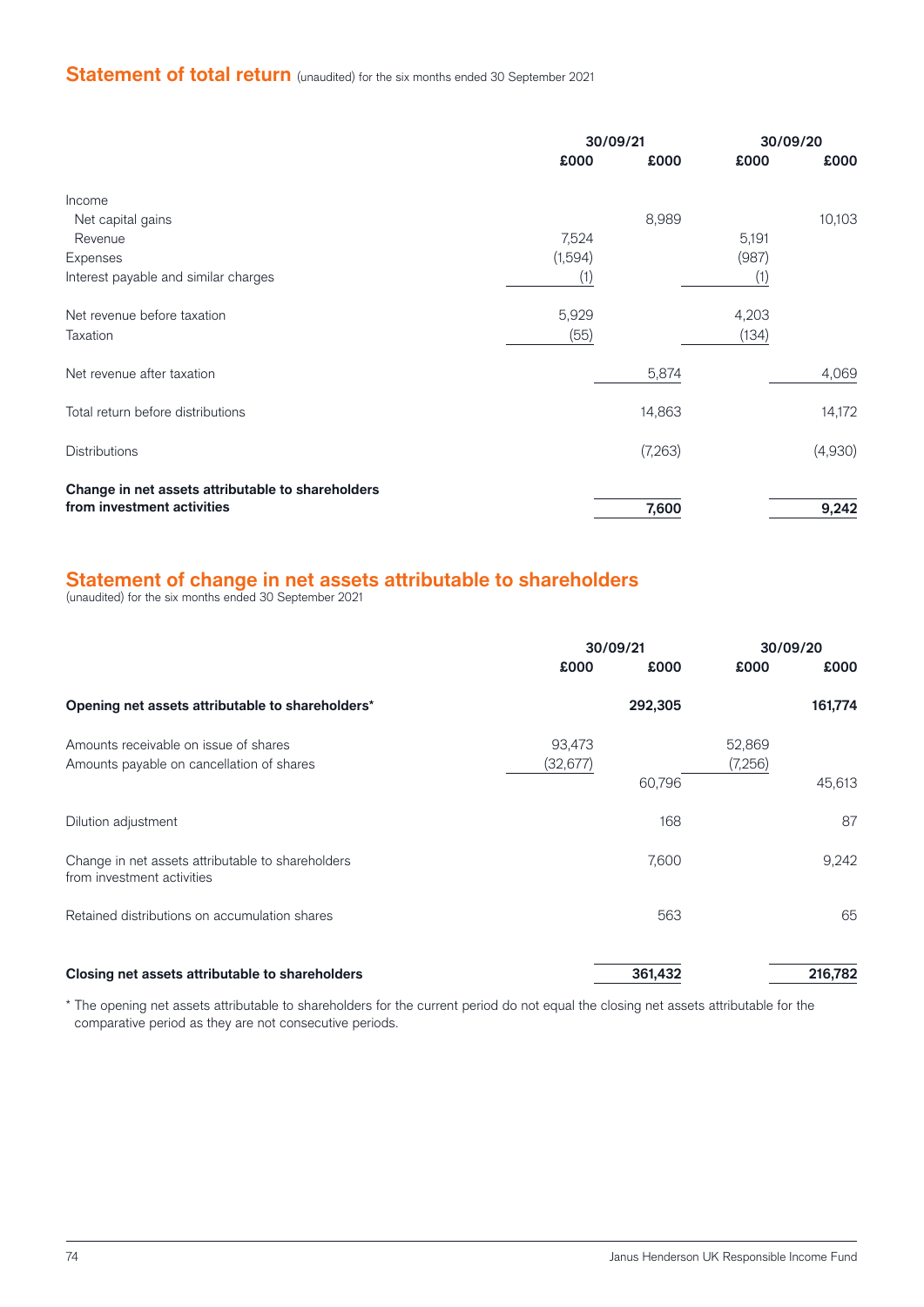## Statement of total return (unaudited) for the six months ended 30 September 2021

| | 30/09/21 | | 30/09/20 | |
|---|---|---|---|---|
| | £000 | £000 | £000 | £000 |
| Income | | | | |
| Net capital gains | | 8,989 | | 10,103 |
| Revenue | 7,524 | | 5,191 | |
| Expenses | (1,594) | | (987) | |
| Interest payable and similar charges | (1) | | (1) | |
| Net revenue before taxation | 5,929 | | 4,203 | |
| Taxation | (55) | | (134) | |
| Net revenue after taxation | | 5,874 | | 4,069 |
| Total return before distributions | | 14,863 | | 14,172 |
| Distributions | | (7,263) | | (4,930) |
| **Change in net assets attributable to shareholders from investment activities** | | **7,600** | | **9,242** |

## Statement of change in net assets attributable to shareholders

(unaudited) for the six months ended 30 September 2021

| | 30/09/21 | | 30/09/20 | |
|---|---|---|---|---|
| | £000 | £000 | £000 | £000 |
| **Opening net assets attributable to shareholders*** | | **292,305** | | **161,774** |
| Amounts receivable on issue of shares | 93,473 | | 52,869 | |
| Amounts payable on cancellation of shares | (32,677) | | (7,256) | |
| | | 60,796 | | 45,613 |
| Dilution adjustment | | 168 | | 87 |
| Change in net assets attributable to shareholders from investment activities | | 7,600 | | 9,242 |
| Retained distributions on accumulation shares | | 563 | | 65 |
| **Closing net assets attributable to shareholders** | | **361,432** | | **216,782** |

* The opening net assets attributable to shareholders for the current period do not equal the closing net assets attributable for the comparative period as they are not consecutive periods.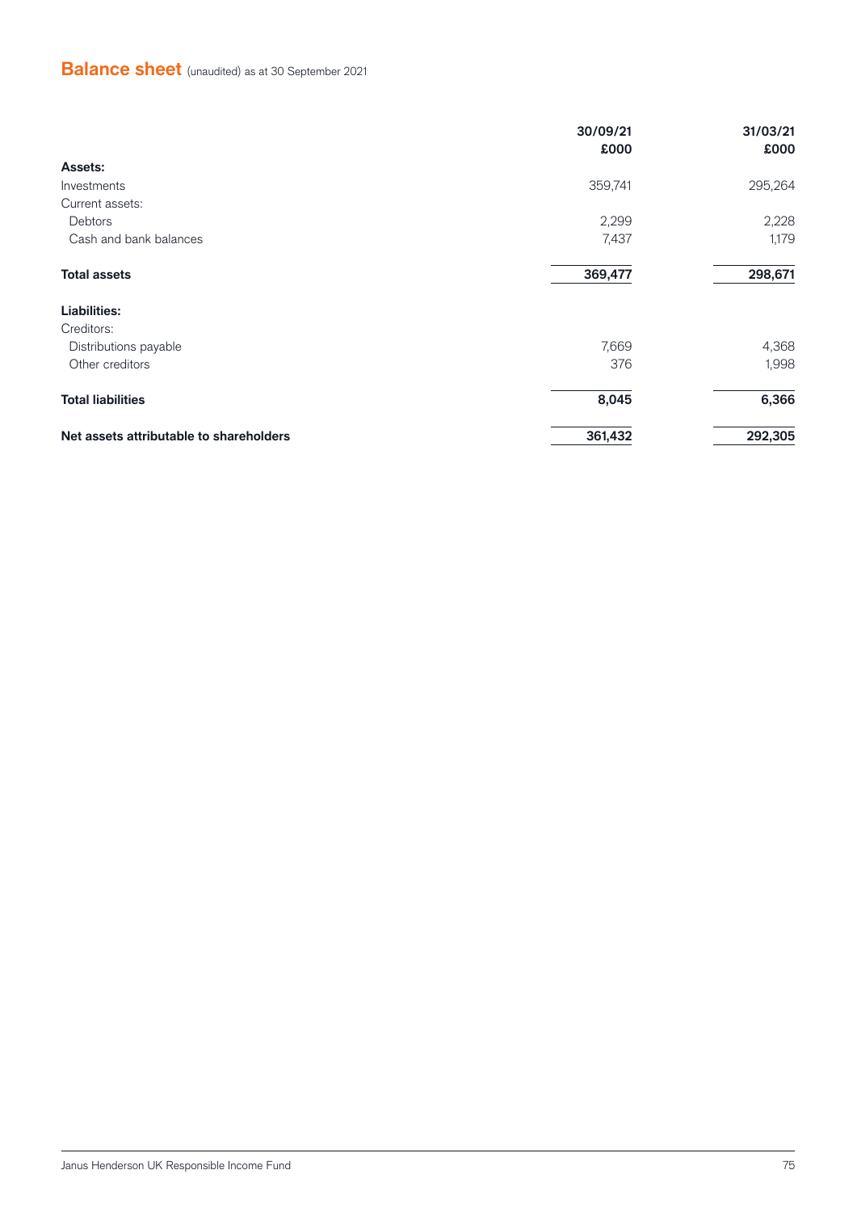## Balance sheet (unaudited) as at 30 September 2021

| | 30/09/21<br>£000 | 31/03/21<br>£000 |
|---|---|---|
| **Assets:** | | |
| Investments | 359,741 | 295,264 |
| Current assets: | | |
| Debtors | 2,299 | 2,228 |
| Cash and bank balances | 7,437 | 1,179 |
| **Total assets** | **369,477** | **298,671** |
| **Liabilities:** | | |
| Creditors: | | |
| Distributions payable | 7,669 | 4,368 |
| Other creditors | 376 | 1,998 |
| **Total liabilities** | **8,045** | **6,366** |
| **Net assets attributable to shareholders** | **361,432** | **292,305** |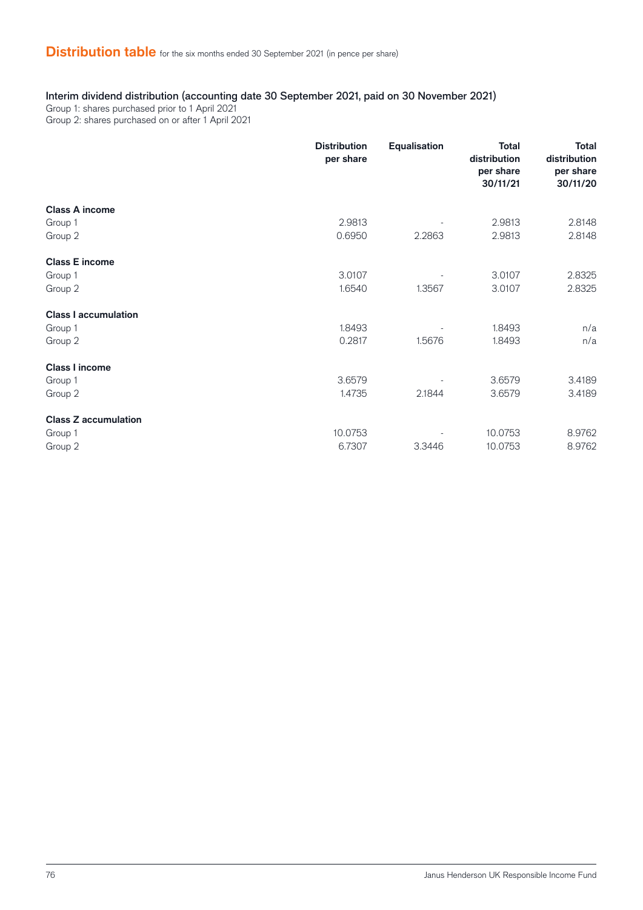# Distribution table for the six months ended 30 September 2021 (in pence per share)

Interim dividend distribution (accounting date 30 September 2021, paid on 30 November 2021)
Group 1: shares purchased prior to 1 April 2021
Group 2: shares purchased on or after 1 April 2021

| | Distribution per share | Equalisation | Total distribution per share 30/11/21 | Total distribution per share 30/11/20 |
|---|---|---|---|---|
| **Class A income** | | | | |
| Group 1 | 2.9813 | - | 2.9813 | 2.8148 |
| Group 2 | 0.6950 | 2.2863 | 2.9813 | 2.8148 |
| **Class E income** | | | | |
| Group 1 | 3.0107 | - | 3.0107 | 2.8325 |
| Group 2 | 1.6540 | 1.3567 | 3.0107 | 2.8325 |
| **Class I accumulation** | | | | |
| Group 1 | 1.8493 | - | 1.8493 | n/a |
| Group 2 | 0.2817 | 1.5676 | 1.8493 | n/a |
| **Class I income** | | | | |
| Group 1 | 3.6579 | - | 3.6579 | 3.4189 |
| Group 2 | 1.4735 | 2.1844 | 3.6579 | 3.4189 |
| **Class Z accumulation** | | | | |
| Group 1 | 10.0753 | - | 10.0753 | 8.9762 |
| Group 2 | 6.7307 | 3.3446 | 10.0753 | 8.9762 |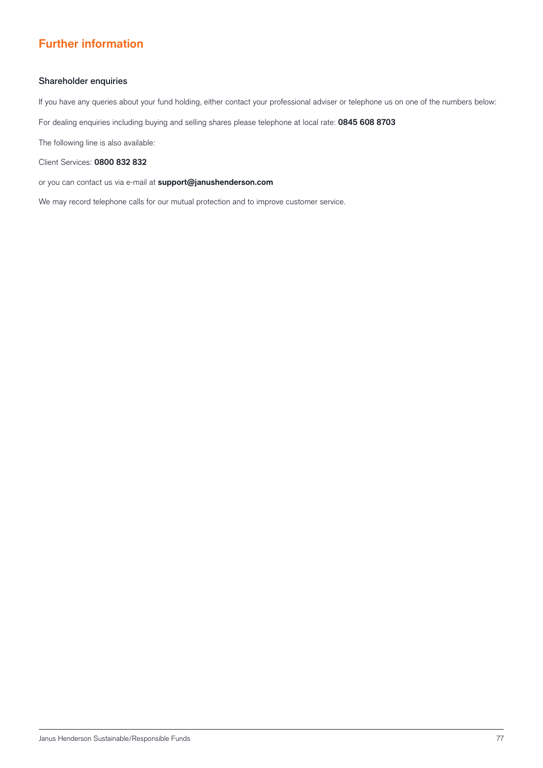# Further information

## Shareholder enquiries

If you have any queries about your fund holding, either contact your professional adviser or telephone us on one of the numbers below:

For dealing enquiries including buying and selling shares please telephone at local rate: **0845 608 8703**

The following line is also available:

Client Services: **0800 832 832**

or you can contact us via e-mail at **support@janushenderson.com**

We may record telephone calls for our mutual protection and to improve customer service.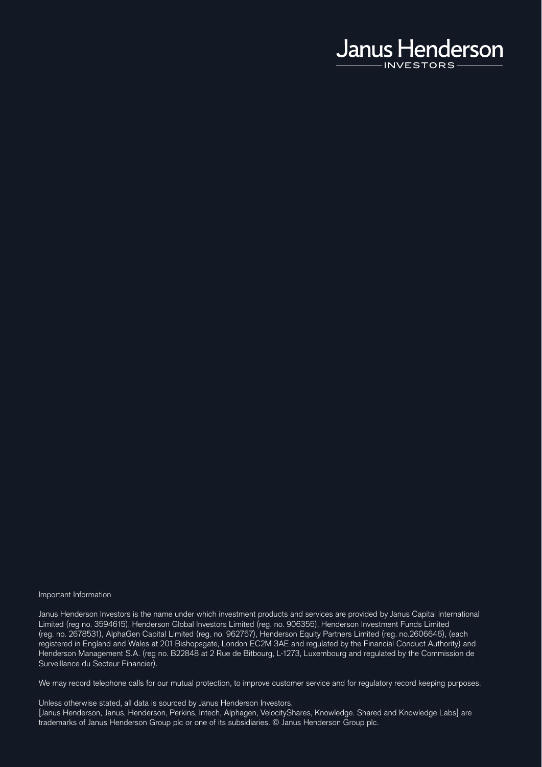Janus Henderson
INVESTORS

Important Information

Janus Henderson Investors is the name under which investment products and services are provided by Janus Capital International Limited (reg no. 3594615), Henderson Global Investors Limited (reg. no. 906355), Henderson Investment Funds Limited (reg. no. 2678531), AlphaGen Capital Limited (reg. no. 962757), Henderson Equity Partners Limited (reg. no.2606646), (each registered in England and Wales at 201 Bishopsgate, London EC2M 3AE and regulated by the Financial Conduct Authority) and Henderson Management S.A. (reg no. B22848 at 2 Rue de Bitbourg, L-1273, Luxembourg and regulated by the Commission de Surveillance du Secteur Financier).

We may record telephone calls for our mutual protection, to improve customer service and for regulatory record keeping purposes.

Unless otherwise stated, all data is sourced by Janus Henderson Investors.
[Janus Henderson, Janus, Henderson, Perkins, Intech, Alphagen, VelocityShares, Knowledge. Shared and Knowledge Labs] are trademarks of Janus Henderson Group plc or one of its subsidiaries. © Janus Henderson Group plc.